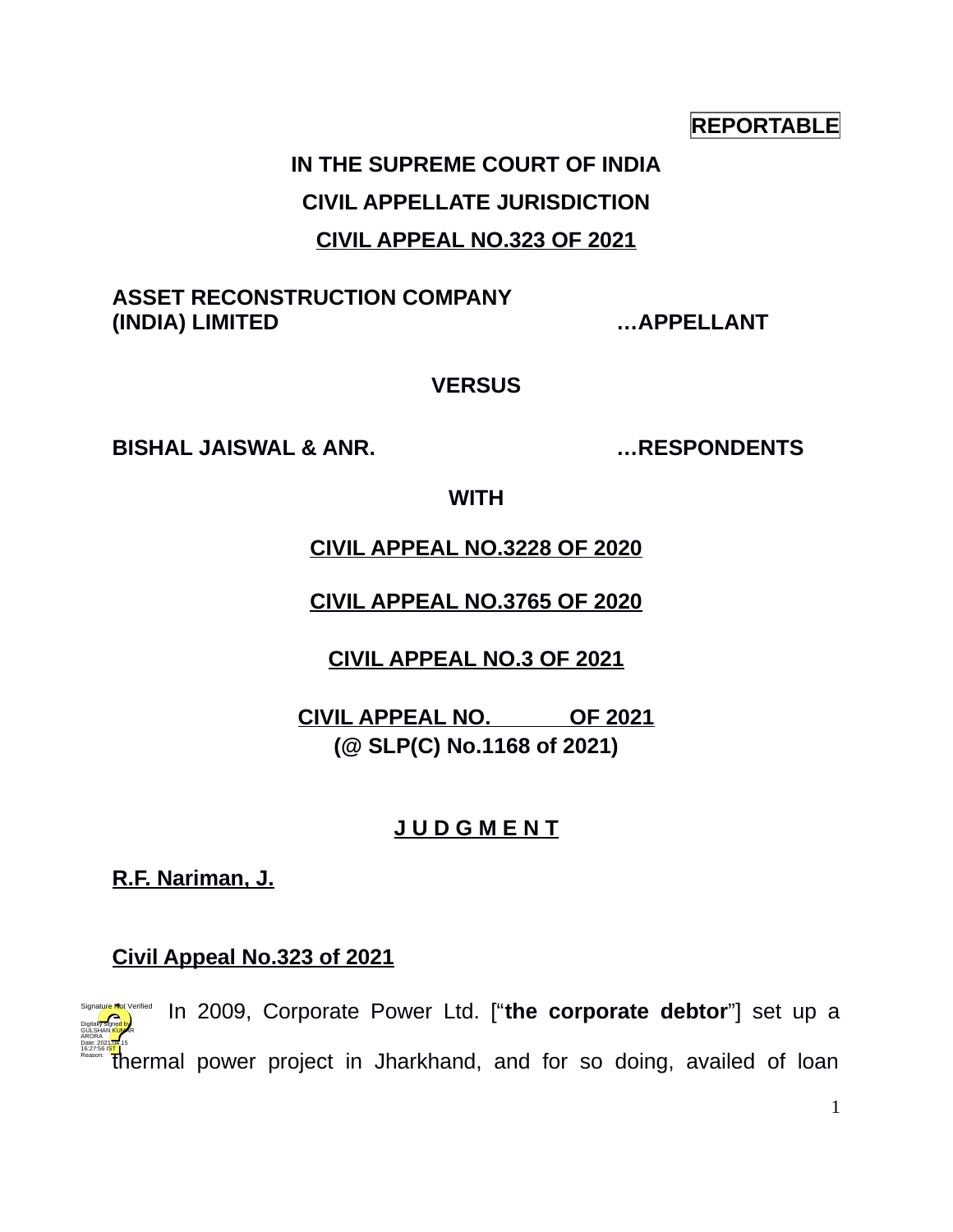**REPORTABLE**

**IN THE SUPREME COURT OF INDIA**

**CIVIL APPELLATE JURISDICTION**

**CIVIL APPEAL NO.323 OF 2021**

**ASSET RECONSTRUCTION COMPANY (INDIA) LIMITED …APPELLANT**

**VERSUS**

**BISHAL JAISWAL & ANR. …RESPONDENTS**

**WITH**

**CIVIL APPEAL NO.3228 OF 2020**

**CIVIL APPEAL NO.3765 OF 2020**

**CIVIL APPEAL NO.3 OF 2021**

**CIVIL APPEAL NO. OF 2021**
**(@ SLP(C) No.1168 of 2021)**

**J U D G M E N T**

**R.F. Nariman, J.**

**Civil Appeal No.323 of 2021**

In 2009, Corporate Power Ltd. ["**the corporate debtor**"] set up a thermal power project in Jharkhand, and for so doing, availed of loan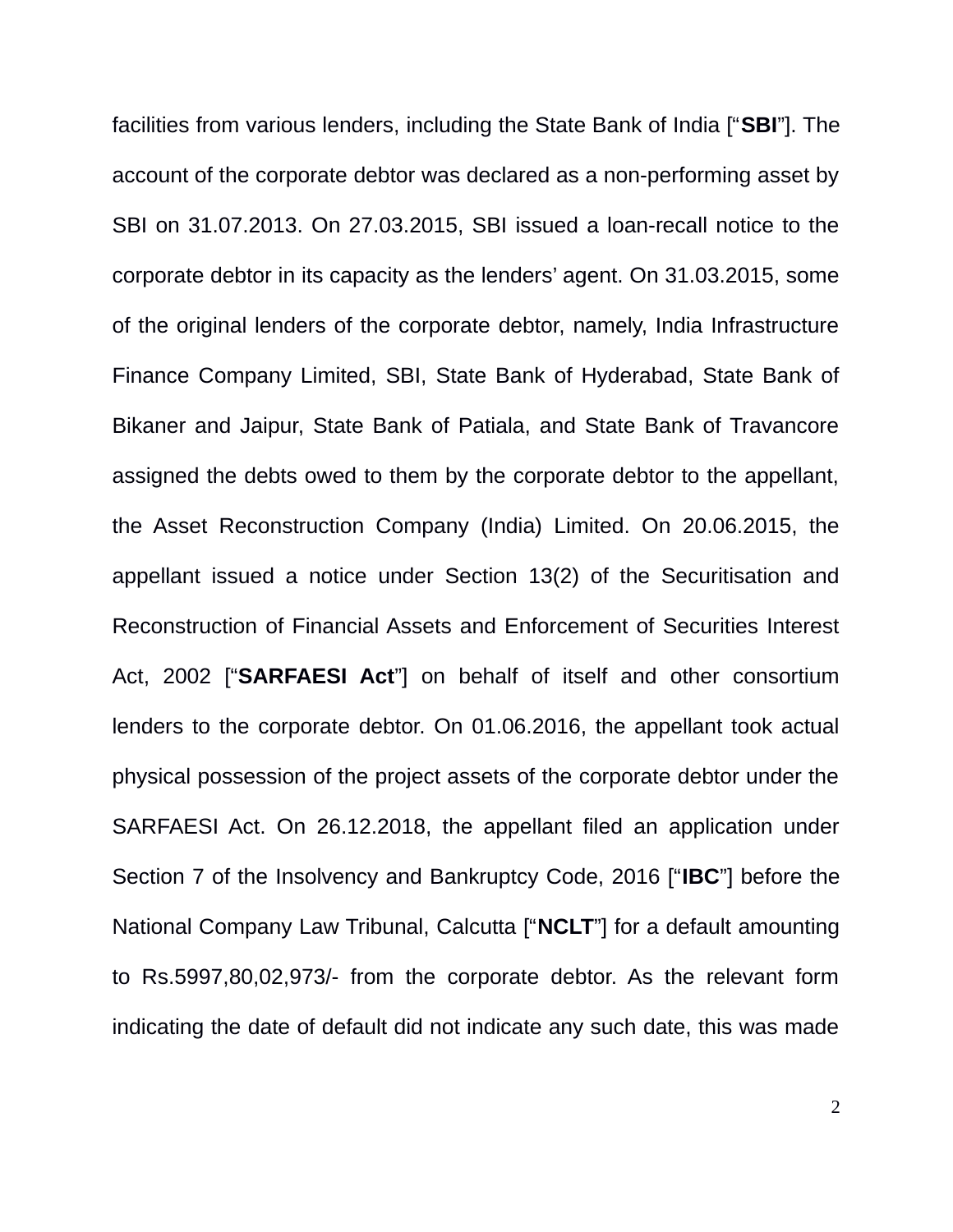facilities from various lenders, including the State Bank of India [“**SBI**”]. The account of the corporate debtor was declared as a non-performing asset by SBI on 31.07.2013. On 27.03.2015, SBI issued a loan-recall notice to the corporate debtor in its capacity as the lenders’ agent. On 31.03.2015, some of the original lenders of the corporate debtor, namely, India Infrastructure Finance Company Limited, SBI, State Bank of Hyderabad, State Bank of Bikaner and Jaipur, State Bank of Patiala, and State Bank of Travancore assigned the debts owed to them by the corporate debtor to the appellant, the Asset Reconstruction Company (India) Limited. On 20.06.2015, the appellant issued a notice under Section 13(2) of the Securitisation and Reconstruction of Financial Assets and Enforcement of Securities Interest Act, 2002 [“**SARFAESI Act**”] on behalf of itself and other consortium lenders to the corporate debtor. On 01.06.2016, the appellant took actual physical possession of the project assets of the corporate debtor under the SARFAESI Act. On 26.12.2018, the appellant filed an application under Section 7 of the Insolvency and Bankruptcy Code, 2016 [“**IBC**”] before the National Company Law Tribunal, Calcutta [“**NCLT**”] for a default amounting to Rs.5997,80,02,973/- from the corporate debtor. As the relevant form indicating the date of default did not indicate any such date, this was made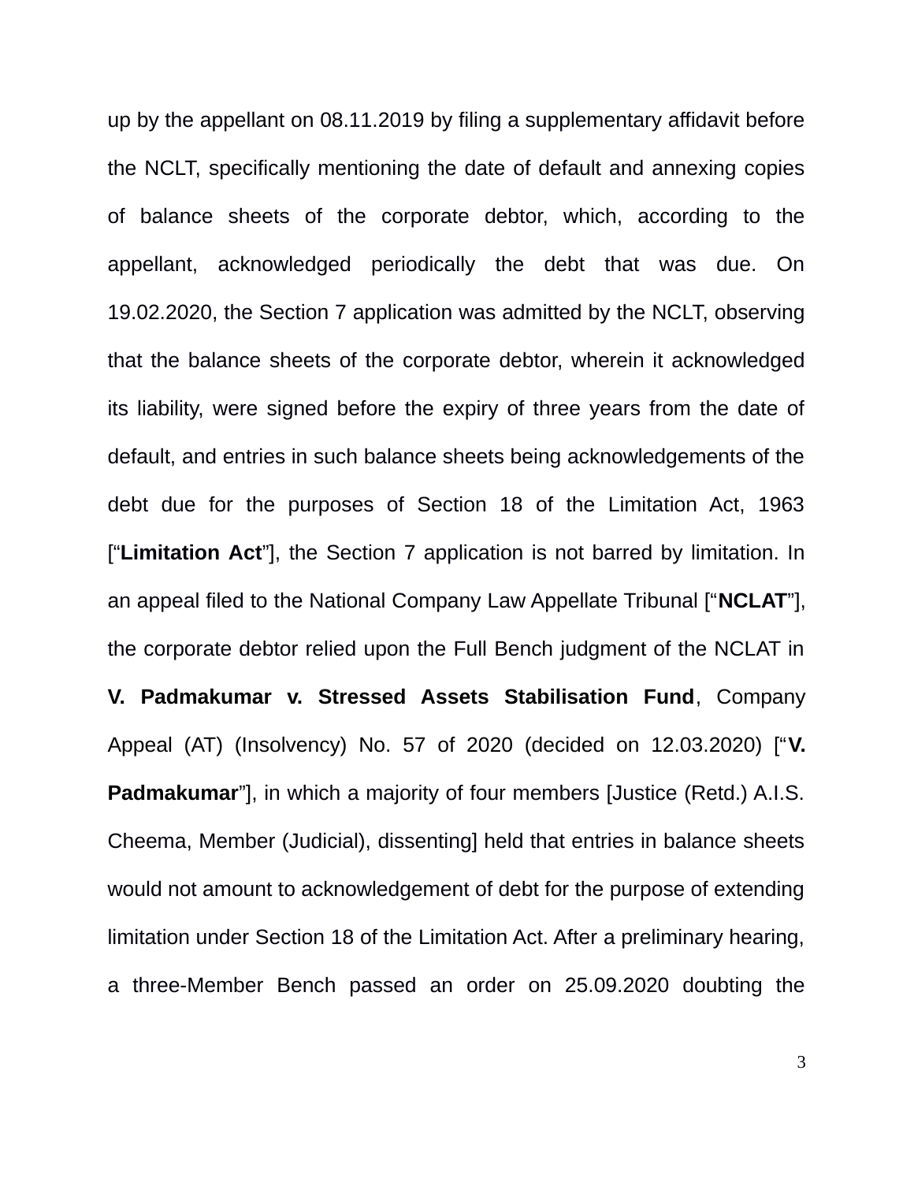up by the appellant on 08.11.2019 by filing a supplementary affidavit before the NCLT, specifically mentioning the date of default and annexing copies of balance sheets of the corporate debtor, which, according to the appellant, acknowledged periodically the debt that was due. On 19.02.2020, the Section 7 application was admitted by the NCLT, observing that the balance sheets of the corporate debtor, wherein it acknowledged its liability, were signed before the expiry of three years from the date of default, and entries in such balance sheets being acknowledgements of the debt due for the purposes of Section 18 of the Limitation Act, 1963 ["**Limitation Act**"], the Section 7 application is not barred by limitation. In an appeal filed to the National Company Law Appellate Tribunal ["**NCLAT**"], the corporate debtor relied upon the Full Bench judgment of the NCLAT in **V. Padmakumar v. Stressed Assets Stabilisation Fund**, Company Appeal (AT) (Insolvency) No. 57 of 2020 (decided on 12.03.2020) ["**V. Padmakumar**"], in which a majority of four members [Justice (Retd.) A.I.S. Cheema, Member (Judicial), dissenting] held that entries in balance sheets would not amount to acknowledgement of debt for the purpose of extending limitation under Section 18 of the Limitation Act. After a preliminary hearing, a three-Member Bench passed an order on 25.09.2020 doubting the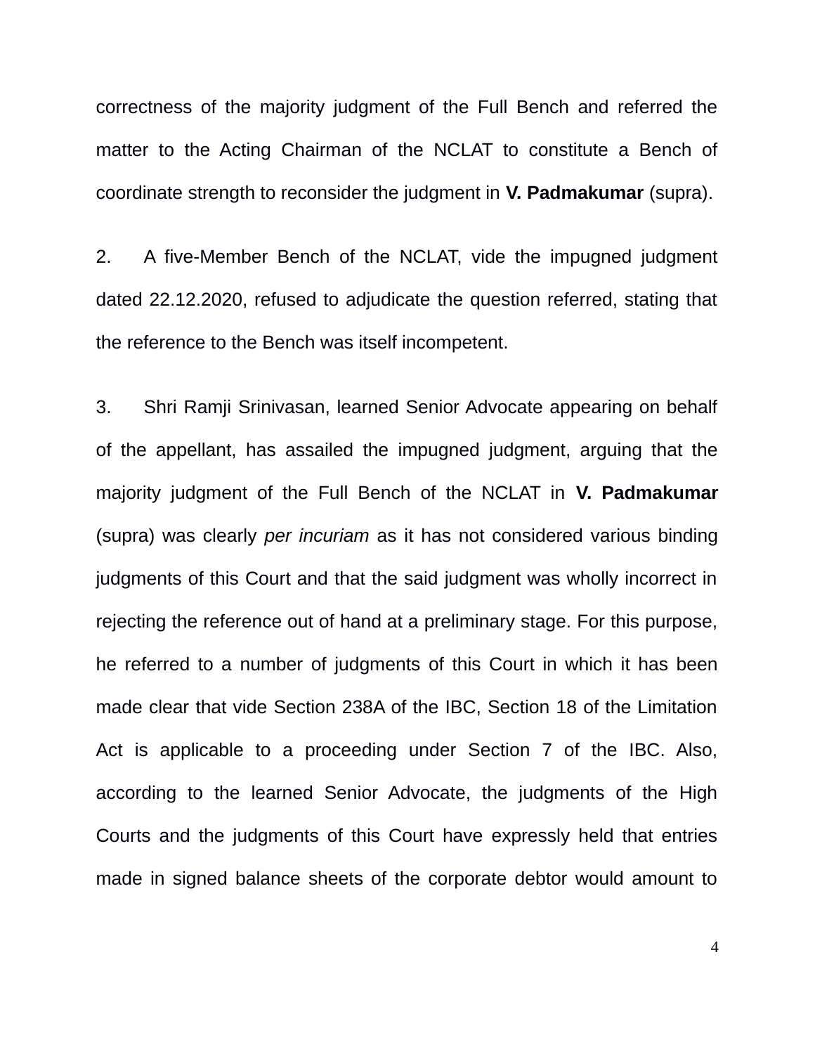correctness of the majority judgment of the Full Bench and referred the matter to the Acting Chairman of the NCLAT to constitute a Bench of coordinate strength to reconsider the judgment in **V. Padmakumar** (supra).

2. A five-Member Bench of the NCLAT, vide the impugned judgment dated 22.12.2020, refused to adjudicate the question referred, stating that the reference to the Bench was itself incompetent.

3. Shri Ramji Srinivasan, learned Senior Advocate appearing on behalf of the appellant, has assailed the impugned judgment, arguing that the majority judgment of the Full Bench of the NCLAT in **V. Padmakumar** (supra) was clearly *per incuriam* as it has not considered various binding judgments of this Court and that the said judgment was wholly incorrect in rejecting the reference out of hand at a preliminary stage. For this purpose, he referred to a number of judgments of this Court in which it has been made clear that vide Section 238A of the IBC, Section 18 of the Limitation Act is applicable to a proceeding under Section 7 of the IBC. Also, according to the learned Senior Advocate, the judgments of the High Courts and the judgments of this Court have expressly held that entries made in signed balance sheets of the corporate debtor would amount to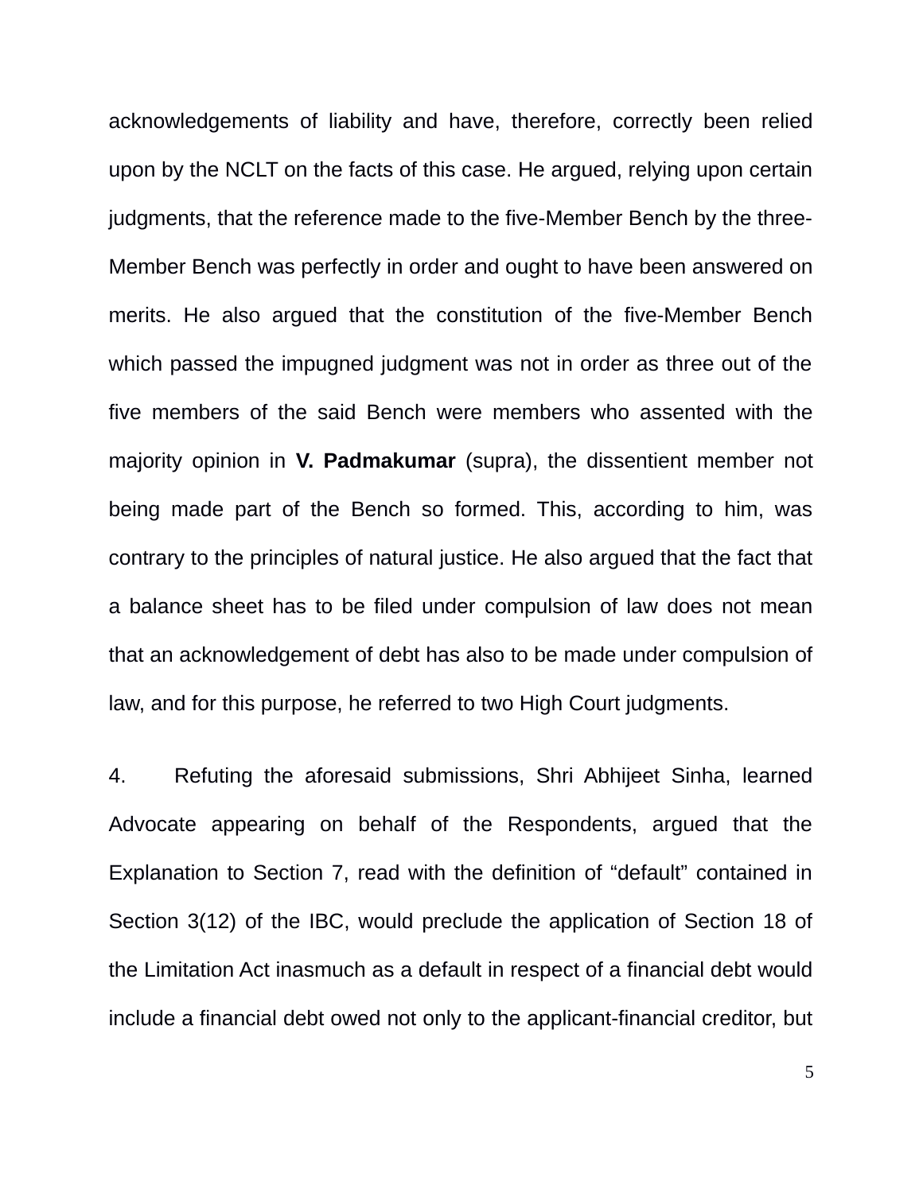acknowledgements of liability and have, therefore, correctly been relied upon by the NCLT on the facts of this case. He argued, relying upon certain judgments, that the reference made to the five-Member Bench by the three-Member Bench was perfectly in order and ought to have been answered on merits. He also argued that the constitution of the five-Member Bench which passed the impugned judgment was not in order as three out of the five members of the said Bench were members who assented with the majority opinion in **V. Padmakumar** (supra), the dissentient member not being made part of the Bench so formed. This, according to him, was contrary to the principles of natural justice. He also argued that the fact that a balance sheet has to be filed under compulsion of law does not mean that an acknowledgement of debt has also to be made under compulsion of law, and for this purpose, he referred to two High Court judgments.

4. Refuting the aforesaid submissions, Shri Abhijeet Sinha, learned Advocate appearing on behalf of the Respondents, argued that the Explanation to Section 7, read with the definition of "default" contained in Section 3(12) of the IBC, would preclude the application of Section 18 of the Limitation Act inasmuch as a default in respect of a financial debt would include a financial debt owed not only to the applicant-financial creditor, but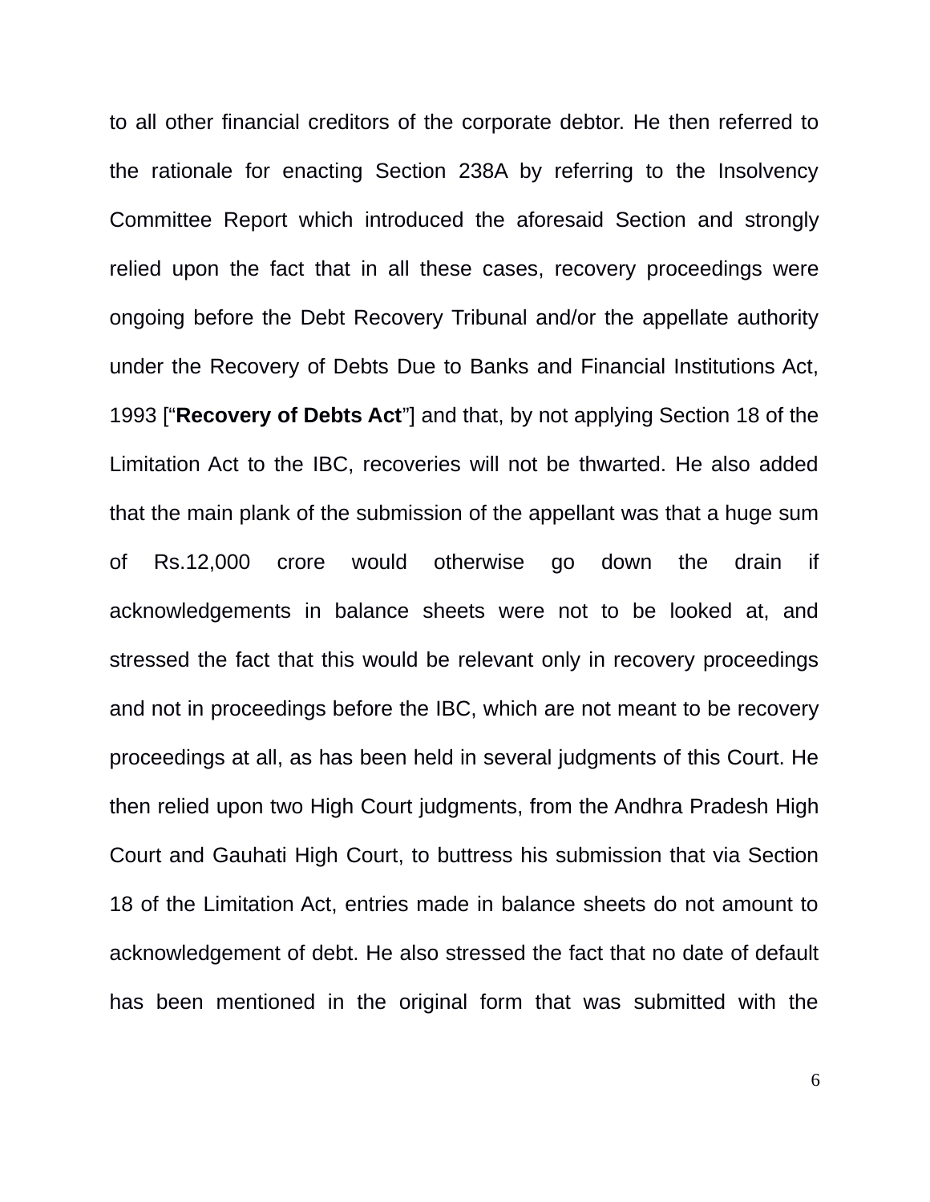to all other financial creditors of the corporate debtor. He then referred to the rationale for enacting Section 238A by referring to the Insolvency Committee Report which introduced the aforesaid Section and strongly relied upon the fact that in all these cases, recovery proceedings were ongoing before the Debt Recovery Tribunal and/or the appellate authority under the Recovery of Debts Due to Banks and Financial Institutions Act, 1993 [“**Recovery of Debts Act**”] and that, by not applying Section 18 of the Limitation Act to the IBC, recoveries will not be thwarted. He also added that the main plank of the submission of the appellant was that a huge sum of Rs.12,000 crore would otherwise go down the drain if acknowledgements in balance sheets were not to be looked at, and stressed the fact that this would be relevant only in recovery proceedings and not in proceedings before the IBC, which are not meant to be recovery proceedings at all, as has been held in several judgments of this Court. He then relied upon two High Court judgments, from the Andhra Pradesh High Court and Gauhati High Court, to buttress his submission that via Section 18 of the Limitation Act, entries made in balance sheets do not amount to acknowledgement of debt. He also stressed the fact that no date of default has been mentioned in the original form that was submitted with the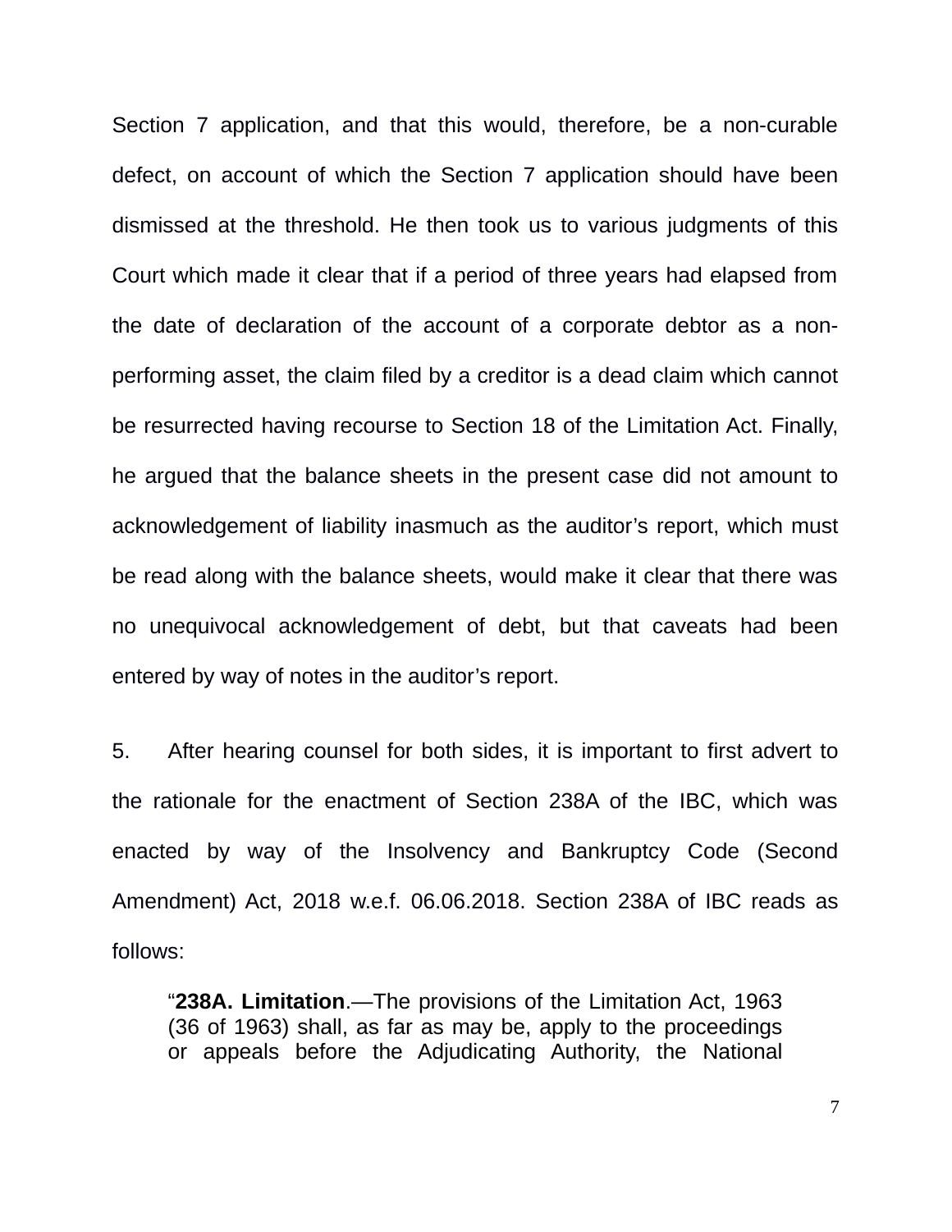Section 7 application, and that this would, therefore, be a non-curable defect, on account of which the Section 7 application should have been dismissed at the threshold. He then took us to various judgments of this Court which made it clear that if a period of three years had elapsed from the date of declaration of the account of a corporate debtor as a non-performing asset, the claim filed by a creditor is a dead claim which cannot be resurrected having recourse to Section 18 of the Limitation Act. Finally, he argued that the balance sheets in the present case did not amount to acknowledgement of liability inasmuch as the auditor's report, which must be read along with the balance sheets, would make it clear that there was no unequivocal acknowledgement of debt, but that caveats had been entered by way of notes in the auditor's report.

5. After hearing counsel for both sides, it is important to first advert to the rationale for the enactment of Section 238A of the IBC, which was enacted by way of the Insolvency and Bankruptcy Code (Second Amendment) Act, 2018 w.e.f. 06.06.2018. Section 238A of IBC reads as follows:

> "**238A. Limitation**.—The provisions of the Limitation Act, 1963 (36 of 1963) shall, as far as may be, apply to the proceedings or appeals before the Adjudicating Authority, the National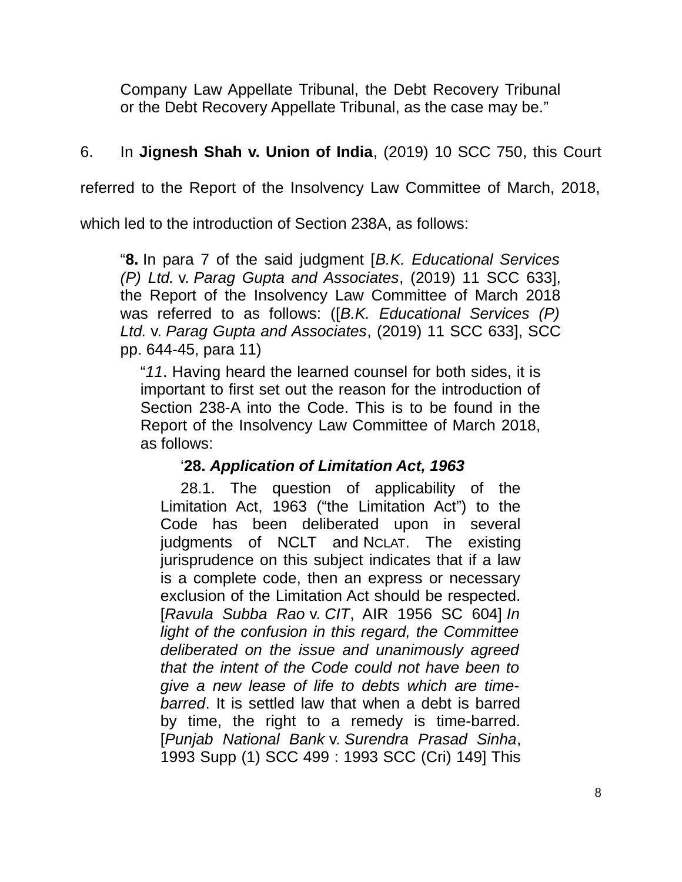Company Law Appellate Tribunal, the Debt Recovery Tribunal or the Debt Recovery Appellate Tribunal, as the case may be."

6. In **Jignesh Shah v. Union of India**, (2019) 10 SCC 750, this Court referred to the Report of the Insolvency Law Committee of March, 2018, which led to the introduction of Section 238A, as follows:

> "**8.** In para 7 of the said judgment [*B.K. Educational Services (P) Ltd.* v. *Parag Gupta and Associates*, (2019) 11 SCC 633], the Report of the Insolvency Law Committee of March 2018 was referred to as follows: ([*B.K. Educational Services (P) Ltd.* v. *Parag Gupta and Associates*, (2019) 11 SCC 633], SCC pp. 644-45, para 11)
>
> > "*11*. Having heard the learned counsel for both sides, it is important to first set out the reason for the introduction of Section 238-A into the Code. This is to be found in the Report of the Insolvency Law Committee of March 2018, as follows:
> >
> > > '**28.** ***Application of Limitation Act, 1963***
> > >
> > > 28.1. The question of applicability of the Limitation Act, 1963 ("the Limitation Act") to the Code has been deliberated upon in several judgments of NCLT and NCLAT. The existing jurisprudence on this subject indicates that if a law is a complete code, then an express or necessary exclusion of the Limitation Act should be respected. [*Ravula Subba Rao* v. *CIT*, AIR 1956 SC 604] *In light of the confusion in this regard, the Committee deliberated on the issue and unanimously agreed that the intent of the Code could not have been to give a new lease of life to debts which are time-barred*. It is settled law that when a debt is barred by time, the right to a remedy is time-barred. [*Punjab National Bank* v. *Surendra Prasad Sinha*, 1993 Supp (1) SCC 499 : 1993 SCC (Cri) 149] This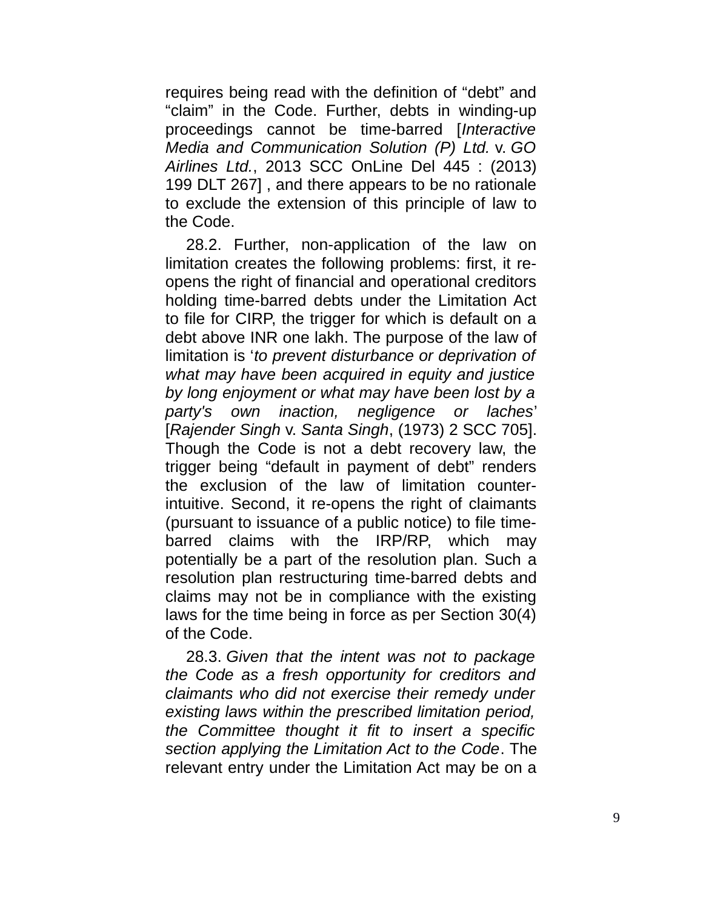requires being read with the definition of "debt" and "claim" in the Code. Further, debts in winding-up proceedings cannot be time-barred [*Interactive Media and Communication Solution (P) Ltd.* v. *GO Airlines Ltd.*, 2013 SCC OnLine Del 445 : (2013) 199 DLT 267] , and there appears to be no rationale to exclude the extension of this principle of law to the Code.

28.2. Further, non-application of the law on limitation creates the following problems: first, it re-opens the right of financial and operational creditors holding time-barred debts under the Limitation Act to file for CIRP, the trigger for which is default on a debt above INR one lakh. The purpose of the law of limitation is '*to prevent disturbance or deprivation of what may have been acquired in equity and justice by long enjoyment or what may have been lost by a party's own inaction, negligence or laches*' [*Rajender Singh* v. *Santa Singh*, (1973) 2 SCC 705]. Though the Code is not a debt recovery law, the trigger being "default in payment of debt" renders the exclusion of the law of limitation counter-intuitive. Second, it re-opens the right of claimants (pursuant to issuance of a public notice) to file time-barred claims with the IRP/RP, which may potentially be a part of the resolution plan. Such a resolution plan restructuring time-barred debts and claims may not be in compliance with the existing laws for the time being in force as per Section 30(4) of the Code.

28.3. *Given that the intent was not to package the Code as a fresh opportunity for creditors and claimants who did not exercise their remedy under existing laws within the prescribed limitation period, the Committee thought it fit to insert a specific section applying the Limitation Act to the Code*. The relevant entry under the Limitation Act may be on a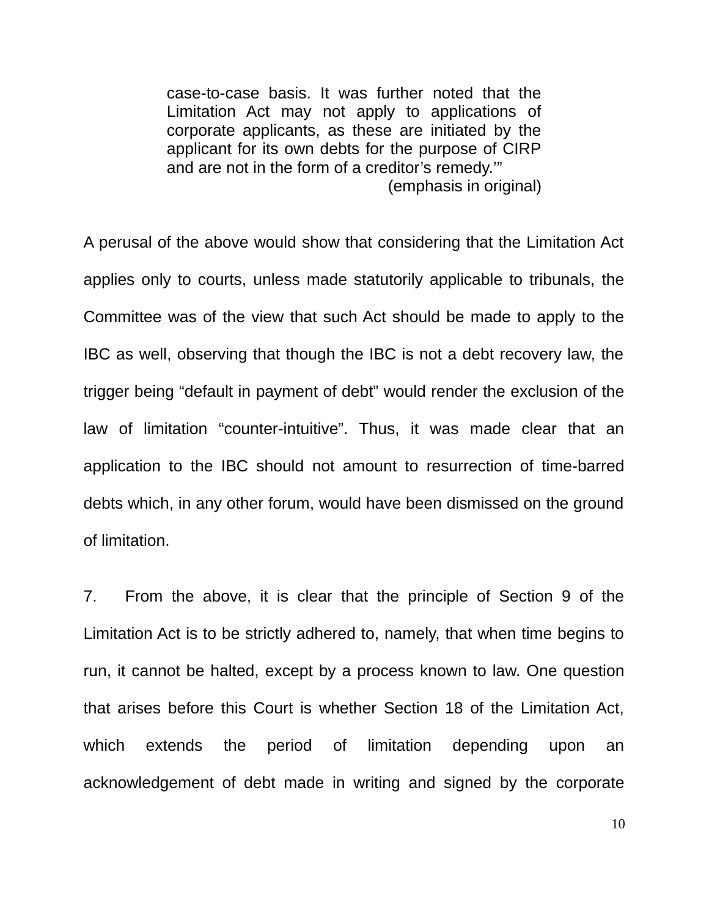> case-to-case basis. It was further noted that the Limitation Act may not apply to applications of corporate applicants, as these are initiated by the applicant for its own debts for the purpose of CIRP and are not in the form of a creditor's remedy.'"
>
> (emphasis in original)

A perusal of the above would show that considering that the Limitation Act applies only to courts, unless made statutorily applicable to tribunals, the Committee was of the view that such Act should be made to apply to the IBC as well, observing that though the IBC is not a debt recovery law, the trigger being "default in payment of debt" would render the exclusion of the law of limitation "counter-intuitive". Thus, it was made clear that an application to the IBC should not amount to resurrection of time-barred debts which, in any other forum, would have been dismissed on the ground of limitation.

7. From the above, it is clear that the principle of Section 9 of the Limitation Act is to be strictly adhered to, namely, that when time begins to run, it cannot be halted, except by a process known to law. One question that arises before this Court is whether Section 18 of the Limitation Act, which extends the period of limitation depending upon an acknowledgement of debt made in writing and signed by the corporate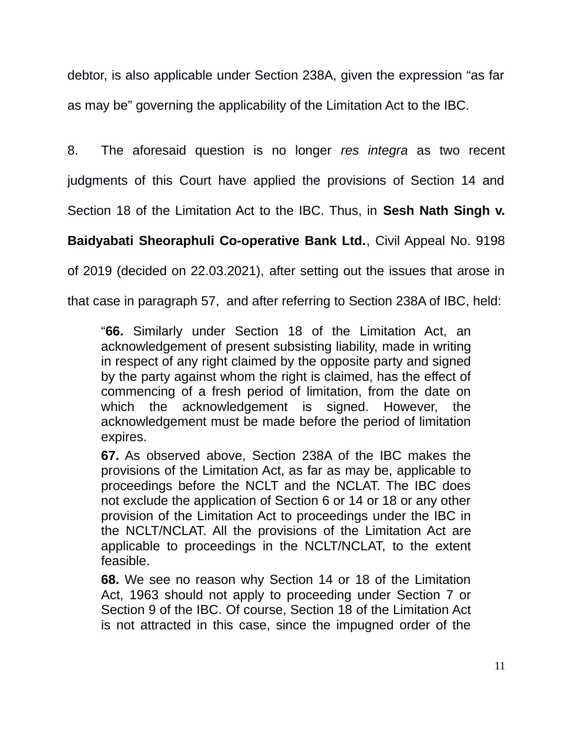debtor, is also applicable under Section 238A, given the expression "as far as may be" governing the applicability of the Limitation Act to the IBC.

8. The aforesaid question is no longer *res integra* as two recent judgments of this Court have applied the provisions of Section 14 and Section 18 of the Limitation Act to the IBC. Thus, in **Sesh Nath Singh v. Baidyabati Sheoraphuli Co-operative Bank Ltd.**, Civil Appeal No. 9198 of 2019 (decided on 22.03.2021), after setting out the issues that arose in that case in paragraph 57, and after referring to Section 238A of IBC, held:

> "**66.** Similarly under Section 18 of the Limitation Act, an acknowledgement of present subsisting liability, made in writing in respect of any right claimed by the opposite party and signed by the party against whom the right is claimed, has the effect of commencing of a fresh period of limitation, from the date on which the acknowledgement is signed. However, the acknowledgement must be made before the period of limitation expires.
>
> **67.** As observed above, Section 238A of the IBC makes the provisions of the Limitation Act, as far as may be, applicable to proceedings before the NCLT and the NCLAT. The IBC does not exclude the application of Section 6 or 14 or 18 or any other provision of the Limitation Act to proceedings under the IBC in the NCLT/NCLAT. All the provisions of the Limitation Act are applicable to proceedings in the NCLT/NCLAT, to the extent feasible.
>
> **68.** We see no reason why Section 14 or 18 of the Limitation Act, 1963 should not apply to proceeding under Section 7 or Section 9 of the IBC. Of course, Section 18 of the Limitation Act is not attracted in this case, since the impugned order of the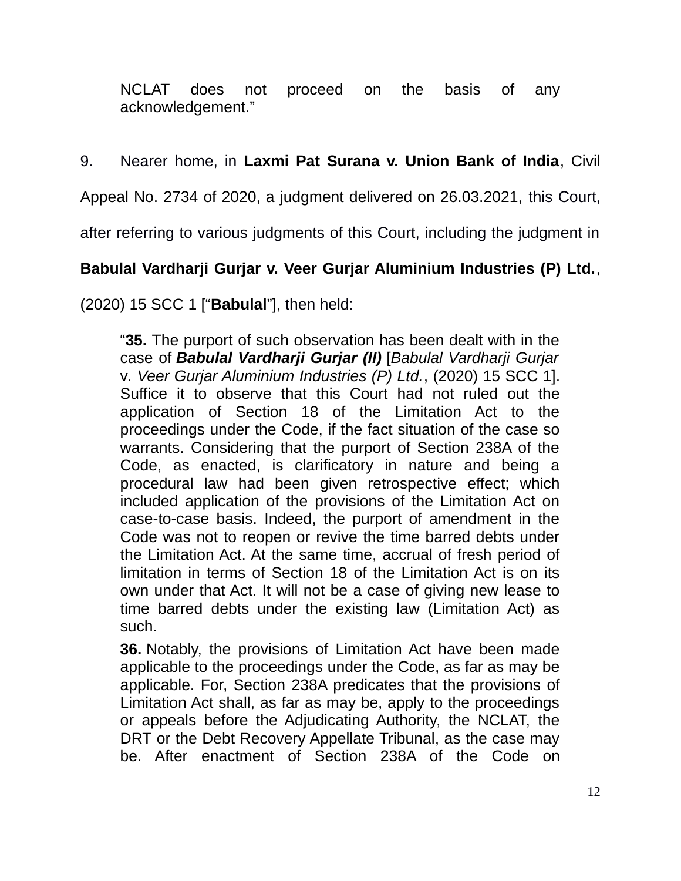> NCLAT does not proceed on the basis of any acknowledgement."

9. Nearer home, in **Laxmi Pat Surana v. Union Bank of India**, Civil Appeal No. 2734 of 2020, a judgment delivered on 26.03.2021, this Court, after referring to various judgments of this Court, including the judgment in **Babulal Vardharji Gurjar v. Veer Gurjar Aluminium Industries (P) Ltd.**, (2020) 15 SCC 1 ["**Babulal**"], then held:

> "**35.** The purport of such observation has been dealt with in the case of ***Babulal Vardharji Gurjar (II)*** [*Babulal Vardharji Gurjar* v*. Veer Gurjar Aluminium Industries (P) Ltd.*, (2020) 15 SCC 1]. Suffice it to observe that this Court had not ruled out the application of Section 18 of the Limitation Act to the proceedings under the Code, if the fact situation of the case so warrants. Considering that the purport of Section 238A of the Code, as enacted, is clarificatory in nature and being a procedural law had been given retrospective effect; which included application of the provisions of the Limitation Act on case-to-case basis. Indeed, the purport of amendment in the Code was not to reopen or revive the time barred debts under the Limitation Act. At the same time, accrual of fresh period of limitation in terms of Section 18 of the Limitation Act is on its own under that Act. It will not be a case of giving new lease to time barred debts under the existing law (Limitation Act) as such.
>
> **36.** Notably, the provisions of Limitation Act have been made applicable to the proceedings under the Code, as far as may be applicable. For, Section 238A predicates that the provisions of Limitation Act shall, as far as may be, apply to the proceedings or appeals before the Adjudicating Authority, the NCLAT, the DRT or the Debt Recovery Appellate Tribunal, as the case may be. After enactment of Section 238A of the Code on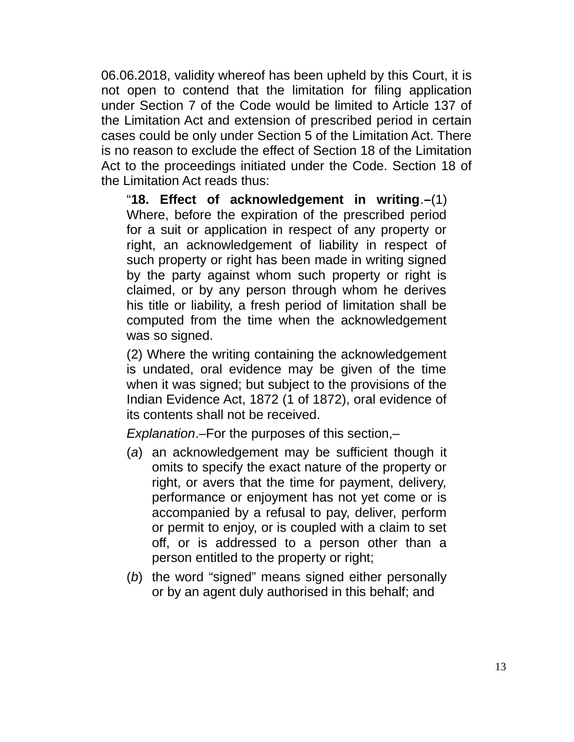06.06.2018, validity whereof has been upheld by this Court, it is not open to contend that the limitation for filing application under Section 7 of the Code would be limited to Article 137 of the Limitation Act and extension of prescribed period in certain cases could be only under Section 5 of the Limitation Act. There is no reason to exclude the effect of Section 18 of the Limitation Act to the proceedings initiated under the Code. Section 18 of the Limitation Act reads thus:

> "**18. Effect of acknowledgement in writing**.–(1) Where, before the expiration of the prescribed period for a suit or application in respect of any property or right, an acknowledgement of liability in respect of such property or right has been made in writing signed by the party against whom such property or right is claimed, or by any person through whom he derives his title or liability, a fresh period of limitation shall be computed from the time when the acknowledgement was so signed.
>
> (2) Where the writing containing the acknowledgement is undated, oral evidence may be given of the time when it was signed; but subject to the provisions of the Indian Evidence Act, 1872 (1 of 1872), oral evidence of its contents shall not be received.
>
> *Explanation*.–For the purposes of this section,–
>
> (*a*) an acknowledgement may be sufficient though it omits to specify the exact nature of the property or right, or avers that the time for payment, delivery, performance or enjoyment has not yet come or is accompanied by a refusal to pay, deliver, perform or permit to enjoy, or is coupled with a claim to set off, or is addressed to a person other than a person entitled to the property or right;
>
> (*b*) the word "signed" means signed either personally or by an agent duly authorised in this behalf; and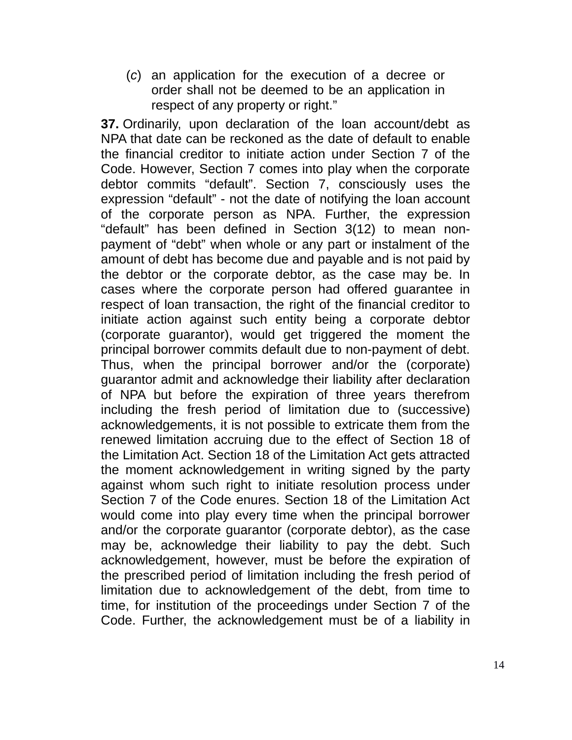(*c*) an application for the execution of a decree or order shall not be deemed to be an application in respect of any property or right."

**37.** Ordinarily, upon declaration of the loan account/debt as NPA that date can be reckoned as the date of default to enable the financial creditor to initiate action under Section 7 of the Code. However, Section 7 comes into play when the corporate debtor commits "default". Section 7, consciously uses the expression "default" - not the date of notifying the loan account of the corporate person as NPA. Further, the expression "default" has been defined in Section 3(12) to mean non-payment of "debt" when whole or any part or instalment of the amount of debt has become due and payable and is not paid by the debtor or the corporate debtor, as the case may be. In cases where the corporate person had offered guarantee in respect of loan transaction, the right of the financial creditor to initiate action against such entity being a corporate debtor (corporate guarantor), would get triggered the moment the principal borrower commits default due to non-payment of debt. Thus, when the principal borrower and/or the (corporate) guarantor admit and acknowledge their liability after declaration of NPA but before the expiration of three years therefrom including the fresh period of limitation due to (successive) acknowledgements, it is not possible to extricate them from the renewed limitation accruing due to the effect of Section 18 of the Limitation Act. Section 18 of the Limitation Act gets attracted the moment acknowledgement in writing signed by the party against whom such right to initiate resolution process under Section 7 of the Code enures. Section 18 of the Limitation Act would come into play every time when the principal borrower and/or the corporate guarantor (corporate debtor), as the case may be, acknowledge their liability to pay the debt. Such acknowledgement, however, must be before the expiration of the prescribed period of limitation including the fresh period of limitation due to acknowledgement of the debt, from time to time, for institution of the proceedings under Section 7 of the Code. Further, the acknowledgement must be of a liability in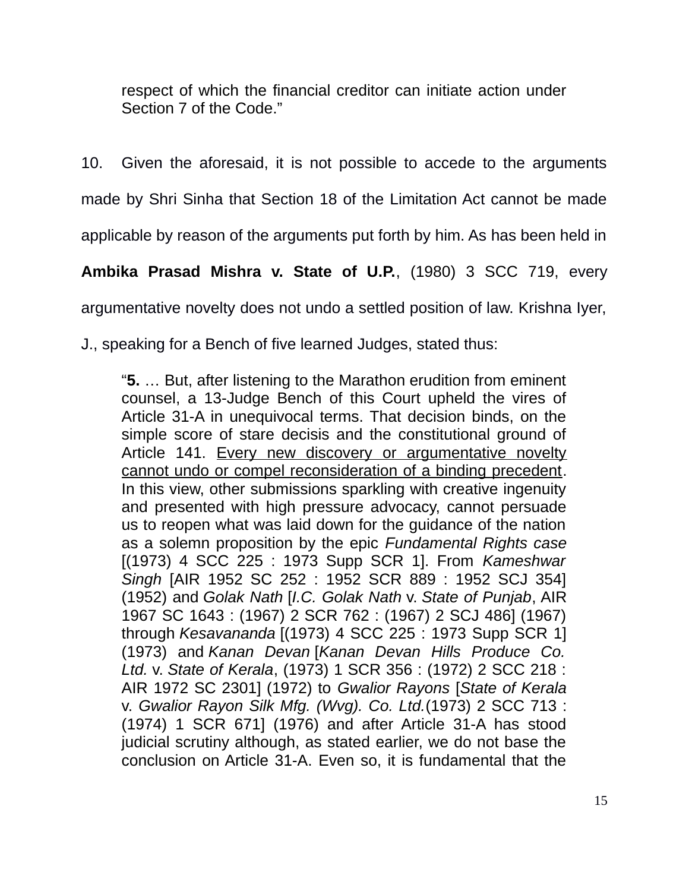respect of which the financial creditor can initiate action under Section 7 of the Code."

10. Given the aforesaid, it is not possible to accede to the arguments made by Shri Sinha that Section 18 of the Limitation Act cannot be made applicable by reason of the arguments put forth by him. As has been held in **Ambika Prasad Mishra v. State of U.P.**, (1980) 3 SCC 719, every argumentative novelty does not undo a settled position of law. Krishna Iyer, J., speaking for a Bench of five learned Judges, stated thus:

> "**5.** … But, after listening to the Marathon erudition from eminent counsel, a 13-Judge Bench of this Court upheld the vires of Article 31-A in unequivocal terms. That decision binds, on the simple score of stare decisis and the constitutional ground of Article 141. <u>Every new discovery or argumentative novelty cannot undo or compel reconsideration of a binding precedent</u>. In this view, other submissions sparkling with creative ingenuity and presented with high pressure advocacy, cannot persuade us to reopen what was laid down for the guidance of the nation as a solemn proposition by the epic *Fundamental Rights case* [(1973) 4 SCC 225 : 1973 Supp SCR 1]. From *Kameshwar Singh* [AIR 1952 SC 252 : 1952 SCR 889 : 1952 SCJ 354] (1952) and *Golak Nath* [*I.C. Golak Nath* v. *State of Punjab*, AIR 1967 SC 1643 : (1967) 2 SCR 762 : (1967) 2 SCJ 486] (1967) through *Kesavananda* [(1973) 4 SCC 225 : 1973 Supp SCR 1] (1973) and *Kanan Devan* [*Kanan Devan Hills Produce Co. Ltd.* v. *State of Kerala*, (1973) 1 SCR 356 : (1972) 2 SCC 218 : AIR 1972 SC 2301] (1972) to *Gwalior Rayons* [*State of Kerala* v. *Gwalior Rayon Silk Mfg. (Wvg). Co. Ltd.*(1973) 2 SCC 713 : (1974) 1 SCR 671] (1976) and after Article 31-A has stood judicial scrutiny although, as stated earlier, we do not base the conclusion on Article 31-A. Even so, it is fundamental that the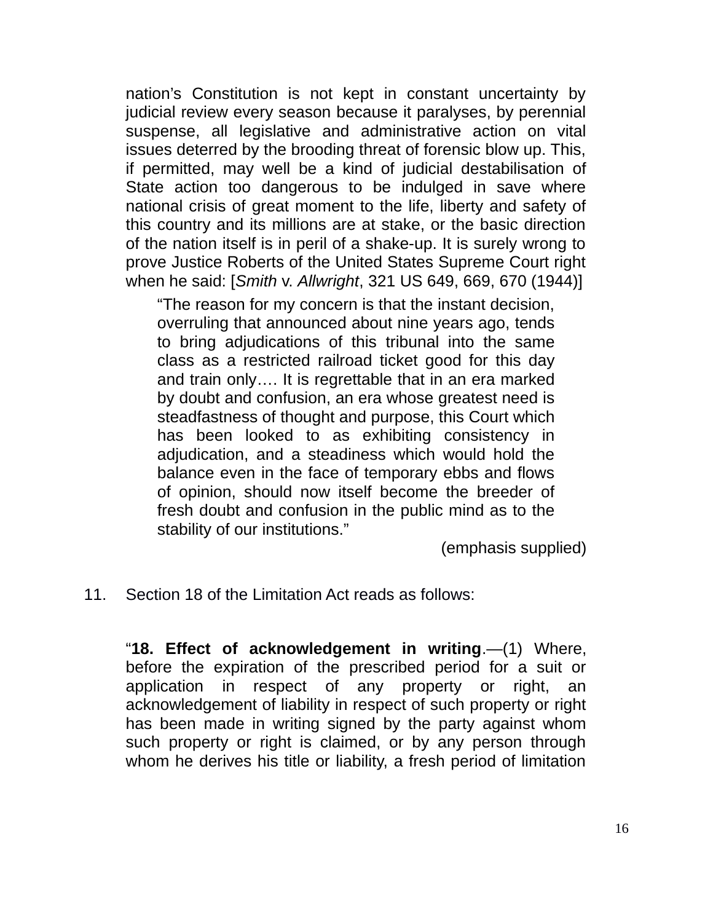nation's Constitution is not kept in constant uncertainty by judicial review every season because it paralyses, by perennial suspense, all legislative and administrative action on vital issues deterred by the brooding threat of forensic blow up. This, if permitted, may well be a kind of judicial destabilisation of State action too dangerous to be indulged in save where national crisis of great moment to the life, liberty and safety of this country and its millions are at stake, or the basic direction of the nation itself is in peril of a shake-up. It is surely wrong to prove Justice Roberts of the United States Supreme Court right when he said: [*Smith* v. *Allwright*, 321 US 649, 669, 670 (1944)]

> "The reason for my concern is that the instant decision, overruling that announced about nine years ago, tends to bring adjudications of this tribunal into the same class as a restricted railroad ticket good for this day and train only…. It is regrettable that in an era marked by doubt and confusion, an era whose greatest need is steadfastness of thought and purpose, this Court which has been looked to as exhibiting consistency in adjudication, and a steadiness which would hold the balance even in the face of temporary ebbs and flows of opinion, should now itself become the breeder of fresh doubt and confusion in the public mind as to the stability of our institutions."

(emphasis supplied)

11. Section 18 of the Limitation Act reads as follows:

> "**18. Effect of acknowledgement in writing**.—(1) Where, before the expiration of the prescribed period for a suit or application in respect of any property or right, an acknowledgement of liability in respect of such property or right has been made in writing signed by the party against whom such property or right is claimed, or by any person through whom he derives his title or liability, a fresh period of limitation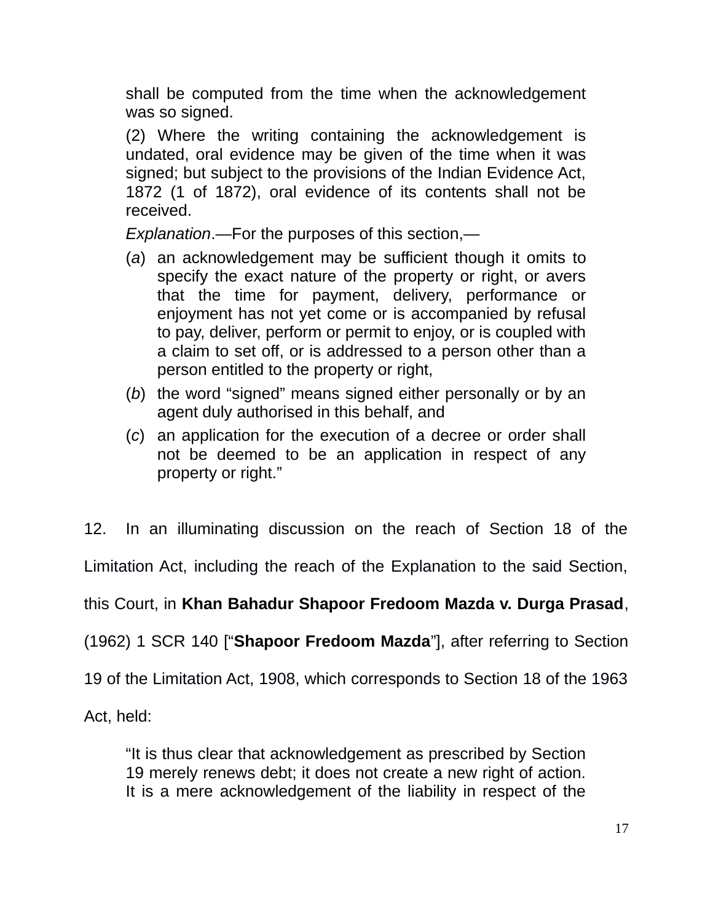> shall be computed from the time when the acknowledgement was so signed.
>
> (2) Where the writing containing the acknowledgement is undated, oral evidence may be given of the time when it was signed; but subject to the provisions of the Indian Evidence Act, 1872 (1 of 1872), oral evidence of its contents shall not be received.
>
> *Explanation*.—For the purposes of this section,—
>
> (*a*) an acknowledgement may be sufficient though it omits to specify the exact nature of the property or right, or avers that the time for payment, delivery, performance or enjoyment has not yet come or is accompanied by refusal to pay, deliver, perform or permit to enjoy, or is coupled with a claim to set off, or is addressed to a person other than a person entitled to the property or right,
>
> (*b*) the word "signed" means signed either personally or by an agent duly authorised in this behalf, and
>
> (*c*) an application for the execution of a decree or order shall not be deemed to be an application in respect of any property or right."

12. In an illuminating discussion on the reach of Section 18 of the Limitation Act, including the reach of the Explanation to the said Section, this Court, in **Khan Bahadur Shapoor Fredoom Mazda v. Durga Prasad**, (1962) 1 SCR 140 ["**Shapoor Fredoom Mazda**"], after referring to Section 19 of the Limitation Act, 1908, which corresponds to Section 18 of the 1963 Act, held:

> "It is thus clear that acknowledgement as prescribed by Section 19 merely renews debt; it does not create a new right of action. It is a mere acknowledgement of the liability in respect of the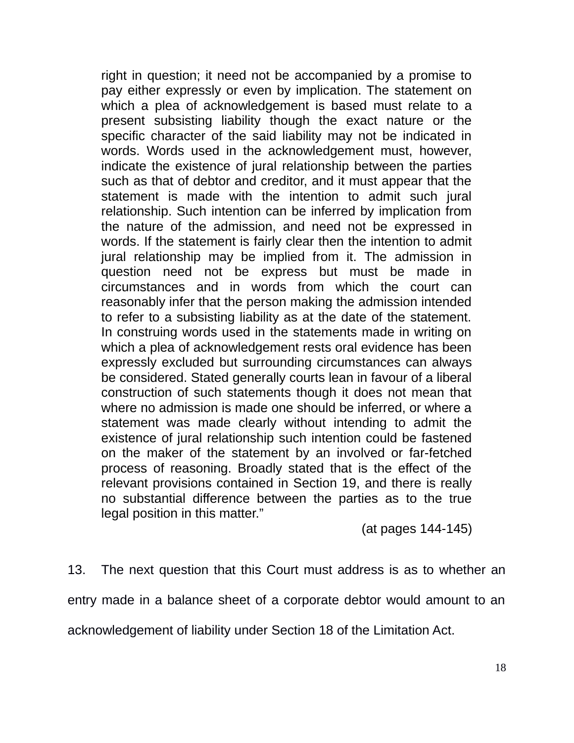> right in question; it need not be accompanied by a promise to pay either expressly or even by implication. The statement on which a plea of acknowledgement is based must relate to a present subsisting liability though the exact nature or the specific character of the said liability may not be indicated in words. Words used in the acknowledgement must, however, indicate the existence of jural relationship between the parties such as that of debtor and creditor, and it must appear that the statement is made with the intention to admit such jural relationship. Such intention can be inferred by implication from the nature of the admission, and need not be expressed in words. If the statement is fairly clear then the intention to admit jural relationship may be implied from it. The admission in question need not be express but must be made in circumstances and in words from which the court can reasonably infer that the person making the admission intended to refer to a subsisting liability as at the date of the statement. In construing words used in the statements made in writing on which a plea of acknowledgement rests oral evidence has been expressly excluded but surrounding circumstances can always be considered. Stated generally courts lean in favour of a liberal construction of such statements though it does not mean that where no admission is made one should be inferred, or where a statement was made clearly without intending to admit the existence of jural relationship such intention could be fastened on the maker of the statement by an involved or far-fetched process of reasoning. Broadly stated that is the effect of the relevant provisions contained in Section 19, and there is really no substantial difference between the parties as to the true legal position in this matter."
>
> (at pages 144-145)

13. The next question that this Court must address is as to whether an entry made in a balance sheet of a corporate debtor would amount to an acknowledgement of liability under Section 18 of the Limitation Act.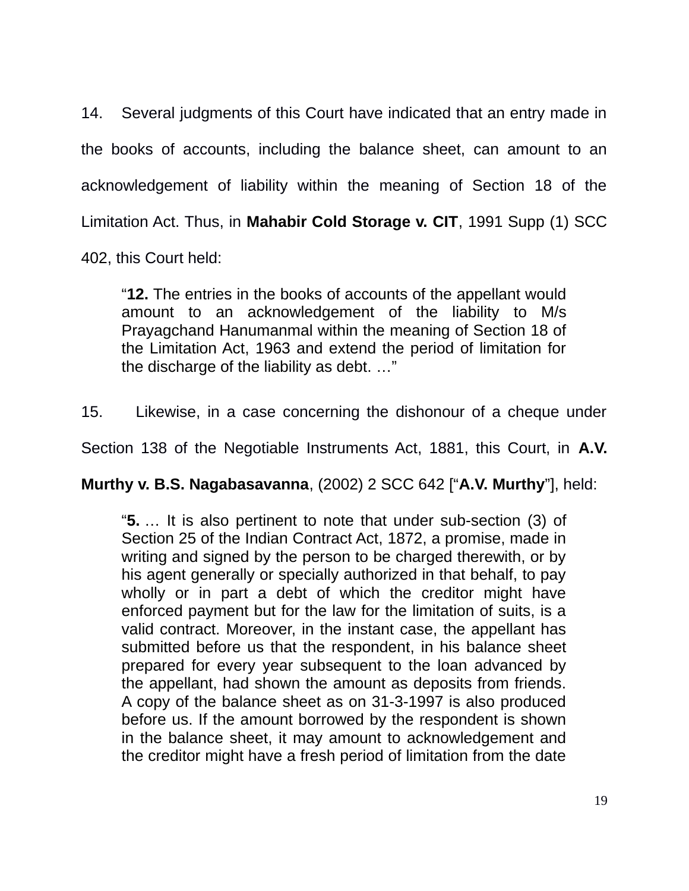14. Several judgments of this Court have indicated that an entry made in the books of accounts, including the balance sheet, can amount to an acknowledgement of liability within the meaning of Section 18 of the Limitation Act. Thus, in **Mahabir Cold Storage v. CIT**, 1991 Supp (1) SCC 402, this Court held:

> "**12.** The entries in the books of accounts of the appellant would amount to an acknowledgement of the liability to M/s Prayagchand Hanumanmal within the meaning of Section 18 of the Limitation Act, 1963 and extend the period of limitation for the discharge of the liability as debt. …"

15. Likewise, in a case concerning the dishonour of a cheque under Section 138 of the Negotiable Instruments Act, 1881, this Court, in **A.V. Murthy v. B.S. Nagabasavanna**, (2002) 2 SCC 642 ["**A.V. Murthy**"], held:

> "**5.** … It is also pertinent to note that under sub-section (3) of Section 25 of the Indian Contract Act, 1872, a promise, made in writing and signed by the person to be charged therewith, or by his agent generally or specially authorized in that behalf, to pay wholly or in part a debt of which the creditor might have enforced payment but for the law for the limitation of suits, is a valid contract. Moreover, in the instant case, the appellant has submitted before us that the respondent, in his balance sheet prepared for every year subsequent to the loan advanced by the appellant, had shown the amount as deposits from friends. A copy of the balance sheet as on 31-3-1997 is also produced before us. If the amount borrowed by the respondent is shown in the balance sheet, it may amount to acknowledgement and the creditor might have a fresh period of limitation from the date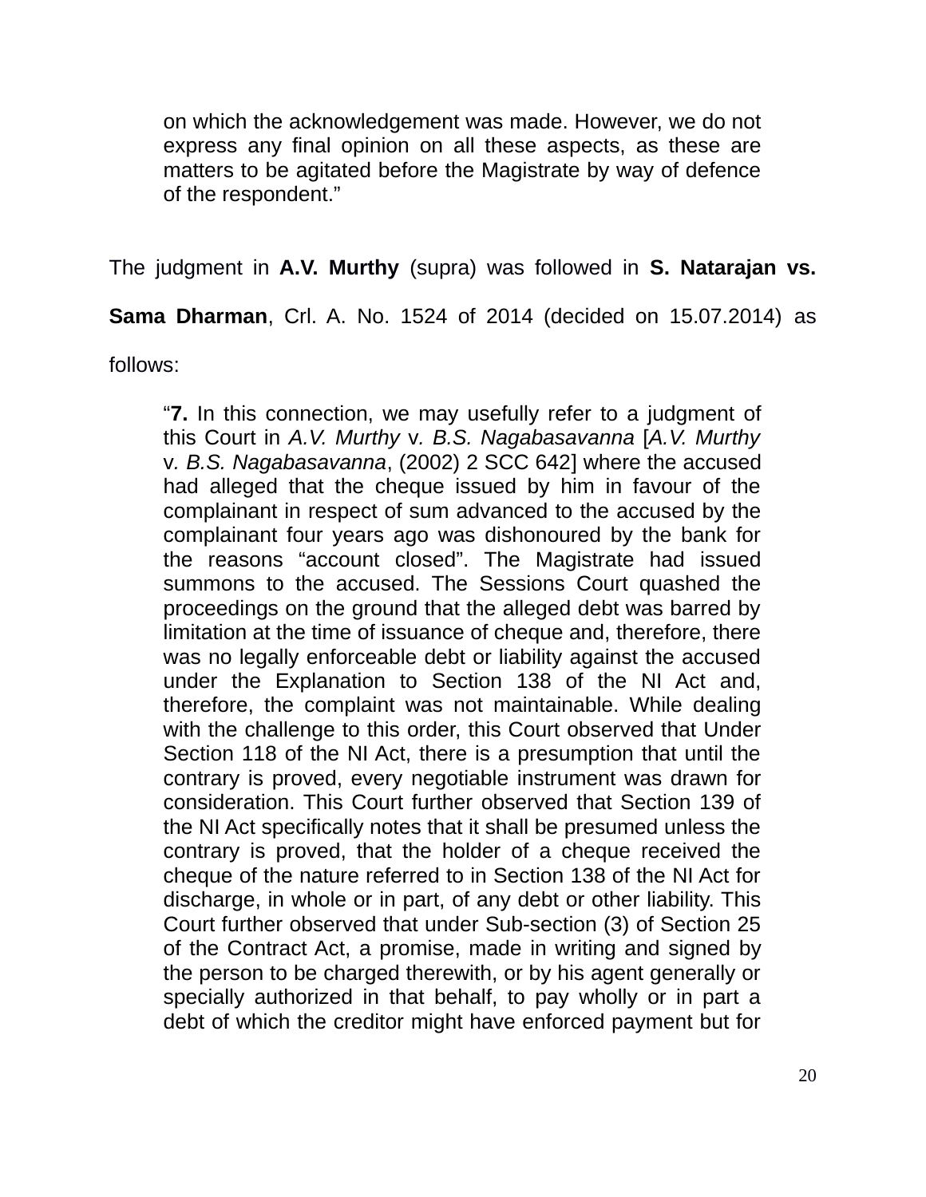> on which the acknowledgement was made. However, we do not express any final opinion on all these aspects, as these are matters to be agitated before the Magistrate by way of defence of the respondent."

The judgment in **A.V. Murthy** (supra) was followed in **S. Natarajan vs. Sama Dharman**, Crl. A. No. 1524 of 2014 (decided on 15.07.2014) as follows:

> "**7.** In this connection, we may usefully refer to a judgment of this Court in *A.V. Murthy* v. *B.S. Nagabasavanna* [*A.V. Murthy* v. *B.S. Nagabasavanna*, (2002) 2 SCC 642] where the accused had alleged that the cheque issued by him in favour of the complainant in respect of sum advanced to the accused by the complainant four years ago was dishonoured by the bank for the reasons "account closed". The Magistrate had issued summons to the accused. The Sessions Court quashed the proceedings on the ground that the alleged debt was barred by limitation at the time of issuance of cheque and, therefore, there was no legally enforceable debt or liability against the accused under the Explanation to Section 138 of the NI Act and, therefore, the complaint was not maintainable. While dealing with the challenge to this order, this Court observed that Under Section 118 of the NI Act, there is a presumption that until the contrary is proved, every negotiable instrument was drawn for consideration. This Court further observed that Section 139 of the NI Act specifically notes that it shall be presumed unless the contrary is proved, that the holder of a cheque received the cheque of the nature referred to in Section 138 of the NI Act for discharge, in whole or in part, of any debt or other liability. This Court further observed that under Sub-section (3) of Section 25 of the Contract Act, a promise, made in writing and signed by the person to be charged therewith, or by his agent generally or specially authorized in that behalf, to pay wholly or in part a debt of which the creditor might have enforced payment but for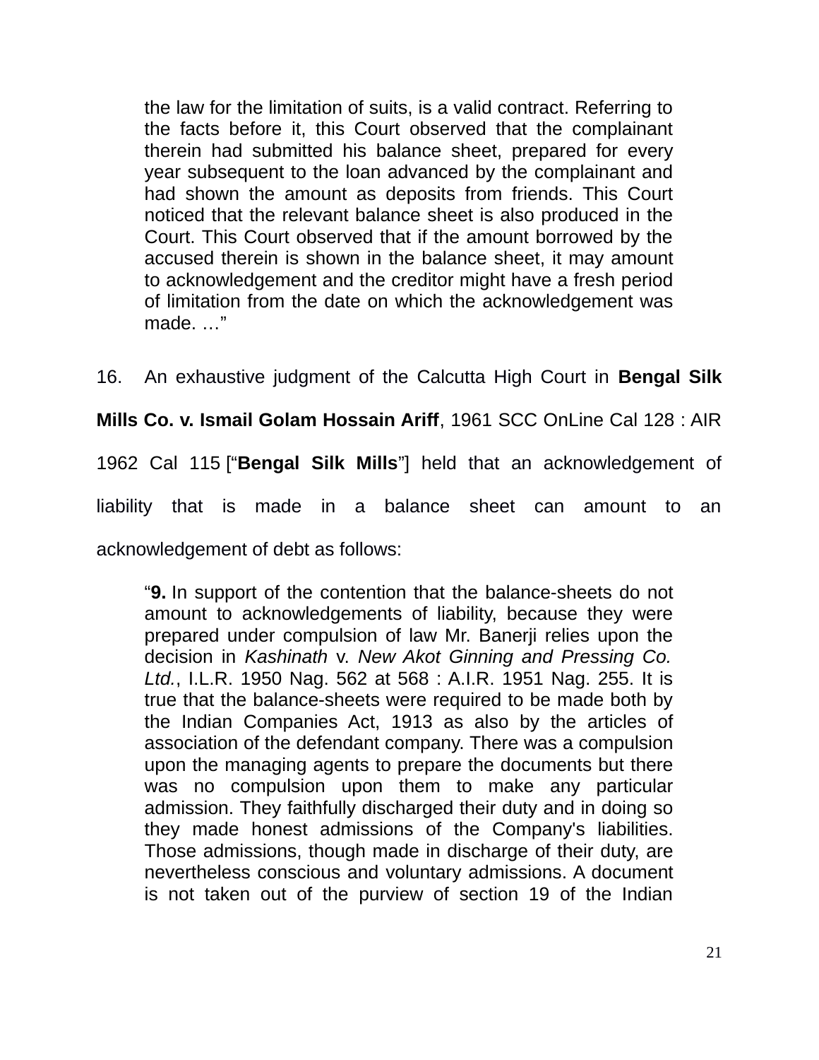> the law for the limitation of suits, is a valid contract. Referring to the facts before it, this Court observed that the complainant therein had submitted his balance sheet, prepared for every year subsequent to the loan advanced by the complainant and had shown the amount as deposits from friends. This Court noticed that the relevant balance sheet is also produced in the Court. This Court observed that if the amount borrowed by the accused therein is shown in the balance sheet, it may amount to acknowledgement and the creditor might have a fresh period of limitation from the date on which the acknowledgement was made. …"

16. An exhaustive judgment of the Calcutta High Court in **Bengal Silk Mills Co. v. Ismail Golam Hossain Ariff**, 1961 SCC OnLine Cal 128 : AIR 1962 Cal 115 ["**Bengal Silk Mills**"] held that an acknowledgement of liability that is made in a balance sheet can amount to an acknowledgement of debt as follows:

> "**9.** In support of the contention that the balance-sheets do not amount to acknowledgements of liability, because they were prepared under compulsion of law Mr. Banerji relies upon the decision in *Kashinath* v. *New Akot Ginning and Pressing Co. Ltd.*, I.L.R. 1950 Nag. 562 at 568 : A.I.R. 1951 Nag. 255. It is true that the balance-sheets were required to be made both by the Indian Companies Act, 1913 as also by the articles of association of the defendant company. There was a compulsion upon the managing agents to prepare the documents but there was no compulsion upon them to make any particular admission. They faithfully discharged their duty and in doing so they made honest admissions of the Company's liabilities. Those admissions, though made in discharge of their duty, are nevertheless conscious and voluntary admissions. A document is not taken out of the purview of section 19 of the Indian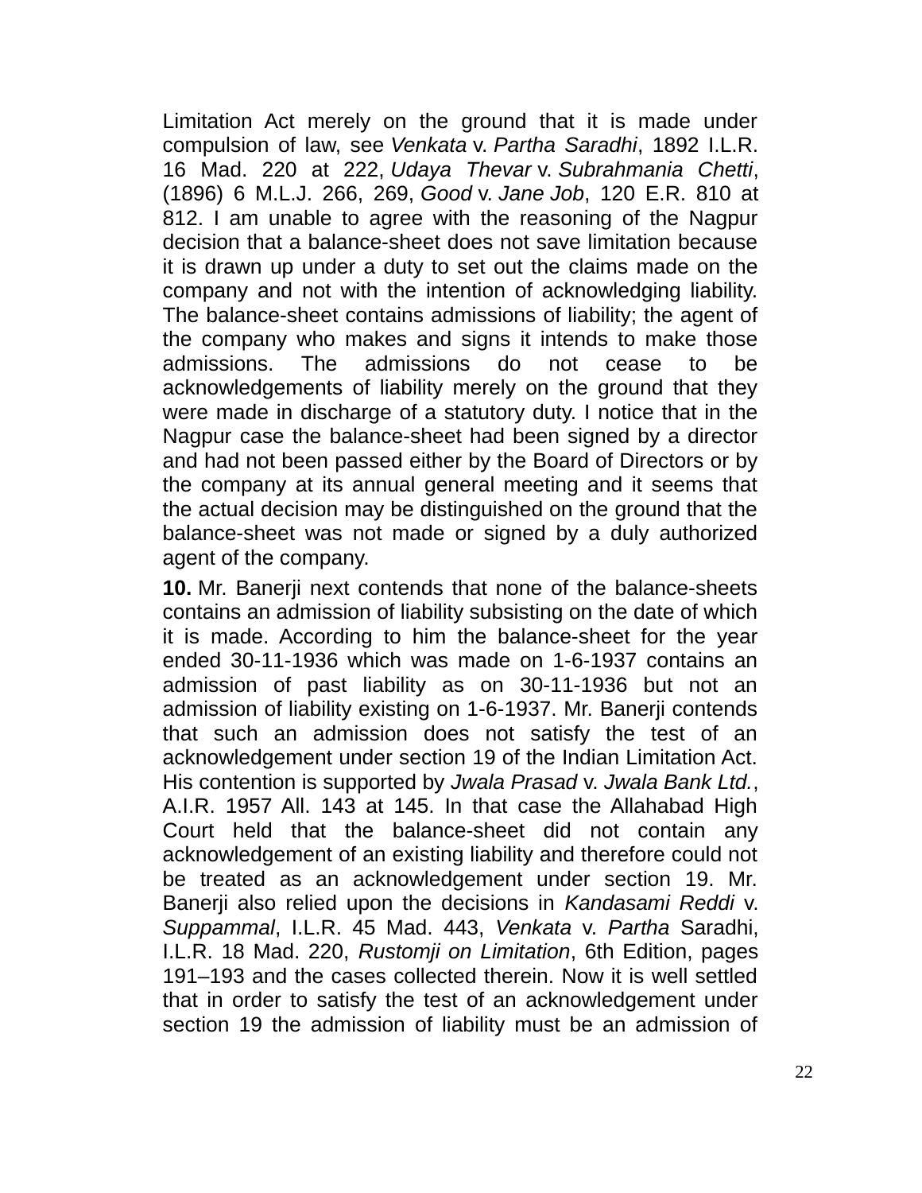Limitation Act merely on the ground that it is made under compulsion of law, see *Venkata* v. *Partha Saradhi*, 1892 I.L.R. 16 Mad. 220 at 222, *Udaya Thevar* v. *Subrahmania Chetti*, (1896) 6 M.L.J. 266, 269, *Good* v. *Jane Job*, 120 E.R. 810 at 812. I am unable to agree with the reasoning of the Nagpur decision that a balance-sheet does not save limitation because it is drawn up under a duty to set out the claims made on the company and not with the intention of acknowledging liability. The balance-sheet contains admissions of liability; the agent of the company who makes and signs it intends to make those admissions. The admissions do not cease to be acknowledgements of liability merely on the ground that they were made in discharge of a statutory duty. I notice that in the Nagpur case the balance-sheet had been signed by a director and had not been passed either by the Board of Directors or by the company at its annual general meeting and it seems that the actual decision may be distinguished on the ground that the balance-sheet was not made or signed by a duly authorized agent of the company.

**10.** Mr. Banerji next contends that none of the balance-sheets contains an admission of liability subsisting on the date of which it is made. According to him the balance-sheet for the year ended 30-11-1936 which was made on 1-6-1937 contains an admission of past liability as on 30-11-1936 but not an admission of liability existing on 1-6-1937. Mr. Banerji contends that such an admission does not satisfy the test of an acknowledgement under section 19 of the Indian Limitation Act. His contention is supported by *Jwala Prasad* v. *Jwala Bank Ltd.*, A.I.R. 1957 All. 143 at 145. In that case the Allahabad High Court held that the balance-sheet did not contain any acknowledgement of an existing liability and therefore could not be treated as an acknowledgement under section 19. Mr. Banerji also relied upon the decisions in *Kandasami Reddi* v. *Suppammal*, I.L.R. 45 Mad. 443, *Venkata* v. *Partha* Saradhi, I.L.R. 18 Mad. 220, *Rustomji on Limitation*, 6th Edition, pages 191–193 and the cases collected therein. Now it is well settled that in order to satisfy the test of an acknowledgement under section 19 the admission of liability must be an admission of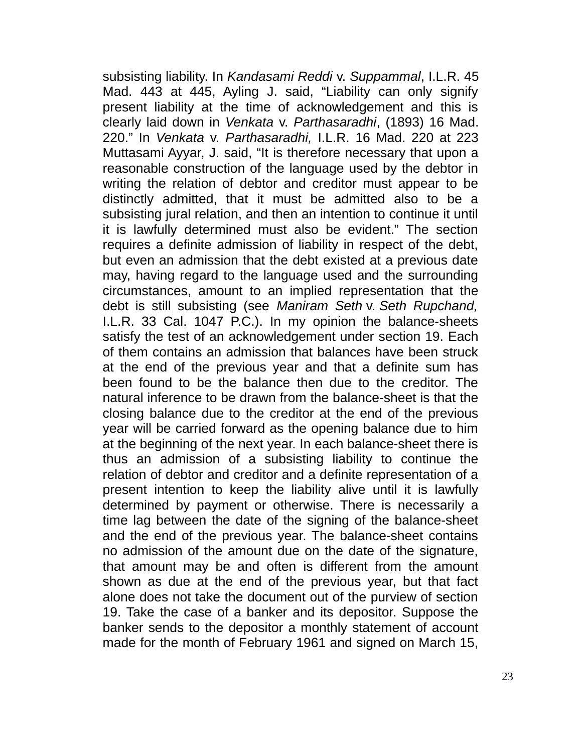subsisting liability. In *Kandasami Reddi* v. *Suppammal*, I.L.R. 45 Mad. 443 at 445, Ayling J. said, "Liability can only signify present liability at the time of acknowledgement and this is clearly laid down in *Venkata* v. *Parthasaradhi*, (1893) 16 Mad. 220." In *Venkata* v. *Parthasaradhi,* I.L.R. 16 Mad. 220 at 223 Muttasami Ayyar, J. said, "It is therefore necessary that upon a reasonable construction of the language used by the debtor in writing the relation of debtor and creditor must appear to be distinctly admitted, that it must be admitted also to be a subsisting jural relation, and then an intention to continue it until it is lawfully determined must also be evident." The section requires a definite admission of liability in respect of the debt, but even an admission that the debt existed at a previous date may, having regard to the language used and the surrounding circumstances, amount to an implied representation that the debt is still subsisting (see *Maniram Seth* v. *Seth Rupchand,* I.L.R. 33 Cal. 1047 P.C.). In my opinion the balance-sheets satisfy the test of an acknowledgement under section 19. Each of them contains an admission that balances have been struck at the end of the previous year and that a definite sum has been found to be the balance then due to the creditor. The natural inference to be drawn from the balance-sheet is that the closing balance due to the creditor at the end of the previous year will be carried forward as the opening balance due to him at the beginning of the next year. In each balance-sheet there is thus an admission of a subsisting liability to continue the relation of debtor and creditor and a definite representation of a present intention to keep the liability alive until it is lawfully determined by payment or otherwise. There is necessarily a time lag between the date of the signing of the balance-sheet and the end of the previous year. The balance-sheet contains no admission of the amount due on the date of the signature, that amount may be and often is different from the amount shown as due at the end of the previous year, but that fact alone does not take the document out of the purview of section 19. Take the case of a banker and its depositor. Suppose the banker sends to the depositor a monthly statement of account made for the month of February 1961 and signed on March 15,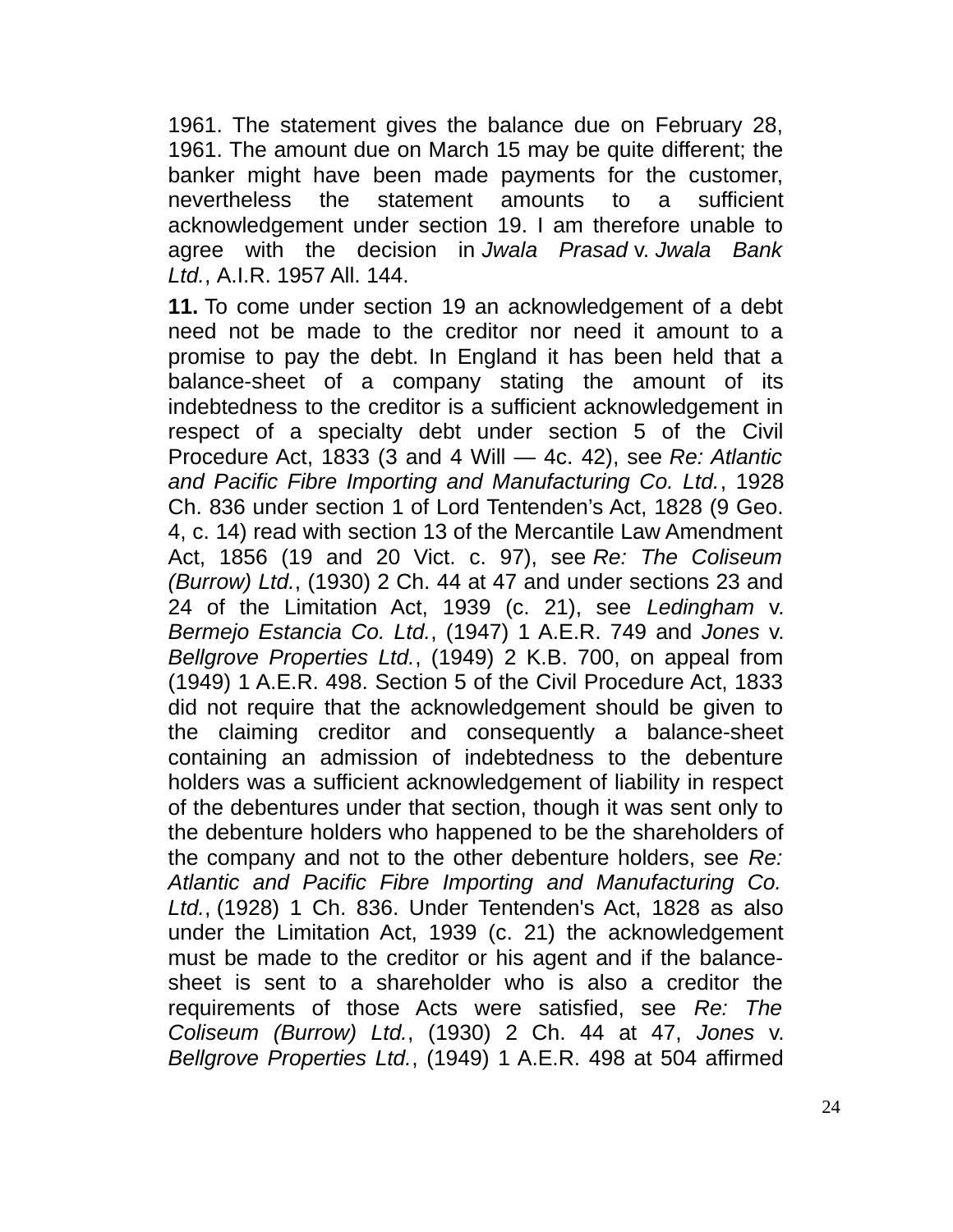1961. The statement gives the balance due on February 28, 1961. The amount due on March 15 may be quite different; the banker might have been made payments for the customer, nevertheless the statement amounts to a sufficient acknowledgement under section 19. I am therefore unable to agree with the decision in *Jwala Prasad* v. *Jwala Bank Ltd.*, A.I.R. 1957 All. 144.

**11.** To come under section 19 an acknowledgement of a debt need not be made to the creditor nor need it amount to a promise to pay the debt. In England it has been held that a balance-sheet of a company stating the amount of its indebtedness to the creditor is a sufficient acknowledgement in respect of a specialty debt under section 5 of the Civil Procedure Act, 1833 (3 and 4 Will — 4c. 42), see *Re: Atlantic and Pacific Fibre Importing and Manufacturing Co. Ltd.*, 1928 Ch. 836 under section 1 of Lord Tentenden's Act, 1828 (9 Geo. 4, c. 14) read with section 13 of the Mercantile Law Amendment Act, 1856 (19 and 20 Vict. c. 97), see *Re: The Coliseum (Burrow) Ltd.*, (1930) 2 Ch. 44 at 47 and under sections 23 and 24 of the Limitation Act, 1939 (c. 21), see *Ledingham* v. *Bermejo Estancia Co. Ltd.*, (1947) 1 A.E.R. 749 and *Jones* v. *Bellgrove Properties Ltd.*, (1949) 2 K.B. 700, on appeal from (1949) 1 A.E.R. 498. Section 5 of the Civil Procedure Act, 1833 did not require that the acknowledgement should be given to the claiming creditor and consequently a balance-sheet containing an admission of indebtedness to the debenture holders was a sufficient acknowledgement of liability in respect of the debentures under that section, though it was sent only to the debenture holders who happened to be the shareholders of the company and not to the other debenture holders, see *Re: Atlantic and Pacific Fibre Importing and Manufacturing Co. Ltd.*, (1928) 1 Ch. 836. Under Tentenden's Act, 1828 as also under the Limitation Act, 1939 (c. 21) the acknowledgement must be made to the creditor or his agent and if the balance-sheet is sent to a shareholder who is also a creditor the requirements of those Acts were satisfied, see *Re: The Coliseum (Burrow) Ltd.*, (1930) 2 Ch. 44 at 47, *Jones* v. *Bellgrove Properties Ltd.*, (1949) 1 A.E.R. 498 at 504 affirmed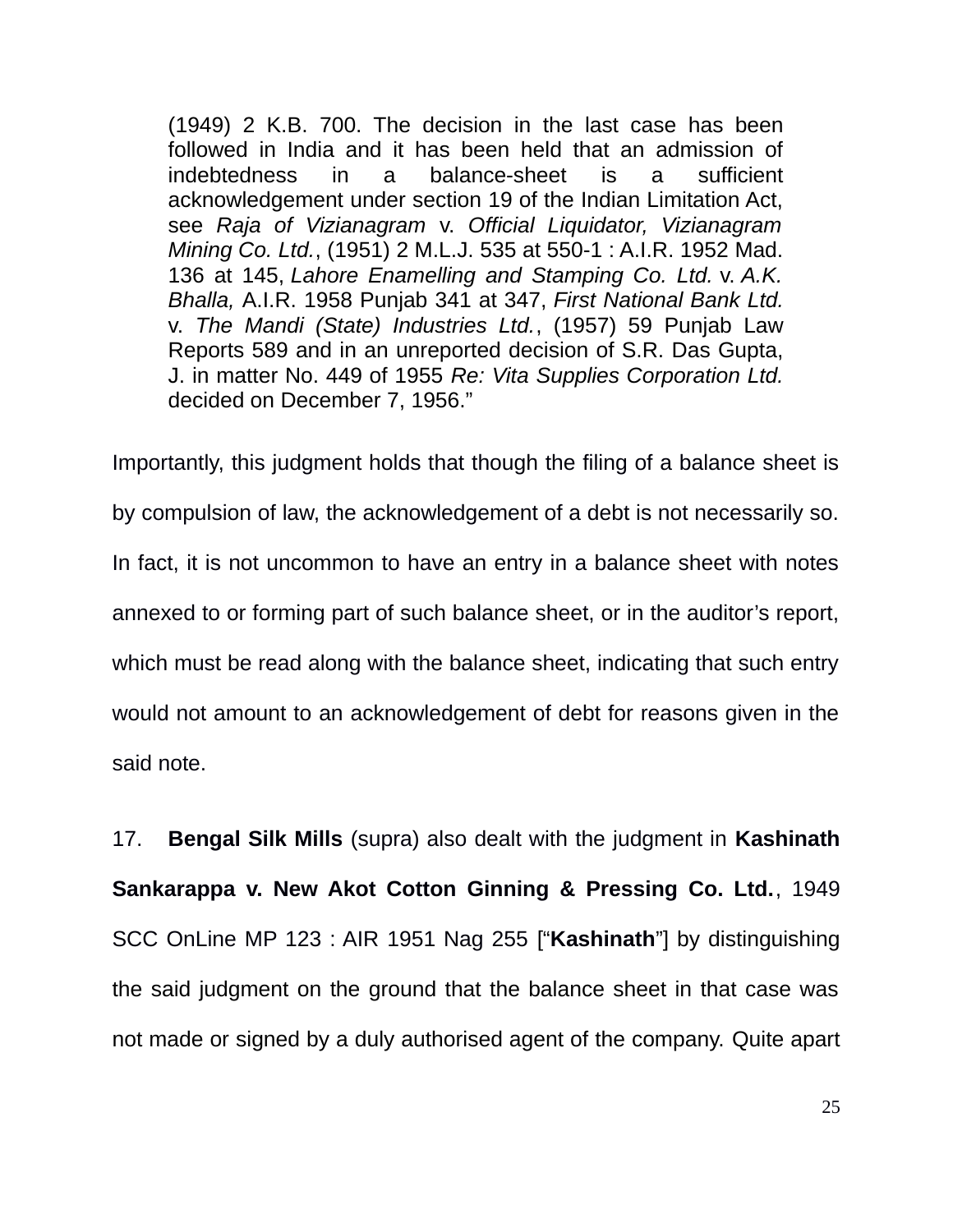> (1949) 2 K.B. 700. The decision in the last case has been followed in India and it has been held that an admission of indebtedness in a balance-sheet is a sufficient acknowledgement under section 19 of the Indian Limitation Act, see *Raja of Vizianagram* v. *Official Liquidator, Vizianagram Mining Co. Ltd.*, (1951) 2 M.L.J. 535 at 550-1 : A.I.R. 1952 Mad. 136 at 145, *Lahore Enamelling and Stamping Co. Ltd.* v. *A.K. Bhalla,* A.I.R. 1958 Punjab 341 at 347, *First National Bank Ltd.* v. *The Mandi (State) Industries Ltd.*, (1957) 59 Punjab Law Reports 589 and in an unreported decision of S.R. Das Gupta, J. in matter No. 449 of 1955 *Re: Vita Supplies Corporation Ltd.* decided on December 7, 1956."

Importantly, this judgment holds that though the filing of a balance sheet is by compulsion of law, the acknowledgement of a debt is not necessarily so. In fact, it is not uncommon to have an entry in a balance sheet with notes annexed to or forming part of such balance sheet, or in the auditor's report, which must be read along with the balance sheet, indicating that such entry would not amount to an acknowledgement of debt for reasons given in the said note.

17. **Bengal Silk Mills** (supra) also dealt with the judgment in **Kashinath Sankarappa v. New Akot Cotton Ginning & Pressing Co. Ltd.**, 1949 SCC OnLine MP 123 : AIR 1951 Nag 255 ["**Kashinath**"] by distinguishing the said judgment on the ground that the balance sheet in that case was not made or signed by a duly authorised agent of the company. Quite apart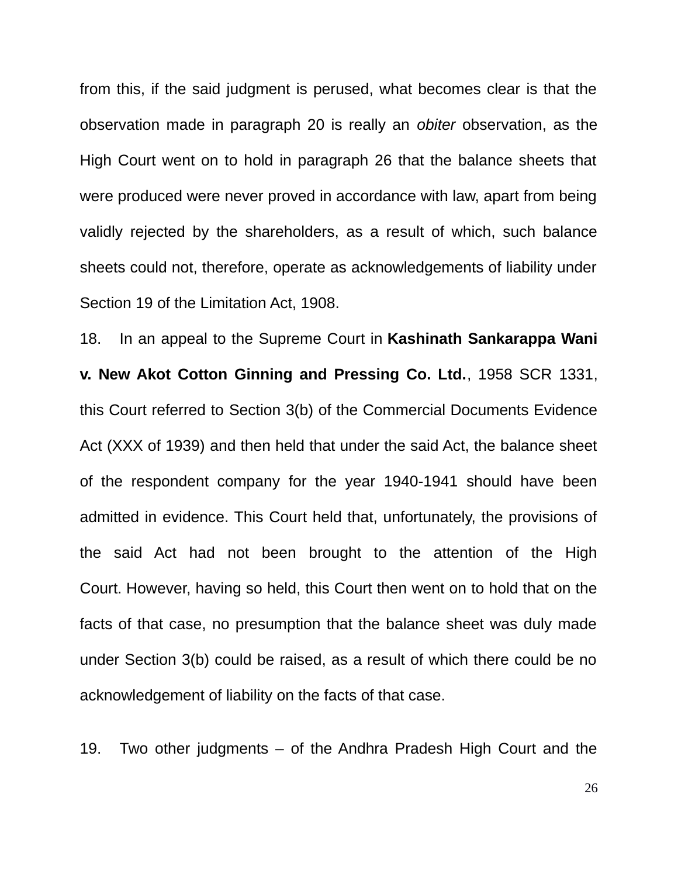from this, if the said judgment is perused, what becomes clear is that the observation made in paragraph 20 is really an *obiter* observation, as the High Court went on to hold in paragraph 26 that the balance sheets that were produced were never proved in accordance with law, apart from being validly rejected by the shareholders, as a result of which, such balance sheets could not, therefore, operate as acknowledgements of liability under Section 19 of the Limitation Act, 1908.

18. In an appeal to the Supreme Court in **Kashinath Sankarappa Wani v. New Akot Cotton Ginning and Pressing Co. Ltd.**, 1958 SCR 1331, this Court referred to Section 3(b) of the Commercial Documents Evidence Act (XXX of 1939) and then held that under the said Act, the balance sheet of the respondent company for the year 1940-1941 should have been admitted in evidence. This Court held that, unfortunately, the provisions of the said Act had not been brought to the attention of the High Court. However, having so held, this Court then went on to hold that on the facts of that case, no presumption that the balance sheet was duly made under Section 3(b) could be raised, as a result of which there could be no acknowledgement of liability on the facts of that case.

19. Two other judgments – of the Andhra Pradesh High Court and the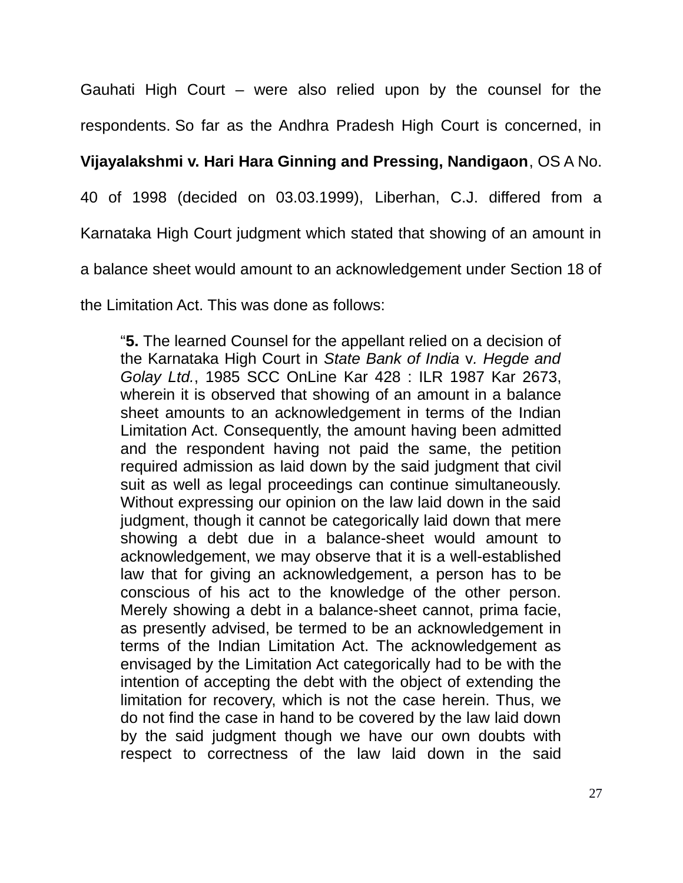Gauhati High Court – were also relied upon by the counsel for the respondents. So far as the Andhra Pradesh High Court is concerned, in **Vijayalakshmi v. Hari Hara Ginning and Pressing, Nandigaon**, OS A No. 40 of 1998 (decided on 03.03.1999), Liberhan, C.J. differed from a Karnataka High Court judgment which stated that showing of an amount in a balance sheet would amount to an acknowledgement under Section 18 of the Limitation Act. This was done as follows:

> "**5.** The learned Counsel for the appellant relied on a decision of the Karnataka High Court in *State Bank of India* v*. Hegde and Golay Ltd.*, 1985 SCC OnLine Kar 428 : ILR 1987 Kar 2673, wherein it is observed that showing of an amount in a balance sheet amounts to an acknowledgement in terms of the Indian Limitation Act. Consequently, the amount having been admitted and the respondent having not paid the same, the petition required admission as laid down by the said judgment that civil suit as well as legal proceedings can continue simultaneously. Without expressing our opinion on the law laid down in the said judgment, though it cannot be categorically laid down that mere showing a debt due in a balance-sheet would amount to acknowledgement, we may observe that it is a well-established law that for giving an acknowledgement, a person has to be conscious of his act to the knowledge of the other person. Merely showing a debt in a balance-sheet cannot, prima facie, as presently advised, be termed to be an acknowledgement in terms of the Indian Limitation Act. The acknowledgement as envisaged by the Limitation Act categorically had to be with the intention of accepting the debt with the object of extending the limitation for recovery, which is not the case herein. Thus, we do not find the case in hand to be covered by the law laid down by the said judgment though we have our own doubts with respect to correctness of the law laid down in the said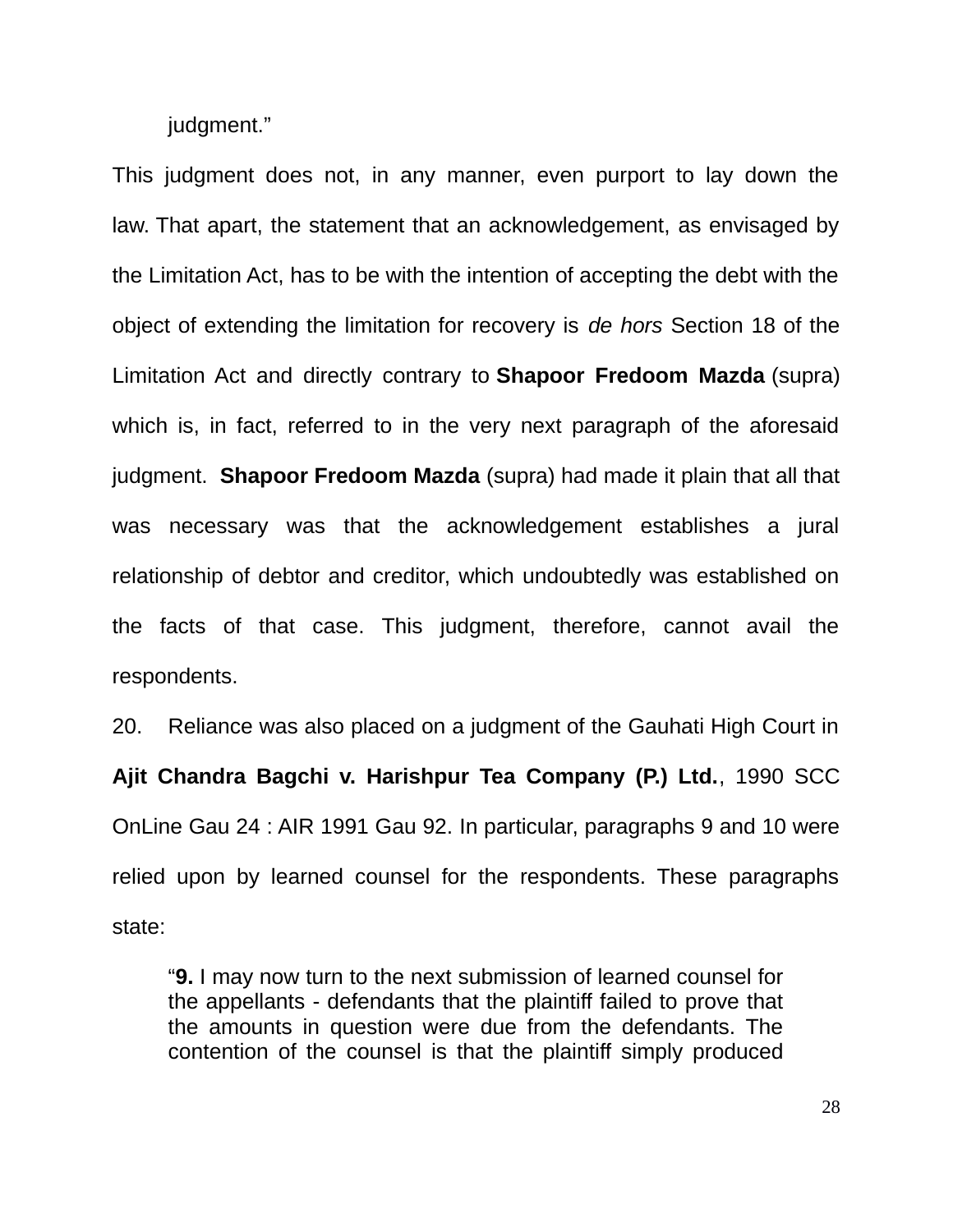judgment."

This judgment does not, in any manner, even purport to lay down the law. That apart, the statement that an acknowledgement, as envisaged by the Limitation Act, has to be with the intention of accepting the debt with the object of extending the limitation for recovery is *de hors* Section 18 of the Limitation Act and directly contrary to **Shapoor Fredoom Mazda** (supra) which is, in fact, referred to in the very next paragraph of the aforesaid judgment. **Shapoor Fredoom Mazda** (supra) had made it plain that all that was necessary was that the acknowledgement establishes a jural relationship of debtor and creditor, which undoubtedly was established on the facts of that case. This judgment, therefore, cannot avail the respondents.

20. Reliance was also placed on a judgment of the Gauhati High Court in **Ajit Chandra Bagchi v. Harishpur Tea Company (P.) Ltd.**, 1990 SCC OnLine Gau 24 : AIR 1991 Gau 92. In particular, paragraphs 9 and 10 were relied upon by learned counsel for the respondents. These paragraphs state:

> "**9.** I may now turn to the next submission of learned counsel for the appellants - defendants that the plaintiff failed to prove that the amounts in question were due from the defendants. The contention of the counsel is that the plaintiff simply produced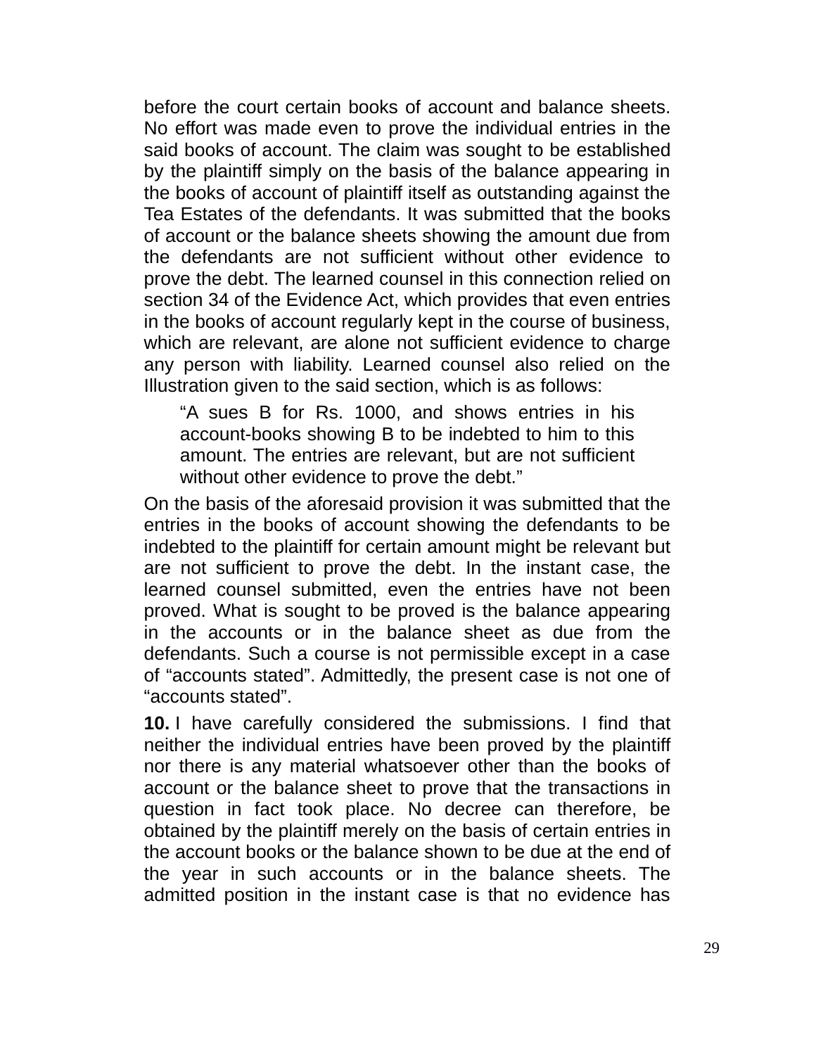before the court certain books of account and balance sheets. No effort was made even to prove the individual entries in the said books of account. The claim was sought to be established by the plaintiff simply on the basis of the balance appearing in the books of account of plaintiff itself as outstanding against the Tea Estates of the defendants. It was submitted that the books of account or the balance sheets showing the amount due from the defendants are not sufficient without other evidence to prove the debt. The learned counsel in this connection relied on section 34 of the Evidence Act, which provides that even entries in the books of account regularly kept in the course of business, which are relevant, are alone not sufficient evidence to charge any person with liability. Learned counsel also relied on the Illustration given to the said section, which is as follows:

> "A sues B for Rs. 1000, and shows entries in his account-books showing B to be indebted to him to this amount. The entries are relevant, but are not sufficient without other evidence to prove the debt."

On the basis of the aforesaid provision it was submitted that the entries in the books of account showing the defendants to be indebted to the plaintiff for certain amount might be relevant but are not sufficient to prove the debt. In the instant case, the learned counsel submitted, even the entries have not been proved. What is sought to be proved is the balance appearing in the accounts or in the balance sheet as due from the defendants. Such a course is not permissible except in a case of "accounts stated". Admittedly, the present case is not one of "accounts stated".

**10.** I have carefully considered the submissions. I find that neither the individual entries have been proved by the plaintiff nor there is any material whatsoever other than the books of account or the balance sheet to prove that the transactions in question in fact took place. No decree can therefore, be obtained by the plaintiff merely on the basis of certain entries in the account books or the balance shown to be due at the end of the year in such accounts or in the balance sheets. The admitted position in the instant case is that no evidence has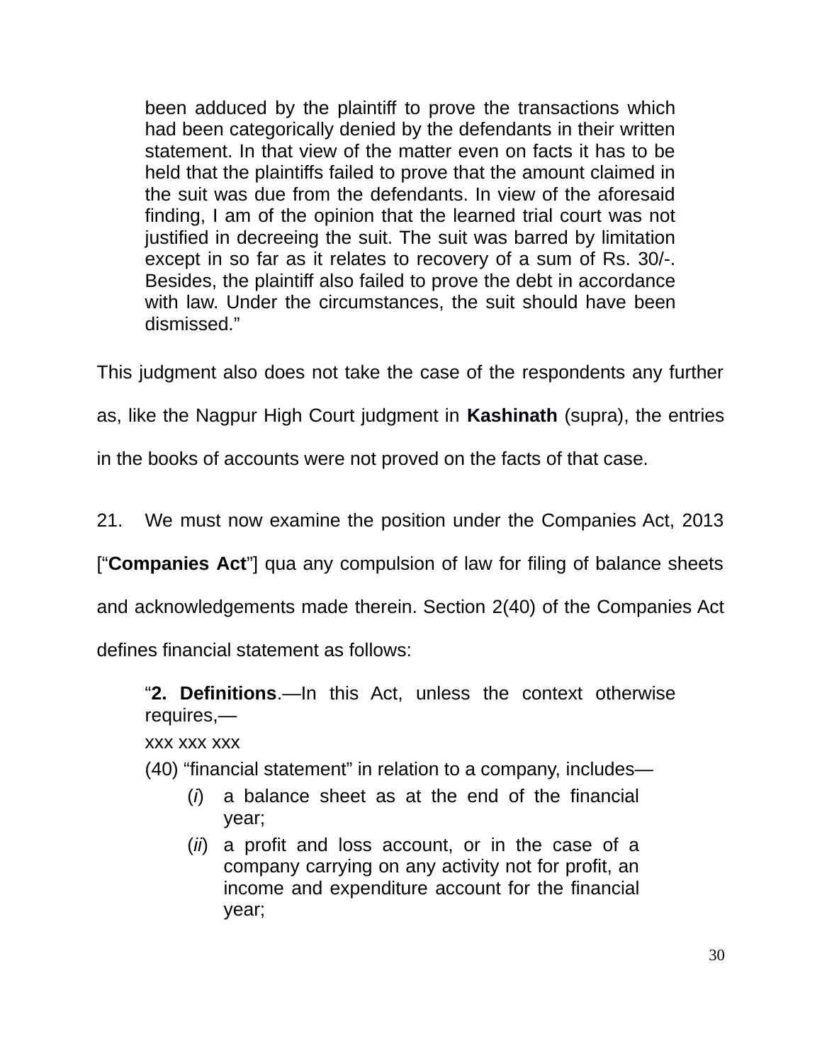> been adduced by the plaintiff to prove the transactions which had been categorically denied by the defendants in their written statement. In that view of the matter even on facts it has to be held that the plaintiffs failed to prove that the amount claimed in the suit was due from the defendants. In view of the aforesaid finding, I am of the opinion that the learned trial court was not justified in decreeing the suit. The suit was barred by limitation except in so far as it relates to recovery of a sum of Rs. 30/-. Besides, the plaintiff also failed to prove the debt in accordance with law. Under the circumstances, the suit should have been dismissed."

This judgment also does not take the case of the respondents any further as, like the Nagpur High Court judgment in **Kashinath** (supra), the entries in the books of accounts were not proved on the facts of that case.

21. We must now examine the position under the Companies Act, 2013 ["**Companies Act**"] qua any compulsion of law for filing of balance sheets and acknowledgements made therein. Section 2(40) of the Companies Act defines financial statement as follows:

> "**2. Definitions**.—In this Act, unless the context otherwise requires,—
>
> xxx xxx xxx
>
> (40) "financial statement" in relation to a company, includes—
>
> (*i*) a balance sheet as at the end of the financial year;
>
> (*ii*) a profit and loss account, or in the case of a company carrying on any activity not for profit, an income and expenditure account for the financial year;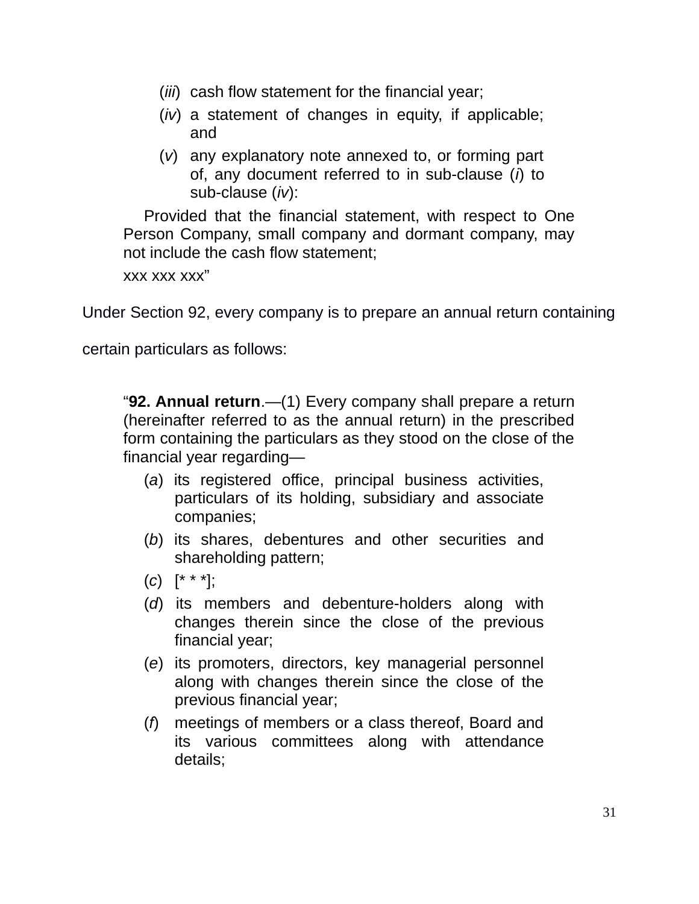(*iii*) cash flow statement for the financial year;

(*iv*) a statement of changes in equity, if applicable; and

(*v*) any explanatory note annexed to, or forming part of, any document referred to in sub-clause (*i*) to sub-clause (*iv*):

Provided that the financial statement, with respect to One Person Company, small company and dormant company, may not include the cash flow statement;

xxx xxx xxx"

Under Section 92, every company is to prepare an annual return containing certain particulars as follows:

> "**92. Annual return**.—(1) Every company shall prepare a return (hereinafter referred to as the annual return) in the prescribed form containing the particulars as they stood on the close of the financial year regarding—
>
> (*a*) its registered office, principal business activities, particulars of its holding, subsidiary and associate companies;
>
> (*b*) its shares, debentures and other securities and shareholding pattern;
>
> (*c*) [* * *];
>
> (*d*) its members and debenture-holders along with changes therein since the close of the previous financial year;
>
> (*e*) its promoters, directors, key managerial personnel along with changes therein since the close of the previous financial year;
>
> (*f*) meetings of members or a class thereof, Board and its various committees along with attendance details;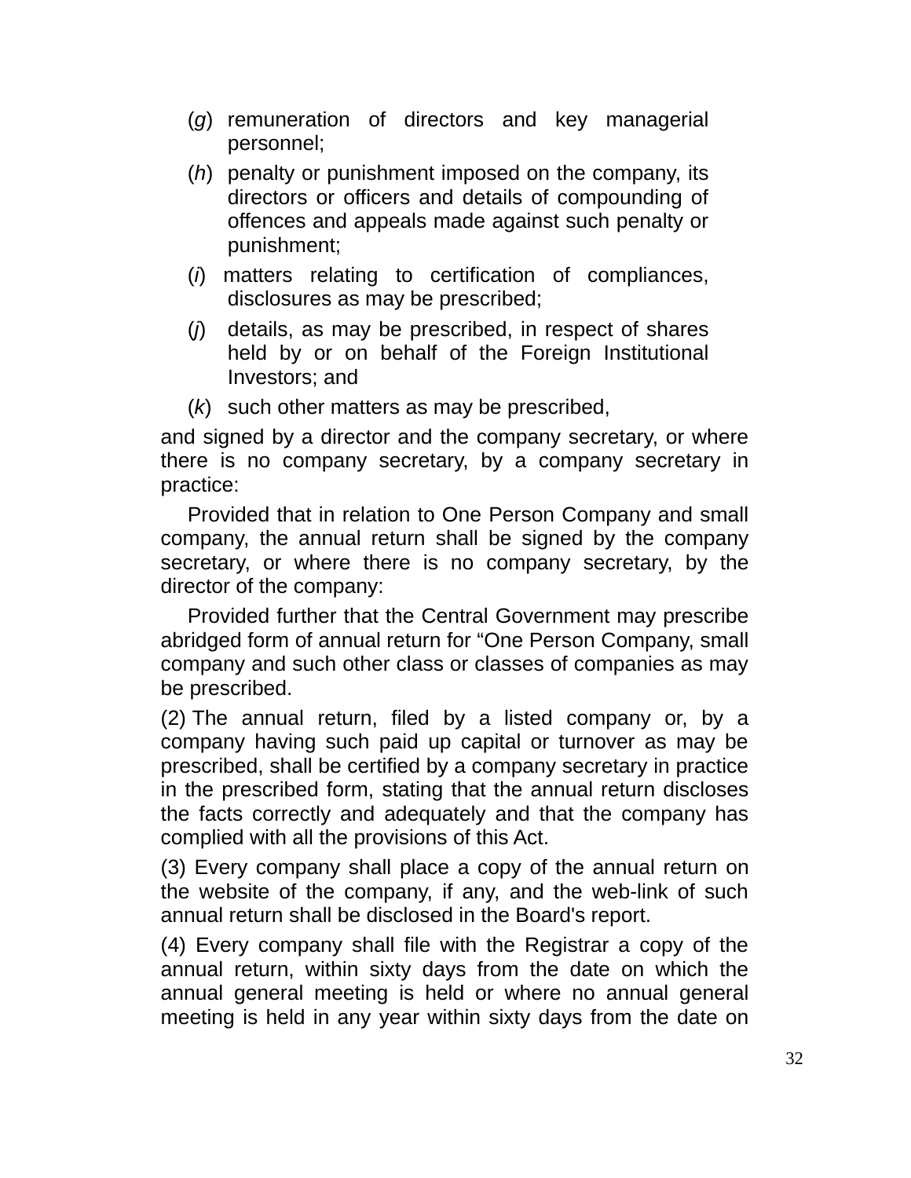(*g*) remuneration of directors and key managerial personnel;

(*h*) penalty or punishment imposed on the company, its directors or officers and details of compounding of offences and appeals made against such penalty or punishment;

(*i*) matters relating to certification of compliances, disclosures as may be prescribed;

(*j*) details, as may be prescribed, in respect of shares held by or on behalf of the Foreign Institutional Investors; and

(*k*) such other matters as may be prescribed,

and signed by a director and the company secretary, or where there is no company secretary, by a company secretary in practice:

Provided that in relation to One Person Company and small company, the annual return shall be signed by the company secretary, or where there is no company secretary, by the director of the company:

Provided further that the Central Government may prescribe abridged form of annual return for "One Person Company, small company and such other class or classes of companies as may be prescribed.

(2) The annual return, filed by a listed company or, by a company having such paid up capital or turnover as may be prescribed, shall be certified by a company secretary in practice in the prescribed form, stating that the annual return discloses the facts correctly and adequately and that the company has complied with all the provisions of this Act.

(3) Every company shall place a copy of the annual return on the website of the company, if any, and the web-link of such annual return shall be disclosed in the Board's report.

(4) Every company shall file with the Registrar a copy of the annual return, within sixty days from the date on which the annual general meeting is held or where no annual general meeting is held in any year within sixty days from the date on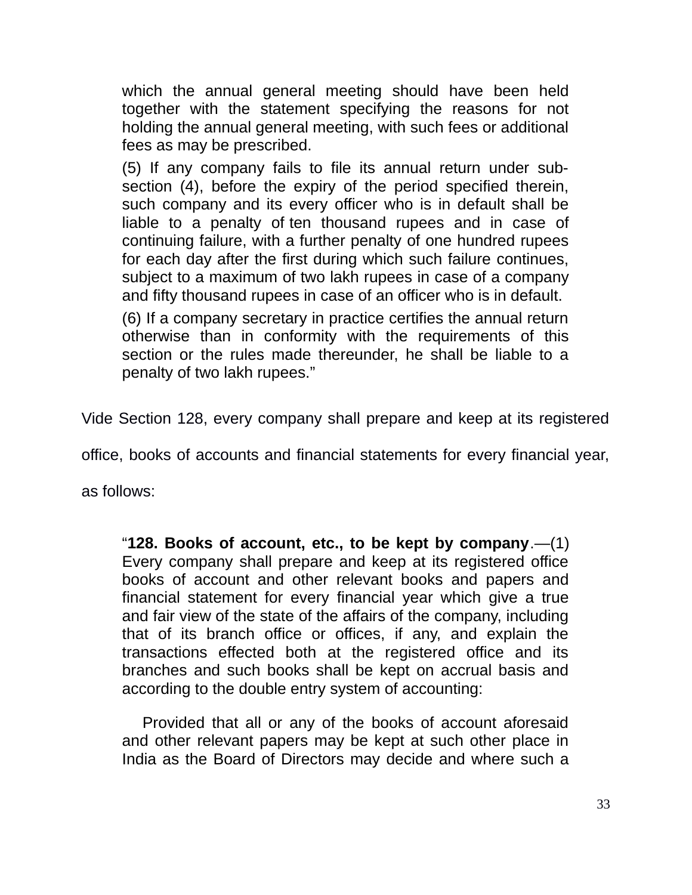> which the annual general meeting should have been held together with the statement specifying the reasons for not holding the annual general meeting, with such fees or additional fees as may be prescribed.
>
> (5) If any company fails to file its annual return under sub-section (4), before the expiry of the period specified therein, such company and its every officer who is in default shall be liable to a penalty of ten thousand rupees and in case of continuing failure, with a further penalty of one hundred rupees for each day after the first during which such failure continues, subject to a maximum of two lakh rupees in case of a company and fifty thousand rupees in case of an officer who is in default.
>
> (6) If a company secretary in practice certifies the annual return otherwise than in conformity with the requirements of this section or the rules made thereunder, he shall be liable to a penalty of two lakh rupees."

Vide Section 128, every company shall prepare and keep at its registered office, books of accounts and financial statements for every financial year, as follows:

> "**128. Books of account, etc., to be kept by company**.—(1) Every company shall prepare and keep at its registered office books of account and other relevant books and papers and financial statement for every financial year which give a true and fair view of the state of the affairs of the company, including that of its branch office or offices, if any, and explain the transactions effected both at the registered office and its branches and such books shall be kept on accrual basis and according to the double entry system of accounting:
>
> Provided that all or any of the books of account aforesaid and other relevant papers may be kept at such other place in India as the Board of Directors may decide and where such a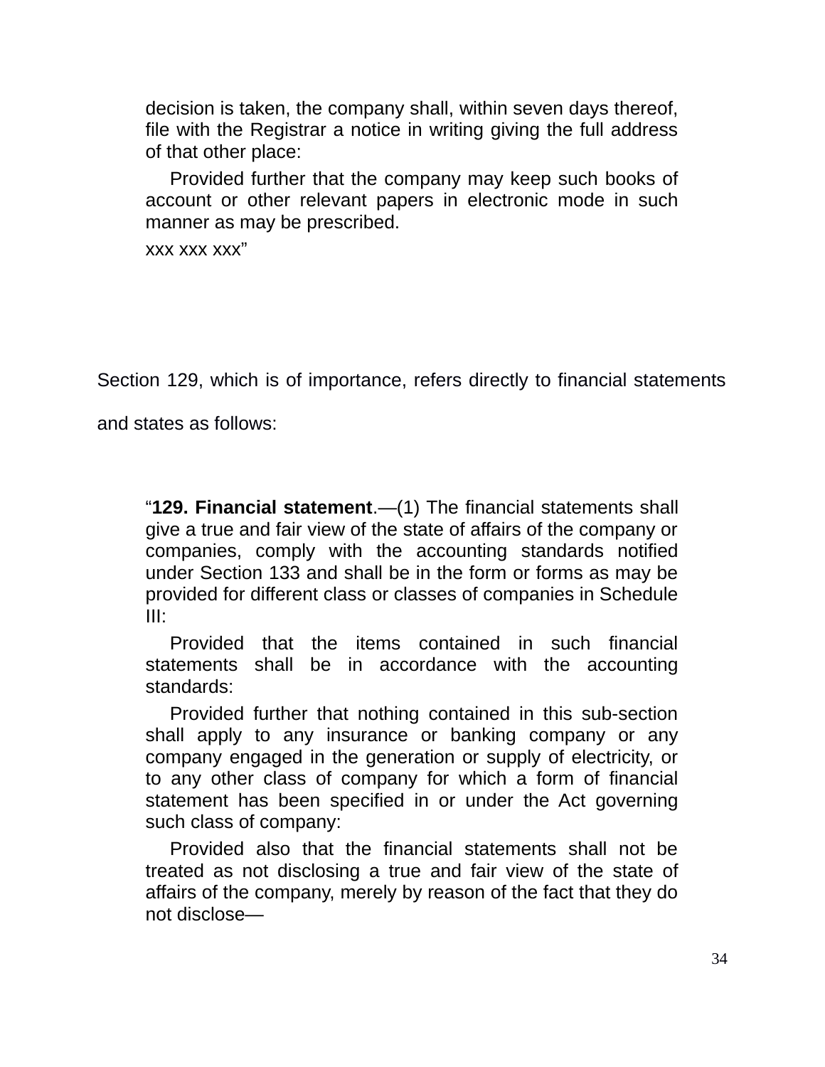decision is taken, the company shall, within seven days thereof, file with the Registrar a notice in writing giving the full address of that other place:

Provided further that the company may keep such books of account or other relevant papers in electronic mode in such manner as may be prescribed.

xxx xxx xxx"

Section 129, which is of importance, refers directly to financial statements and states as follows:

"**129. Financial statement**.—(1) The financial statements shall give a true and fair view of the state of affairs of the company or companies, comply with the accounting standards notified under Section 133 and shall be in the form or forms as may be provided for different class or classes of companies in Schedule III:

Provided that the items contained in such financial statements shall be in accordance with the accounting standards:

Provided further that nothing contained in this sub-section shall apply to any insurance or banking company or any company engaged in the generation or supply of electricity, or to any other class of company for which a form of financial statement has been specified in or under the Act governing such class of company:

Provided also that the financial statements shall not be treated as not disclosing a true and fair view of the state of affairs of the company, merely by reason of the fact that they do not disclose—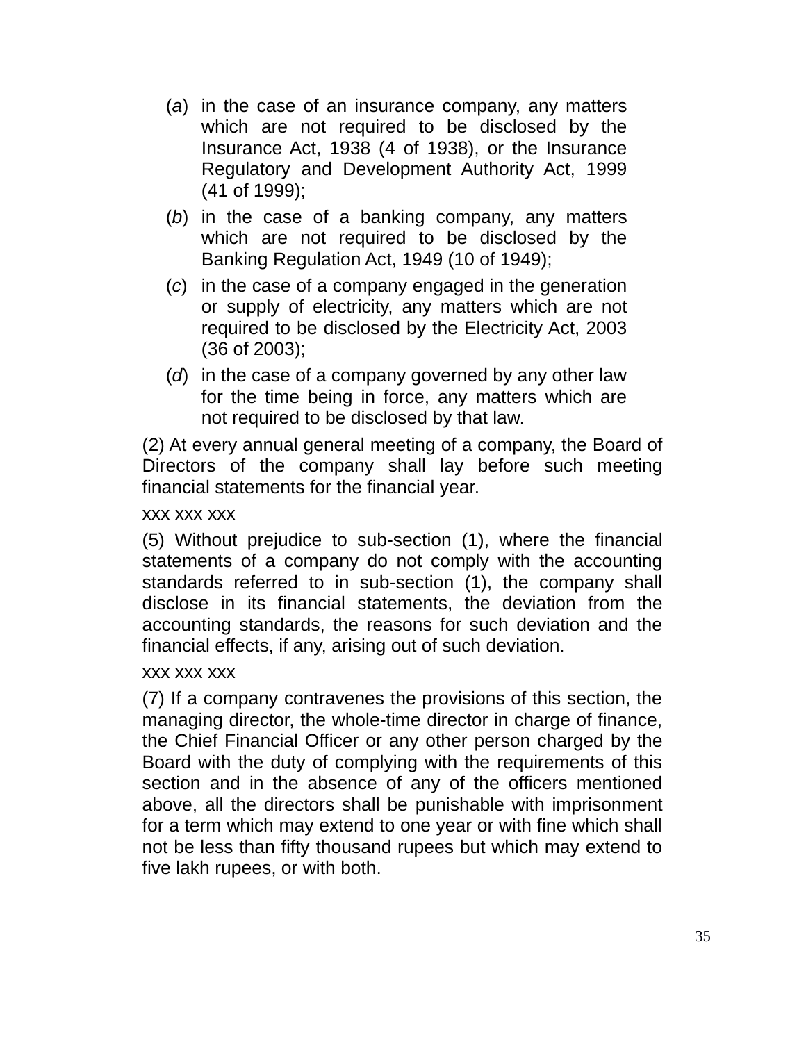(*a*) in the case of an insurance company, any matters which are not required to be disclosed by the Insurance Act, 1938 (4 of 1938), or the Insurance Regulatory and Development Authority Act, 1999 (41 of 1999);

(*b*) in the case of a banking company, any matters which are not required to be disclosed by the Banking Regulation Act, 1949 (10 of 1949);

(*c*) in the case of a company engaged in the generation or supply of electricity, any matters which are not required to be disclosed by the Electricity Act, 2003 (36 of 2003);

(*d*) in the case of a company governed by any other law for the time being in force, any matters which are not required to be disclosed by that law.

(2) At every annual general meeting of a company, the Board of Directors of the company shall lay before such meeting financial statements for the financial year.

xxx xxx xxx

(5) Without prejudice to sub-section (1), where the financial statements of a company do not comply with the accounting standards referred to in sub-section (1), the company shall disclose in its financial statements, the deviation from the accounting standards, the reasons for such deviation and the financial effects, if any, arising out of such deviation.

xxx xxx xxx

(7) If a company contravenes the provisions of this section, the managing director, the whole-time director in charge of finance, the Chief Financial Officer or any other person charged by the Board with the duty of complying with the requirements of this section and in the absence of any of the officers mentioned above, all the directors shall be punishable with imprisonment for a term which may extend to one year or with fine which shall not be less than fifty thousand rupees but which may extend to five lakh rupees, or with both.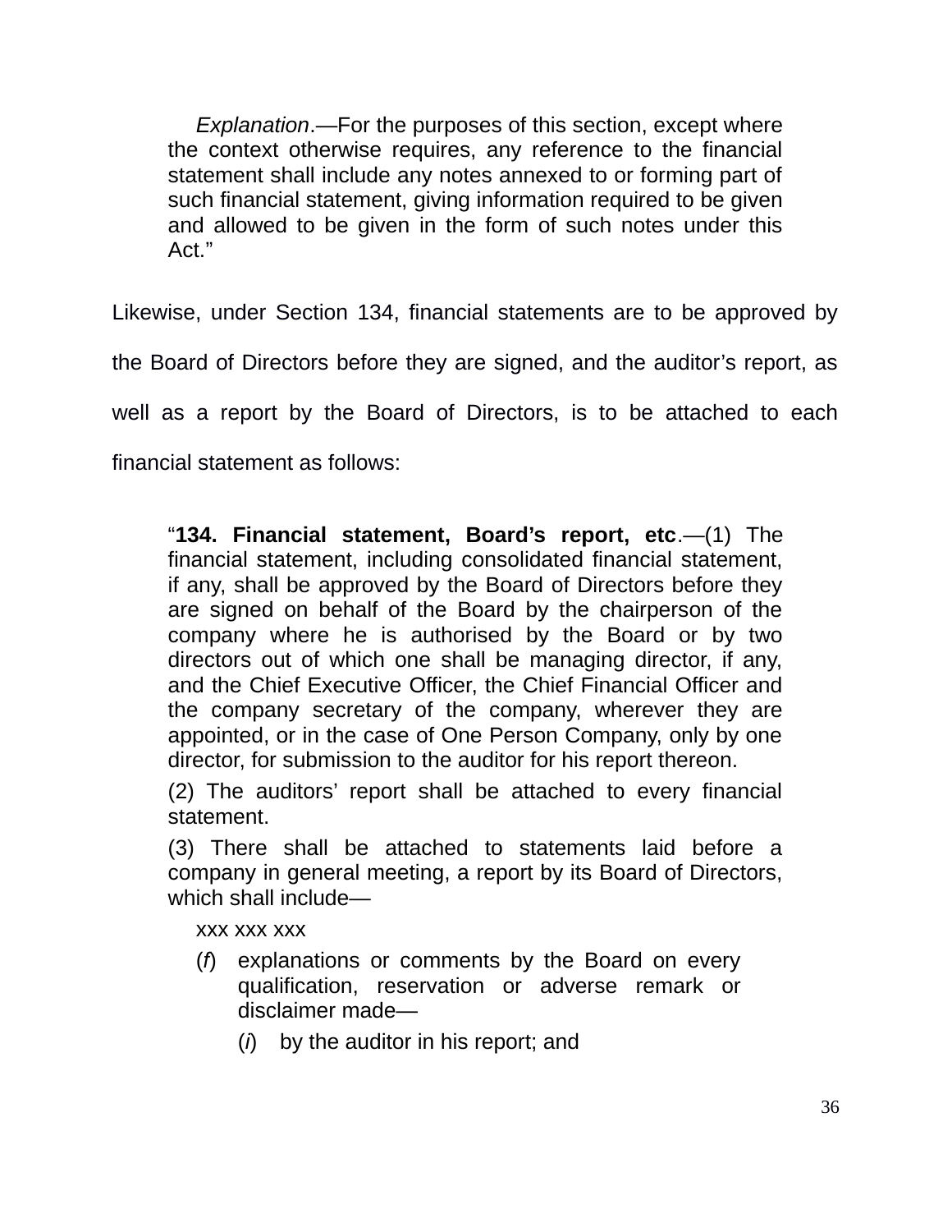> *Explanation*.—For the purposes of this section, except where the context otherwise requires, any reference to the financial statement shall include any notes annexed to or forming part of such financial statement, giving information required to be given and allowed to be given in the form of such notes under this Act."

Likewise, under Section 134, financial statements are to be approved by the Board of Directors before they are signed, and the auditor's report, as well as a report by the Board of Directors, is to be attached to each financial statement as follows:

> "**134. Financial statement, Board's report, etc**.—(1) The financial statement, including consolidated financial statement, if any, shall be approved by the Board of Directors before they are signed on behalf of the Board by the chairperson of the company where he is authorised by the Board or by two directors out of which one shall be managing director, if any, and the Chief Executive Officer, the Chief Financial Officer and the company secretary of the company, wherever they are appointed, or in the case of One Person Company, only by one director, for submission to the auditor for his report thereon.
>
> (2) The auditors' report shall be attached to every financial statement.
>
> (3) There shall be attached to statements laid before a company in general meeting, a report by its Board of Directors, which shall include—
>
> xxx xxx xxx
>
> (*f*) explanations or comments by the Board on every qualification, reservation or adverse remark or disclaimer made—
>
> (*i*) by the auditor in his report; and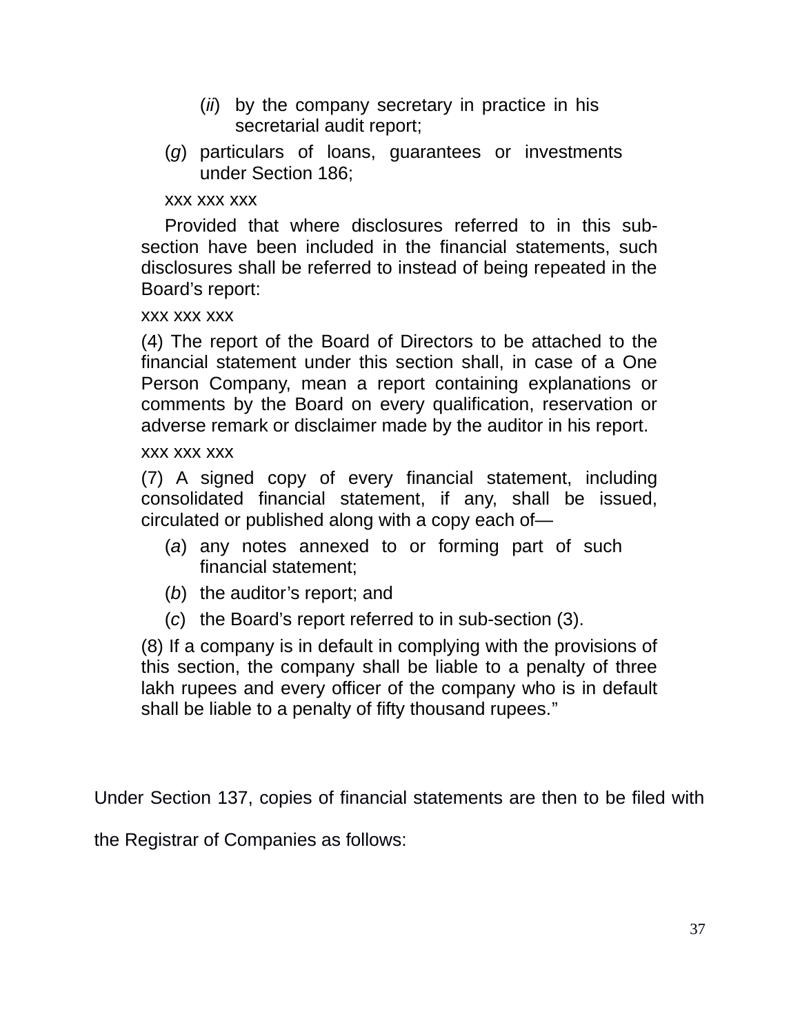(*ii*) by the company secretary in practice in his secretarial audit report;

(*g*) particulars of loans, guarantees or investments under Section 186;

xxx xxx xxx

Provided that where disclosures referred to in this sub-section have been included in the financial statements, such disclosures shall be referred to instead of being repeated in the Board's report:

xxx xxx xxx

(4) The report of the Board of Directors to be attached to the financial statement under this section shall, in case of a One Person Company, mean a report containing explanations or comments by the Board on every qualification, reservation or adverse remark or disclaimer made by the auditor in his report.

xxx xxx xxx

(7) A signed copy of every financial statement, including consolidated financial statement, if any, shall be issued, circulated or published along with a copy each of—

(*a*) any notes annexed to or forming part of such financial statement;

(*b*) the auditor's report; and

(*c*) the Board's report referred to in sub-section (3).

(8) If a company is in default in complying with the provisions of this section, the company shall be liable to a penalty of three lakh rupees and every officer of the company who is in default shall be liable to a penalty of fifty thousand rupees."

Under Section 137, copies of financial statements are then to be filed with the Registrar of Companies as follows: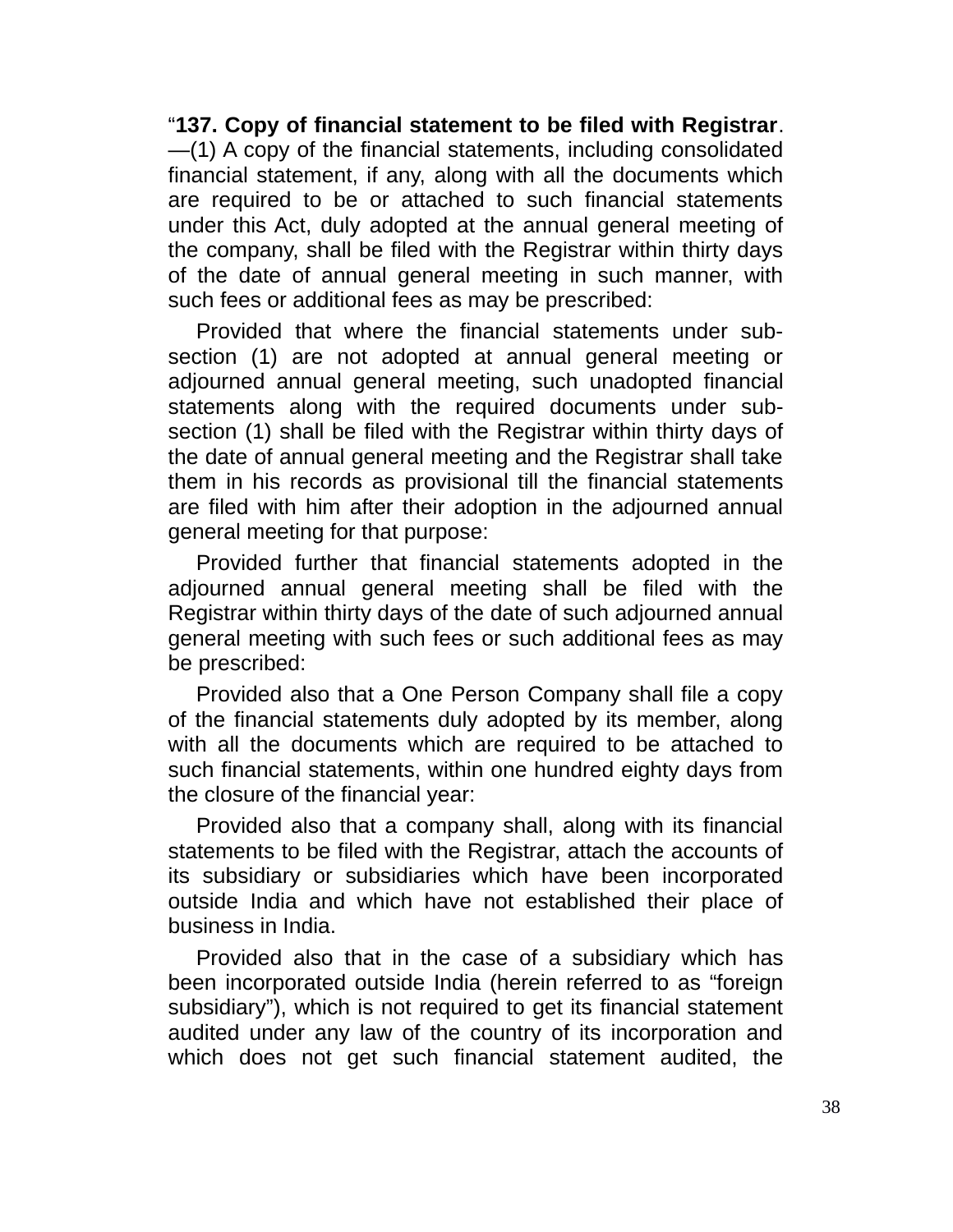"**137. Copy of financial statement to be filed with Registrar**.—(1) A copy of the financial statements, including consolidated financial statement, if any, along with all the documents which are required to be or attached to such financial statements under this Act, duly adopted at the annual general meeting of the company, shall be filed with the Registrar within thirty days of the date of annual general meeting in such manner, with such fees or additional fees as may be prescribed:

Provided that where the financial statements under sub-section (1) are not adopted at annual general meeting or adjourned annual general meeting, such unadopted financial statements along with the required documents under sub-section (1) shall be filed with the Registrar within thirty days of the date of annual general meeting and the Registrar shall take them in his records as provisional till the financial statements are filed with him after their adoption in the adjourned annual general meeting for that purpose:

Provided further that financial statements adopted in the adjourned annual general meeting shall be filed with the Registrar within thirty days of the date of such adjourned annual general meeting with such fees or such additional fees as may be prescribed:

Provided also that a One Person Company shall file a copy of the financial statements duly adopted by its member, along with all the documents which are required to be attached to such financial statements, within one hundred eighty days from the closure of the financial year:

Provided also that a company shall, along with its financial statements to be filed with the Registrar, attach the accounts of its subsidiary or subsidiaries which have been incorporated outside India and which have not established their place of business in India.

Provided also that in the case of a subsidiary which has been incorporated outside India (herein referred to as "foreign subsidiary"), which is not required to get its financial statement audited under any law of the country of its incorporation and which does not get such financial statement audited, the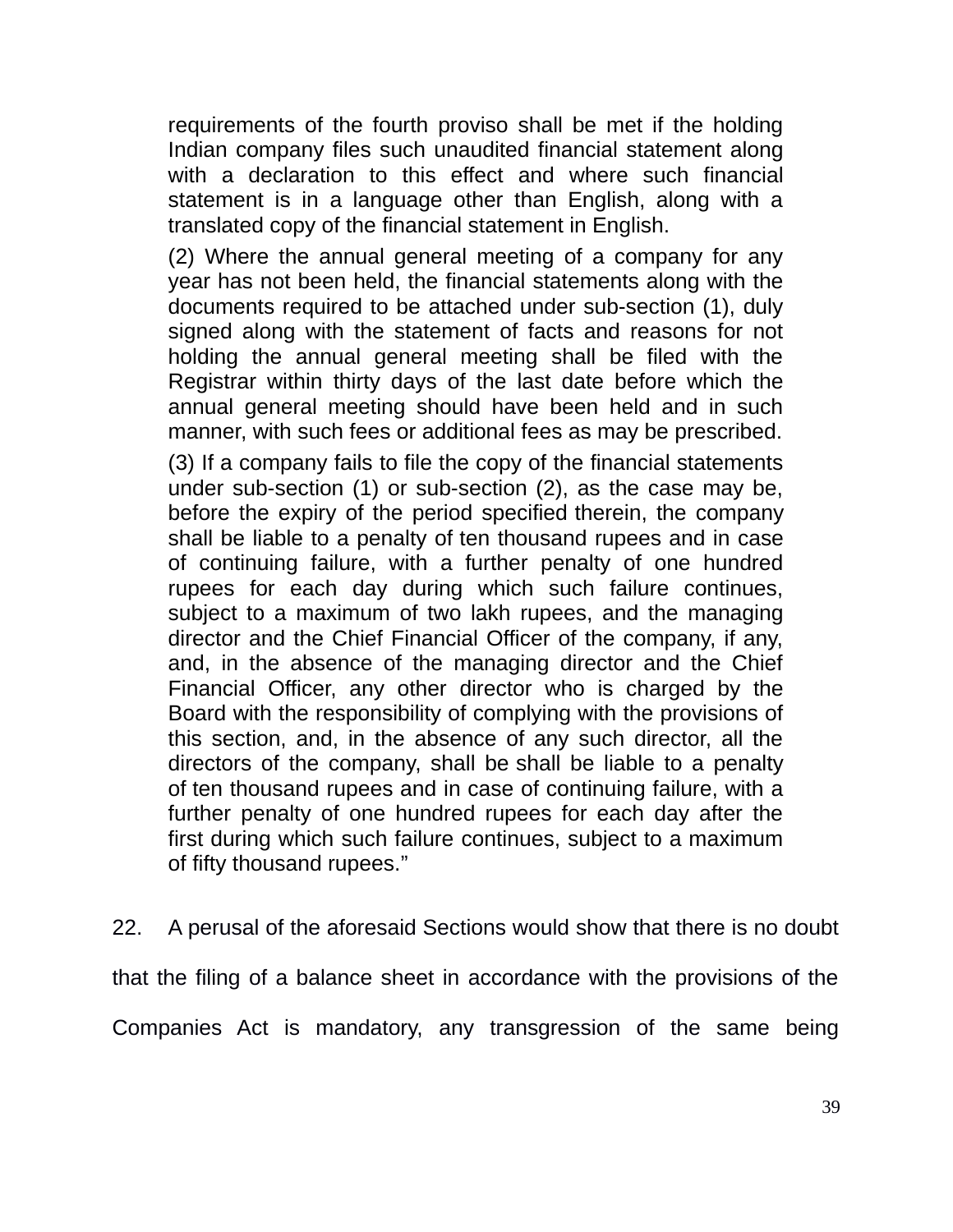> requirements of the fourth proviso shall be met if the holding Indian company files such unaudited financial statement along with a declaration to this effect and where such financial statement is in a language other than English, along with a translated copy of the financial statement in English.
>
> (2) Where the annual general meeting of a company for any year has not been held, the financial statements along with the documents required to be attached under sub-section (1), duly signed along with the statement of facts and reasons for not holding the annual general meeting shall be filed with the Registrar within thirty days of the last date before which the annual general meeting should have been held and in such manner, with such fees or additional fees as may be prescribed.
>
> (3) If a company fails to file the copy of the financial statements under sub-section (1) or sub-section (2), as the case may be, before the expiry of the period specified therein, the company shall be liable to a penalty of ten thousand rupees and in case of continuing failure, with a further penalty of one hundred rupees for each day during which such failure continues, subject to a maximum of two lakh rupees, and the managing director and the Chief Financial Officer of the company, if any, and, in the absence of the managing director and the Chief Financial Officer, any other director who is charged by the Board with the responsibility of complying with the provisions of this section, and, in the absence of any such director, all the directors of the company, shall be shall be liable to a penalty of ten thousand rupees and in case of continuing failure, with a further penalty of one hundred rupees for each day after the first during which such failure continues, subject to a maximum of fifty thousand rupees."

22. A perusal of the aforesaid Sections would show that there is no doubt that the filing of a balance sheet in accordance with the provisions of the Companies Act is mandatory, any transgression of the same being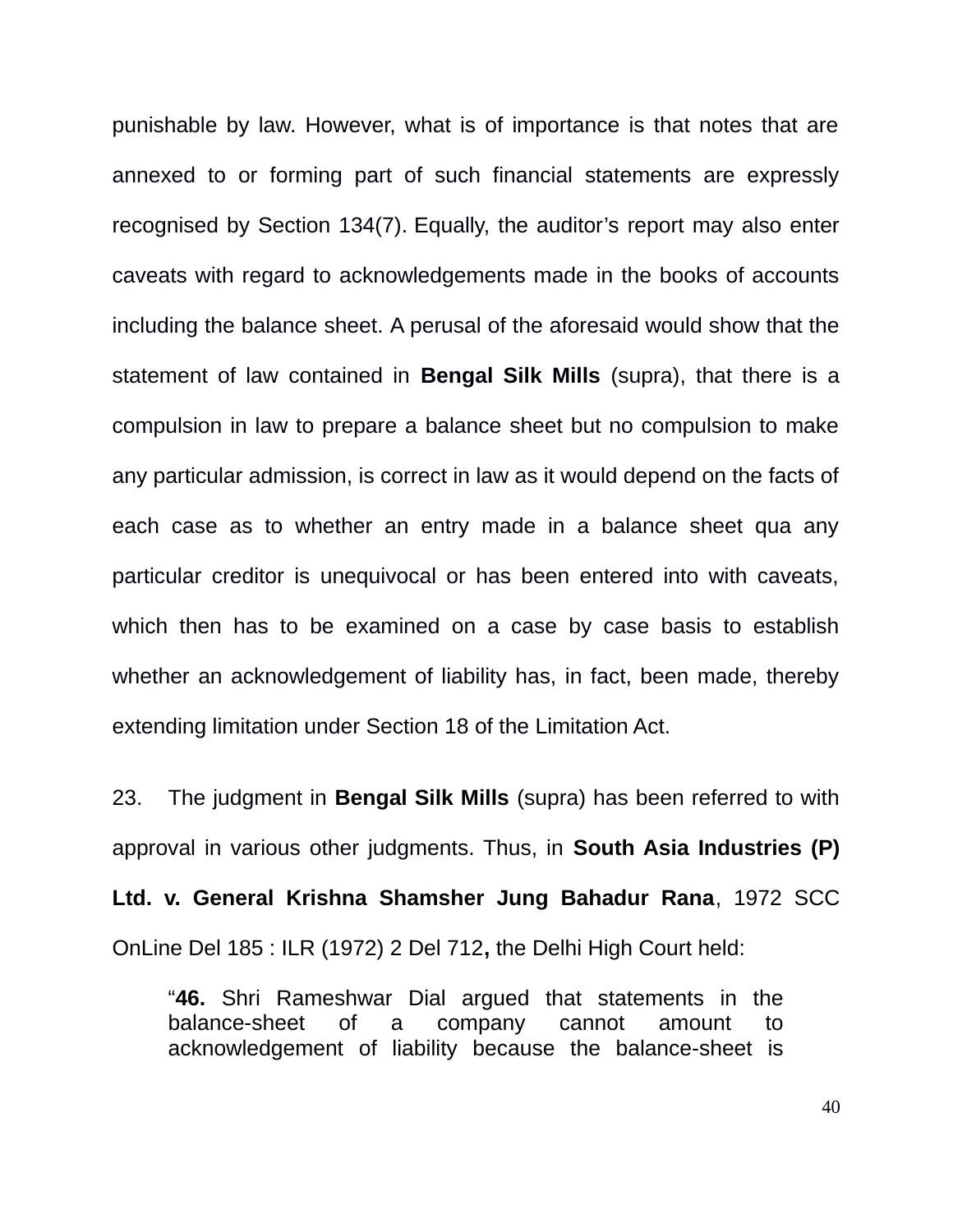punishable by law. However, what is of importance is that notes that are annexed to or forming part of such financial statements are expressly recognised by Section 134(7). Equally, the auditor's report may also enter caveats with regard to acknowledgements made in the books of accounts including the balance sheet. A perusal of the aforesaid would show that the statement of law contained in **Bengal Silk Mills** (supra), that there is a compulsion in law to prepare a balance sheet but no compulsion to make any particular admission, is correct in law as it would depend on the facts of each case as to whether an entry made in a balance sheet qua any particular creditor is unequivocal or has been entered into with caveats, which then has to be examined on a case by case basis to establish whether an acknowledgement of liability has, in fact, been made, thereby extending limitation under Section 18 of the Limitation Act.

23. The judgment in **Bengal Silk Mills** (supra) has been referred to with approval in various other judgments. Thus, in **South Asia Industries (P) Ltd. v. General Krishna Shamsher Jung Bahadur Rana**, 1972 SCC OnLine Del 185 : ILR (1972) 2 Del 712**,** the Delhi High Court held:

> "**46.** Shri Rameshwar Dial argued that statements in the balance-sheet of a company cannot amount to acknowledgement of liability because the balance-sheet is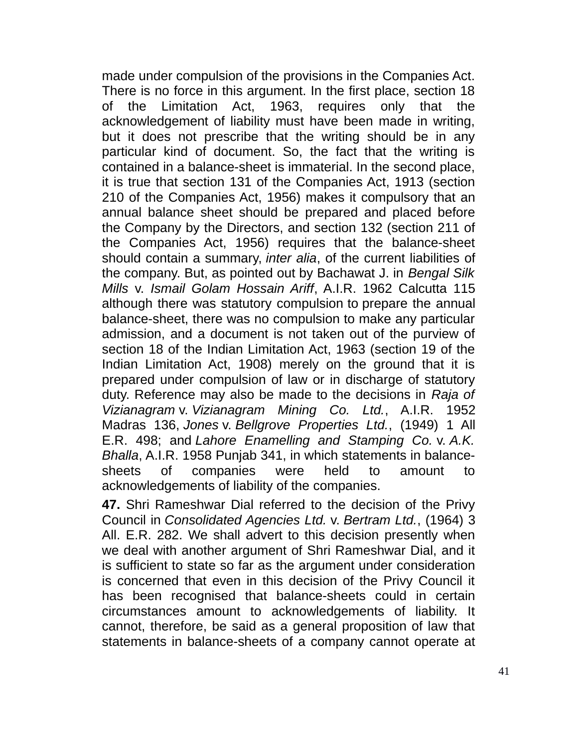made under compulsion of the provisions in the Companies Act. There is no force in this argument. In the first place, section 18 of the Limitation Act, 1963, requires only that the acknowledgement of liability must have been made in writing, but it does not prescribe that the writing should be in any particular kind of document. So, the fact that the writing is contained in a balance-sheet is immaterial. In the second place, it is true that section 131 of the Companies Act, 1913 (section 210 of the Companies Act, 1956) makes it compulsory that an annual balance sheet should be prepared and placed before the Company by the Directors, and section 132 (section 211 of the Companies Act, 1956) requires that the balance-sheet should contain a summary, *inter alia*, of the current liabilities of the company. But, as pointed out by Bachawat J. in *Bengal Silk Mills* v. *Ismail Golam Hossain Ariff*, A.I.R. 1962 Calcutta 115 although there was statutory compulsion to prepare the annual balance-sheet, there was no compulsion to make any particular admission, and a document is not taken out of the purview of section 18 of the Indian Limitation Act, 1963 (section 19 of the Indian Limitation Act, 1908) merely on the ground that it is prepared under compulsion of law or in discharge of statutory duty. Reference may also be made to the decisions in *Raja of Vizianagram* v. *Vizianagram Mining Co. Ltd.*, A.I.R. 1952 Madras 136, *Jones* v. *Bellgrove Properties Ltd.*, (1949) 1 All E.R. 498; and *Lahore Enamelling and Stamping Co.* v. *A.K. Bhalla*, A.I.R. 1958 Punjab 341, in which statements in balance-sheets of companies were held to amount to acknowledgements of liability of the companies.

**47.** Shri Rameshwar Dial referred to the decision of the Privy Council in *Consolidated Agencies Ltd.* v. *Bertram Ltd.*, (1964) 3 All. E.R. 282. We shall advert to this decision presently when we deal with another argument of Shri Rameshwar Dial, and it is sufficient to state so far as the argument under consideration is concerned that even in this decision of the Privy Council it has been recognised that balance-sheets could in certain circumstances amount to acknowledgements of liability. It cannot, therefore, be said as a general proposition of law that statements in balance-sheets of a company cannot operate at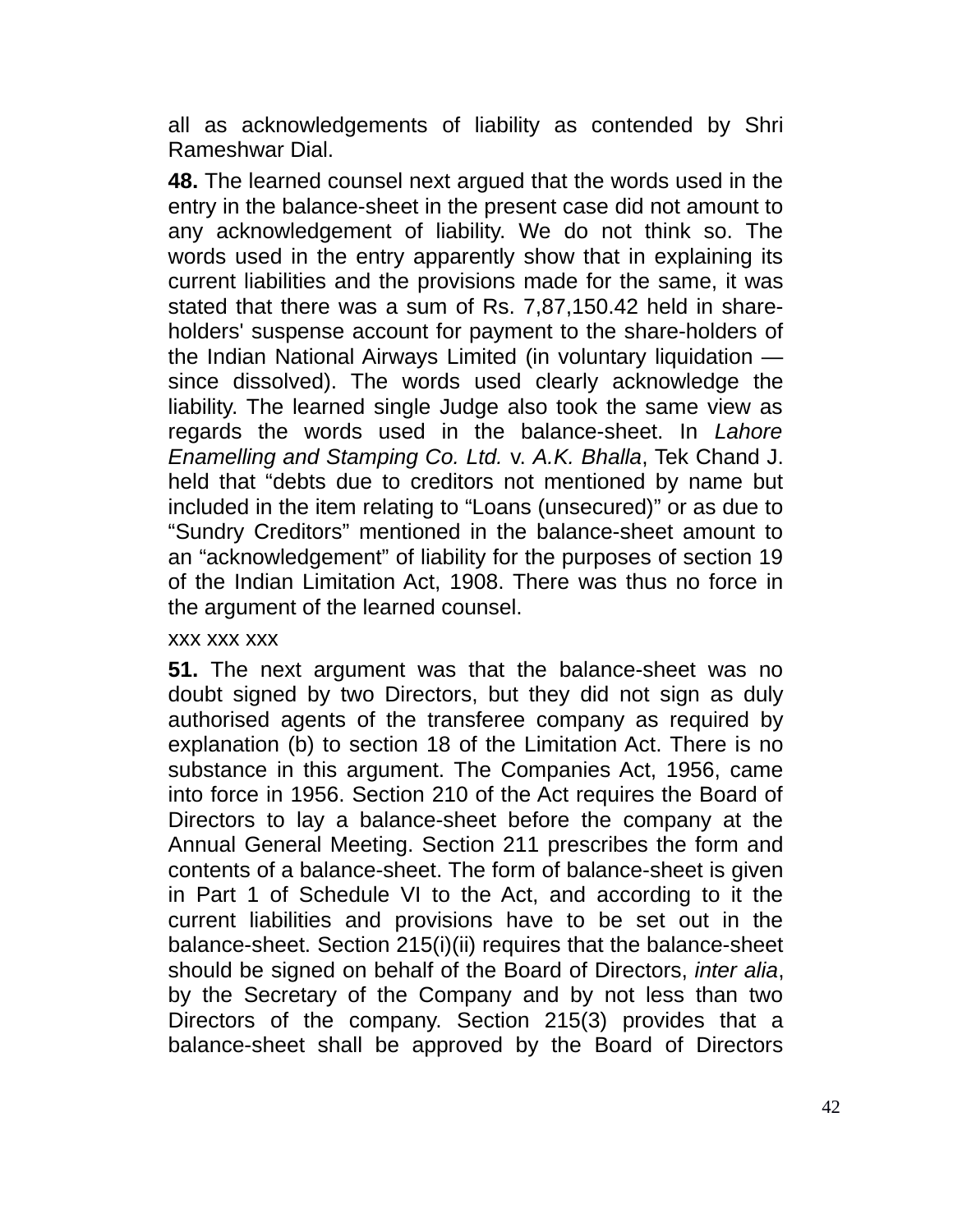all as acknowledgements of liability as contended by Shri Rameshwar Dial.

**48.** The learned counsel next argued that the words used in the entry in the balance-sheet in the present case did not amount to any acknowledgement of liability. We do not think so. The words used in the entry apparently show that in explaining its current liabilities and the provisions made for the same, it was stated that there was a sum of Rs. 7,87,150.42 held in share-holders' suspense account for payment to the share-holders of the Indian National Airways Limited (in voluntary liquidation — since dissolved). The words used clearly acknowledge the liability. The learned single Judge also took the same view as regards the words used in the balance-sheet. In *Lahore Enamelling and Stamping Co. Ltd.* v. *A.K. Bhalla*, Tek Chand J. held that "debts due to creditors not mentioned by name but included in the item relating to "Loans (unsecured)" or as due to "Sundry Creditors" mentioned in the balance-sheet amount to an "acknowledgement" of liability for the purposes of section 19 of the Indian Limitation Act, 1908. There was thus no force in the argument of the learned counsel.

xxx xxx xxx

**51.** The next argument was that the balance-sheet was no doubt signed by two Directors, but they did not sign as duly authorised agents of the transferee company as required by explanation (b) to section 18 of the Limitation Act. There is no substance in this argument. The Companies Act, 1956, came into force in 1956. Section 210 of the Act requires the Board of Directors to lay a balance-sheet before the company at the Annual General Meeting. Section 211 prescribes the form and contents of a balance-sheet. The form of balance-sheet is given in Part 1 of Schedule VI to the Act, and according to it the current liabilities and provisions have to be set out in the balance-sheet. Section 215(i)(ii) requires that the balance-sheet should be signed on behalf of the Board of Directors, *inter alia*, by the Secretary of the Company and by not less than two Directors of the company. Section 215(3) provides that a balance-sheet shall be approved by the Board of Directors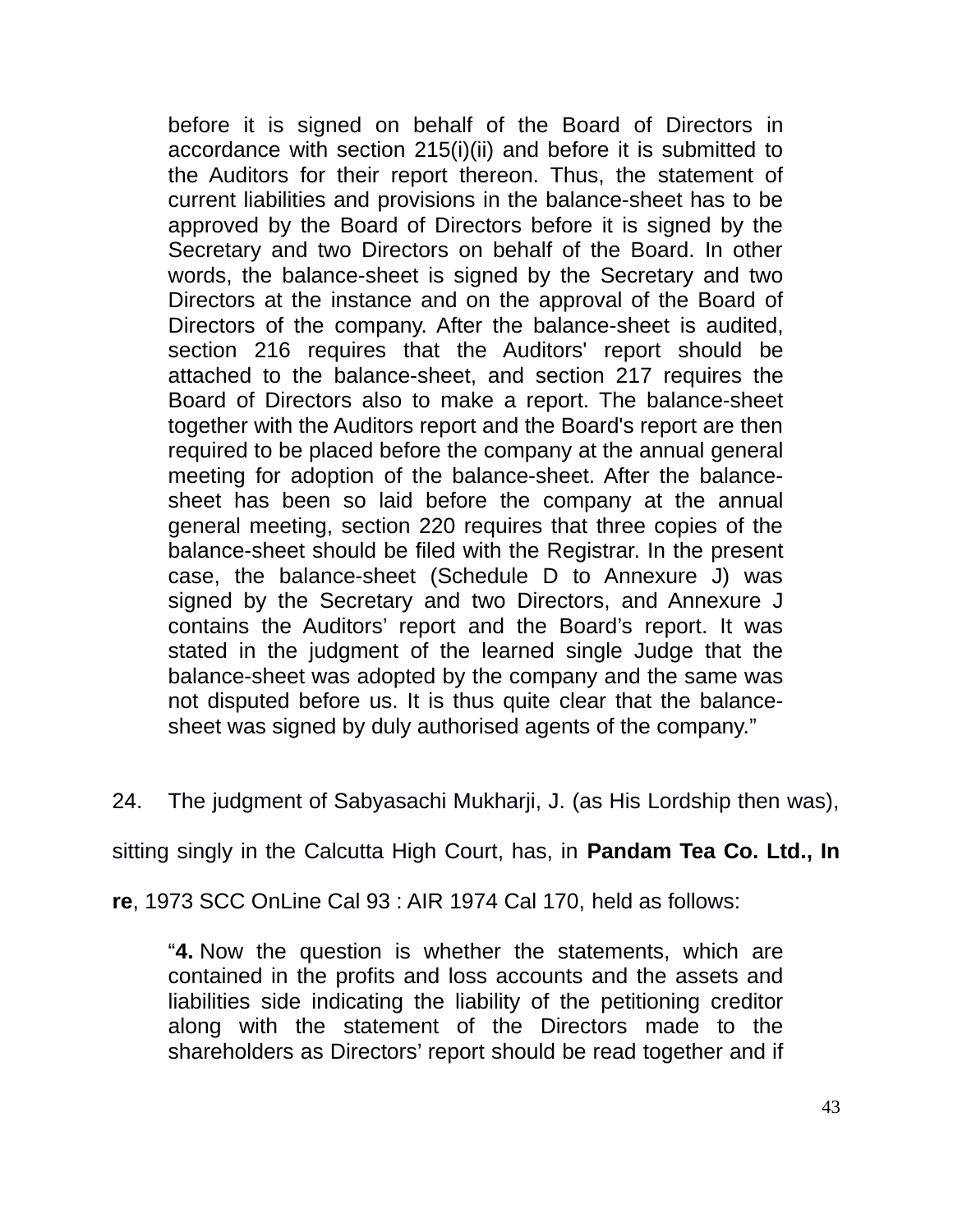> before it is signed on behalf of the Board of Directors in accordance with section 215(i)(ii) and before it is submitted to the Auditors for their report thereon. Thus, the statement of current liabilities and provisions in the balance-sheet has to be approved by the Board of Directors before it is signed by the Secretary and two Directors on behalf of the Board. In other words, the balance-sheet is signed by the Secretary and two Directors at the instance and on the approval of the Board of Directors of the company. After the balance-sheet is audited, section 216 requires that the Auditors' report should be attached to the balance-sheet, and section 217 requires the Board of Directors also to make a report. The balance-sheet together with the Auditors report and the Board's report are then required to be placed before the company at the annual general meeting for adoption of the balance-sheet. After the balance-sheet has been so laid before the company at the annual general meeting, section 220 requires that three copies of the balance-sheet should be filed with the Registrar. In the present case, the balance-sheet (Schedule D to Annexure J) was signed by the Secretary and two Directors, and Annexure J contains the Auditors' report and the Board's report. It was stated in the judgment of the learned single Judge that the balance-sheet was adopted by the company and the same was not disputed before us. It is thus quite clear that the balance-sheet was signed by duly authorised agents of the company."

24. The judgment of Sabyasachi Mukharji, J. (as His Lordship then was), sitting singly in the Calcutta High Court, has, in **Pandam Tea Co. Ltd., In re**, 1973 SCC OnLine Cal 93 : AIR 1974 Cal 170, held as follows:

> "**4.** Now the question is whether the statements, which are contained in the profits and loss accounts and the assets and liabilities side indicating the liability of the petitioning creditor along with the statement of the Directors made to the shareholders as Directors' report should be read together and if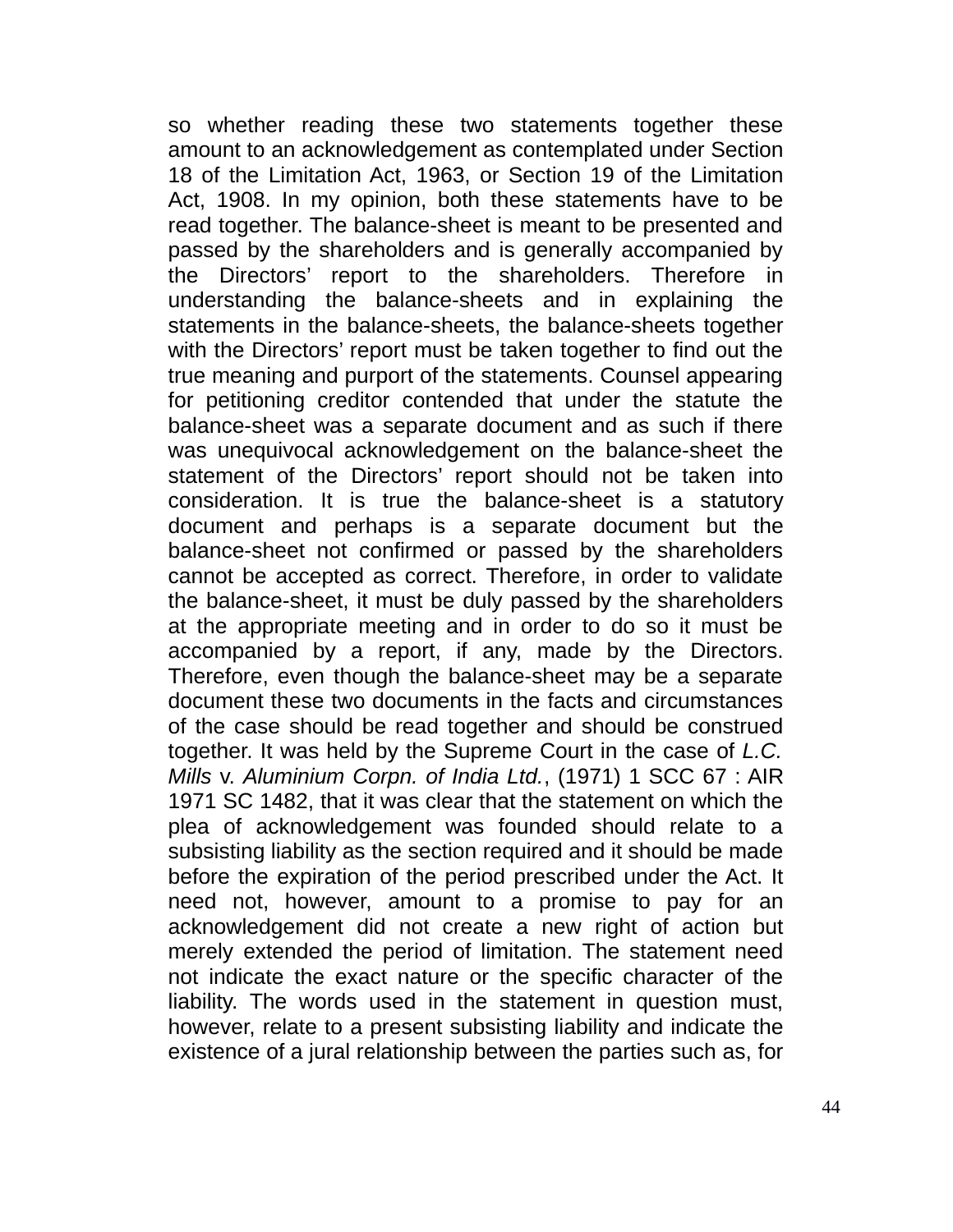so whether reading these two statements together these amount to an acknowledgement as contemplated under Section 18 of the Limitation Act, 1963, or Section 19 of the Limitation Act, 1908. In my opinion, both these statements have to be read together. The balance-sheet is meant to be presented and passed by the shareholders and is generally accompanied by the Directors' report to the shareholders. Therefore in understanding the balance-sheets and in explaining the statements in the balance-sheets, the balance-sheets together with the Directors' report must be taken together to find out the true meaning and purport of the statements. Counsel appearing for petitioning creditor contended that under the statute the balance-sheet was a separate document and as such if there was unequivocal acknowledgement on the balance-sheet the statement of the Directors' report should not be taken into consideration. It is true the balance-sheet is a statutory document and perhaps is a separate document but the balance-sheet not confirmed or passed by the shareholders cannot be accepted as correct. Therefore, in order to validate the balance-sheet, it must be duly passed by the shareholders at the appropriate meeting and in order to do so it must be accompanied by a report, if any, made by the Directors. Therefore, even though the balance-sheet may be a separate document these two documents in the facts and circumstances of the case should be read together and should be construed together. It was held by the Supreme Court in the case of *L.C. Mills* v. *Aluminium Corpn. of India Ltd.*, (1971) 1 SCC 67 : AIR 1971 SC 1482, that it was clear that the statement on which the plea of acknowledgement was founded should relate to a subsisting liability as the section required and it should be made before the expiration of the period prescribed under the Act. It need not, however, amount to a promise to pay for an acknowledgement did not create a new right of action but merely extended the period of limitation. The statement need not indicate the exact nature or the specific character of the liability. The words used in the statement in question must, however, relate to a present subsisting liability and indicate the existence of a jural relationship between the parties such as, for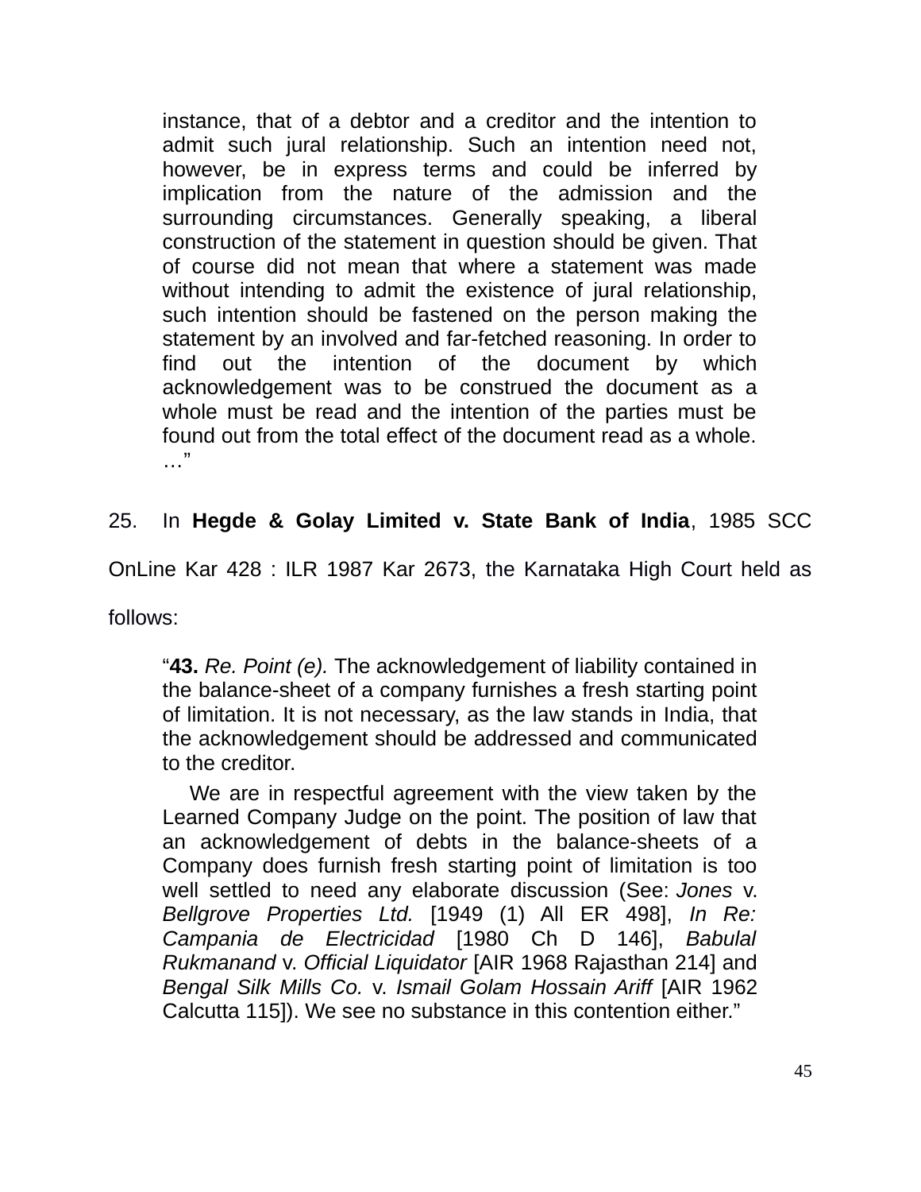> instance, that of a debtor and a creditor and the intention to admit such jural relationship. Such an intention need not, however, be in express terms and could be inferred by implication from the nature of the admission and the surrounding circumstances. Generally speaking, a liberal construction of the statement in question should be given. That of course did not mean that where a statement was made without intending to admit the existence of jural relationship, such intention should be fastened on the person making the statement by an involved and far-fetched reasoning. In order to find out the intention of the document by which acknowledgement was to be construed the document as a whole must be read and the intention of the parties must be found out from the total effect of the document read as a whole. …"

25. In **Hegde & Golay Limited v. State Bank of India**, 1985 SCC OnLine Kar 428 : ILR 1987 Kar 2673, the Karnataka High Court held as follows:

> "**43.** *Re. Point (e).* The acknowledgement of liability contained in the balance-sheet of a company furnishes a fresh starting point of limitation. It is not necessary, as the law stands in India, that the acknowledgement should be addressed and communicated to the creditor.
>
> We are in respectful agreement with the view taken by the Learned Company Judge on the point. The position of law that an acknowledgement of debts in the balance-sheets of a Company does furnish fresh starting point of limitation is too well settled to need any elaborate discussion (See: *Jones* v. *Bellgrove Properties Ltd.* [1949 (1) All ER 498], *In Re: Campania de Electricidad* [1980 Ch D 146], *Babulal Rukmanand* v. *Official Liquidator* [AIR 1968 Rajasthan 214] and *Bengal Silk Mills Co.* v. *Ismail Golam Hossain Ariff* [AIR 1962 Calcutta 115]). We see no substance in this contention either."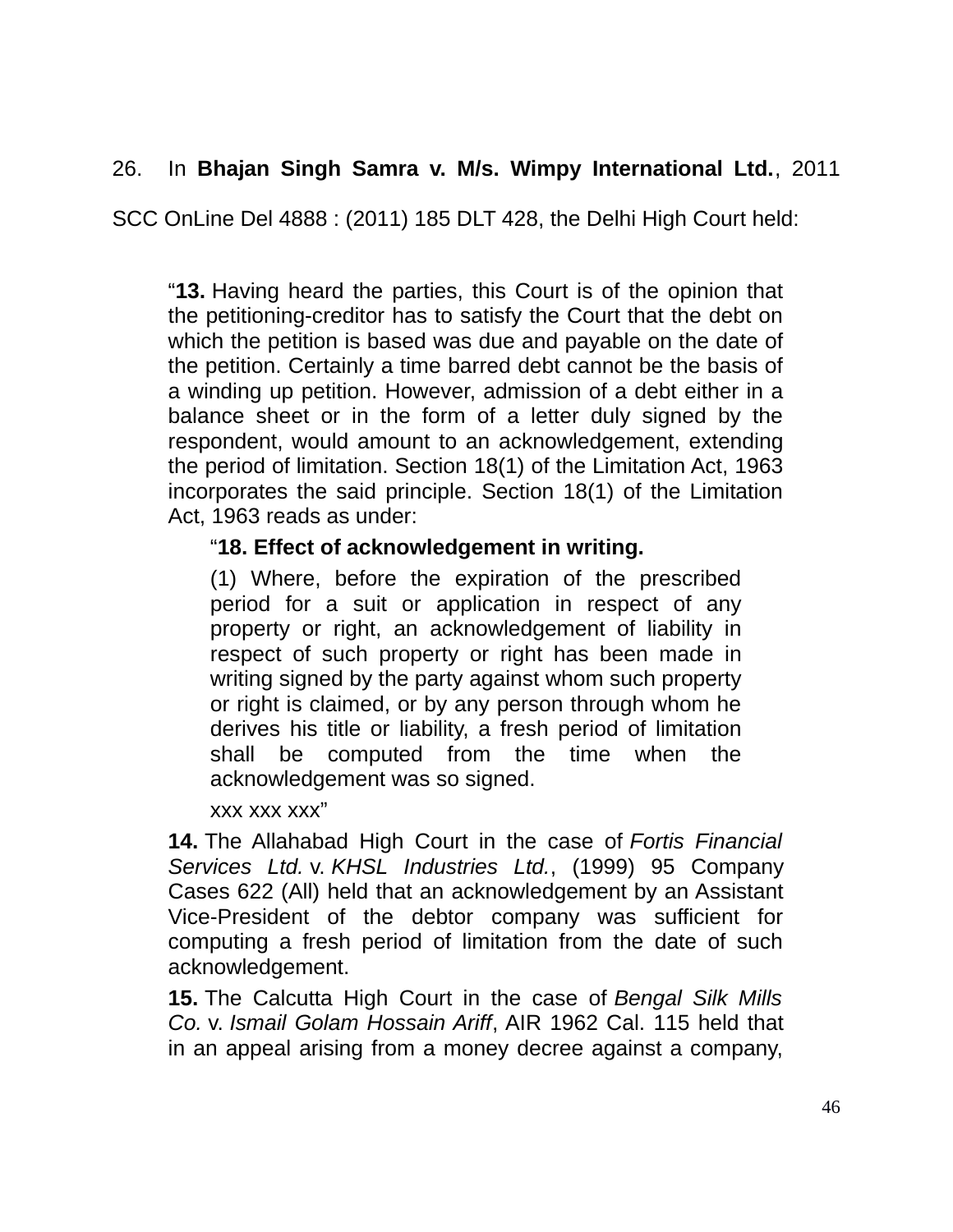26. In **Bhajan Singh Samra v. M/s. Wimpy International Ltd.**, 2011 SCC OnLine Del 4888 : (2011) 185 DLT 428, the Delhi High Court held:

> "**13.** Having heard the parties, this Court is of the opinion that the petitioning-creditor has to satisfy the Court that the debt on which the petition is based was due and payable on the date of the petition. Certainly a time barred debt cannot be the basis of a winding up petition. However, admission of a debt either in a balance sheet or in the form of a letter duly signed by the respondent, would amount to an acknowledgement, extending the period of limitation. Section 18(1) of the Limitation Act, 1963 incorporates the said principle. Section 18(1) of the Limitation Act, 1963 reads as under:
>
> > "**18. Effect of acknowledgement in writing.**
> >
> > (1) Where, before the expiration of the prescribed period for a suit or application in respect of any property or right, an acknowledgement of liability in respect of such property or right has been made in writing signed by the party against whom such property or right is claimed, or by any person through whom he derives his title or liability, a fresh period of limitation shall be computed from the time when the acknowledgement was so signed.
> >
> > xxx xxx xxx"
>
> **14.** The Allahabad High Court in the case of *Fortis Financial Services Ltd.* v. *KHSL Industries Ltd.*, (1999) 95 Company Cases 622 (All) held that an acknowledgement by an Assistant Vice-President of the debtor company was sufficient for computing a fresh period of limitation from the date of such acknowledgement.
>
> **15.** The Calcutta High Court in the case of *Bengal Silk Mills Co.* v. *Ismail Golam Hossain Ariff*, AIR 1962 Cal. 115 held that in an appeal arising from a money decree against a company,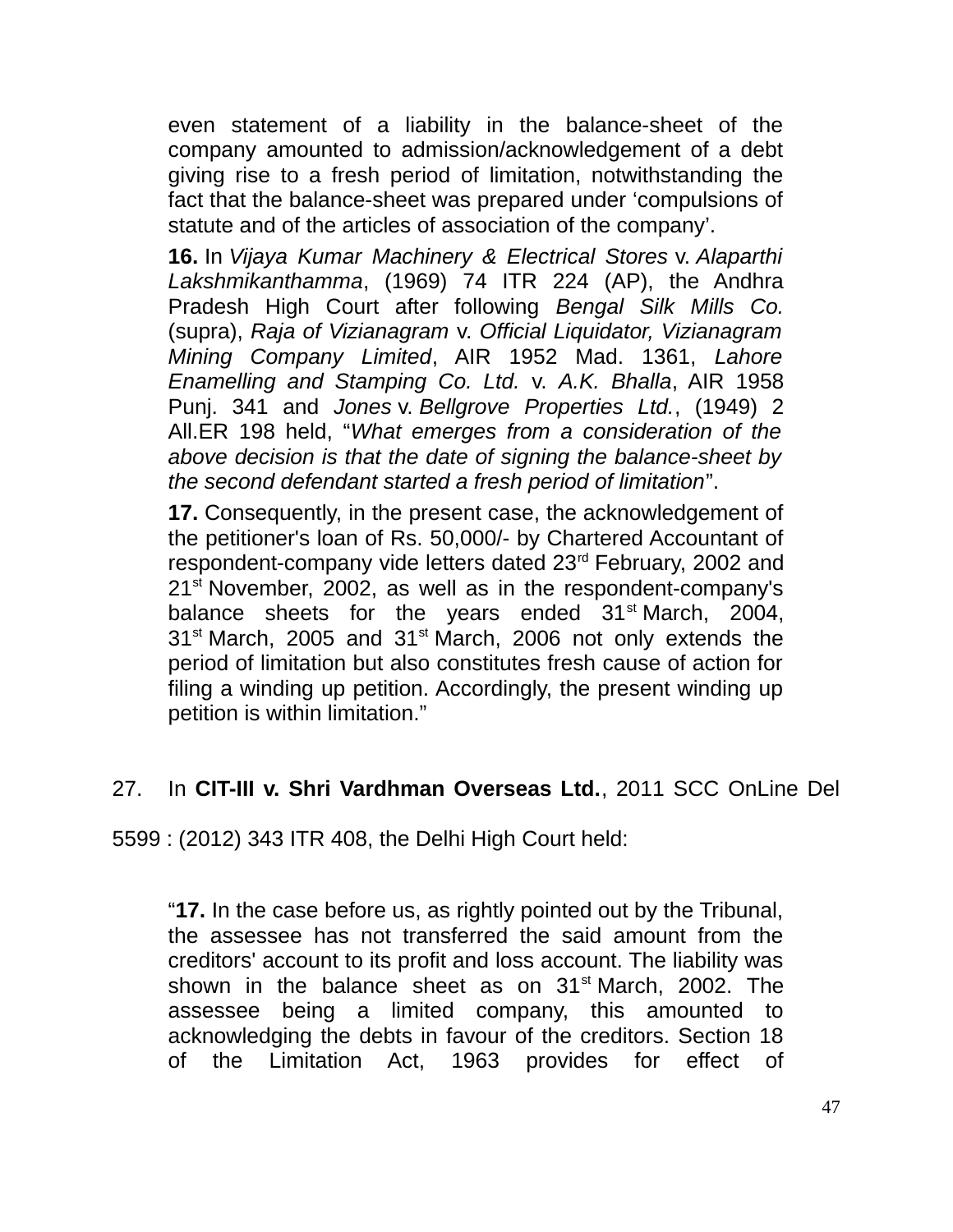even statement of a liability in the balance-sheet of the company amounted to admission/acknowledgement of a debt giving rise to a fresh period of limitation, notwithstanding the fact that the balance-sheet was prepared under 'compulsions of statute and of the articles of association of the company'.

**16.** In *Vijaya Kumar Machinery & Electrical Stores* v. *Alaparthi Lakshmikanthamma*, (1969) 74 ITR 224 (AP), the Andhra Pradesh High Court after following *Bengal Silk Mills Co.* (supra), *Raja of Vizianagram* v. *Official Liquidator, Vizianagram Mining Company Limited*, AIR 1952 Mad. 1361, *Lahore Enamelling and Stamping Co. Ltd.* v. *A.K. Bhalla*, AIR 1958 Punj. 341 and *Jones* v. *Bellgrove Properties Ltd.*, (1949) 2 All.ER 198 held, "*What emerges from a consideration of the above decision is that the date of signing the balance-sheet by the second defendant started a fresh period of limitation*".

**17.** Consequently, in the present case, the acknowledgement of the petitioner's loan of Rs. 50,000/- by Chartered Accountant of respondent-company vide letters dated 23rd February, 2002 and 21st November, 2002, as well as in the respondent-company's balance sheets for the years ended 31st March, 2004, 31st March, 2005 and 31st March, 2006 not only extends the period of limitation but also constitutes fresh cause of action for filing a winding up petition. Accordingly, the present winding up petition is within limitation."

27. In **CIT-III v. Shri Vardhman Overseas Ltd.**, 2011 SCC OnLine Del 5599 : (2012) 343 ITR 408, the Delhi High Court held:

"**17.** In the case before us, as rightly pointed out by the Tribunal, the assessee has not transferred the said amount from the creditors' account to its profit and loss account. The liability was shown in the balance sheet as on 31st March, 2002. The assessee being a limited company, this amounted to acknowledging the debts in favour of the creditors. Section 18 of the Limitation Act, 1963 provides for effect of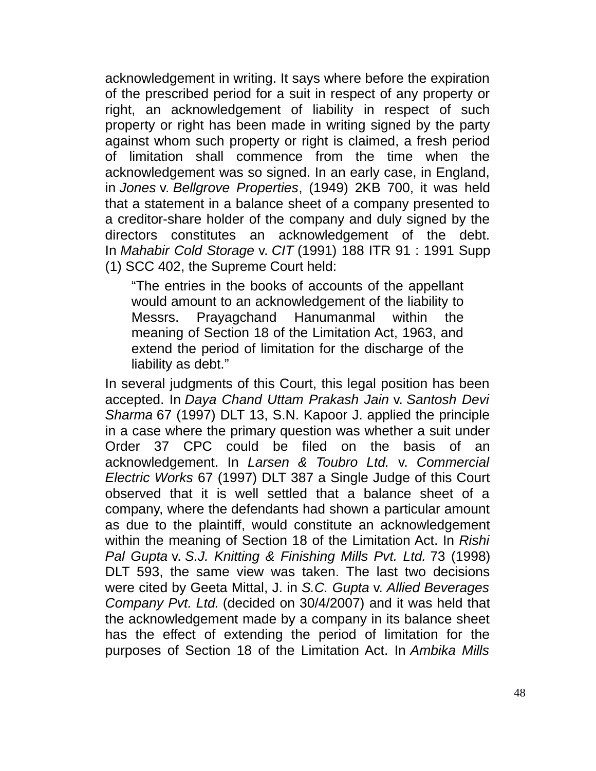acknowledgement in writing. It says where before the expiration of the prescribed period for a suit in respect of any property or right, an acknowledgement of liability in respect of such property or right has been made in writing signed by the party against whom such property or right is claimed, a fresh period of limitation shall commence from the time when the acknowledgement was so signed. In an early case, in England, in *Jones* v. *Bellgrove Properties*, (1949) 2KB 700, it was held that a statement in a balance sheet of a company presented to a creditor-share holder of the company and duly signed by the directors constitutes an acknowledgement of the debt. In *Mahabir Cold Storage* v. *CIT* (1991) 188 ITR 91 : 1991 Supp (1) SCC 402, the Supreme Court held:

> "The entries in the books of accounts of the appellant would amount to an acknowledgement of the liability to Messrs. Prayagchand Hanumanmal within the meaning of Section 18 of the Limitation Act, 1963, and extend the period of limitation for the discharge of the liability as debt."

In several judgments of this Court, this legal position has been accepted. In *Daya Chand Uttam Prakash Jain* v. *Santosh Devi Sharma* 67 (1997) DLT 13, S.N. Kapoor J. applied the principle in a case where the primary question was whether a suit under Order 37 CPC could be filed on the basis of an acknowledgement. In *Larsen & Toubro Ltd.* v. *Commercial Electric Works* 67 (1997) DLT 387 a Single Judge of this Court observed that it is well settled that a balance sheet of a company, where the defendants had shown a particular amount as due to the plaintiff, would constitute an acknowledgement within the meaning of Section 18 of the Limitation Act. In *Rishi Pal Gupta* v. *S.J. Knitting & Finishing Mills Pvt. Ltd.* 73 (1998) DLT 593, the same view was taken. The last two decisions were cited by Geeta Mittal, J. in *S.C. Gupta* v. *Allied Beverages Company Pvt. Ltd.* (decided on 30/4/2007) and it was held that the acknowledgement made by a company in its balance sheet has the effect of extending the period of limitation for the purposes of Section 18 of the Limitation Act. In *Ambika Mills*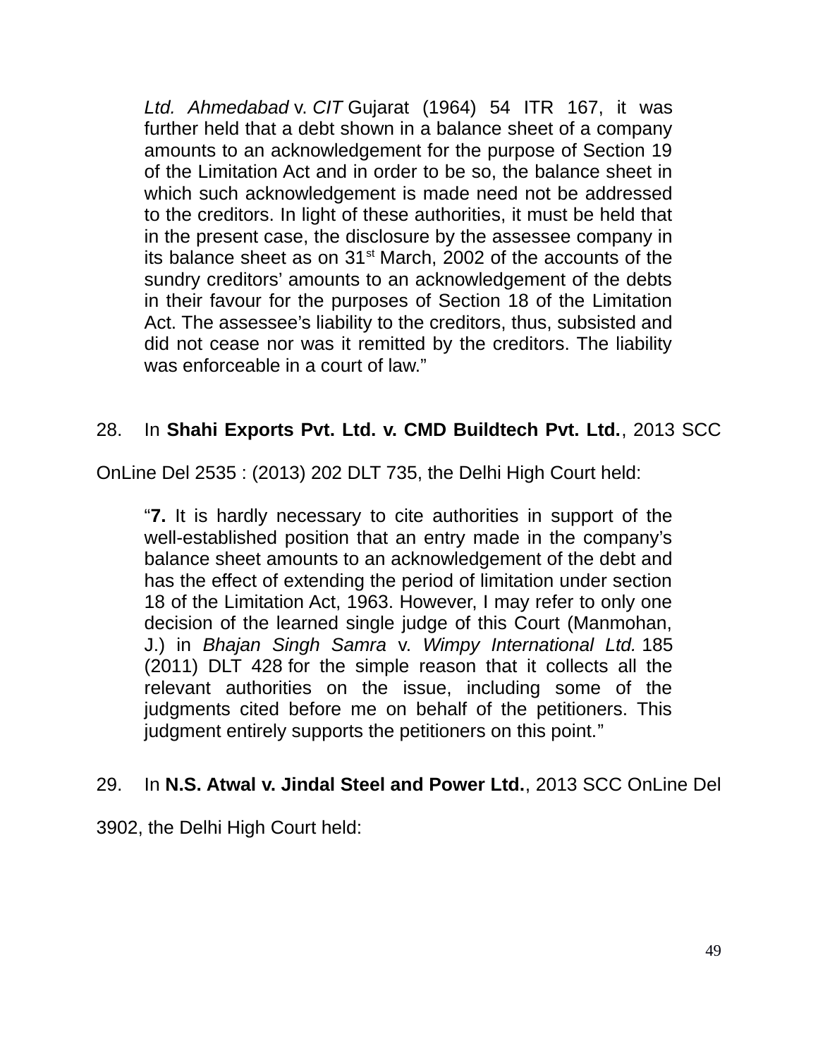> *Ltd. Ahmedabad* v. *CIT* Gujarat (1964) 54 ITR 167, it was further held that a debt shown in a balance sheet of a company amounts to an acknowledgement for the purpose of Section 19 of the Limitation Act and in order to be so, the balance sheet in which such acknowledgement is made need not be addressed to the creditors. In light of these authorities, it must be held that in the present case, the disclosure by the assessee company in its balance sheet as on 31st March, 2002 of the accounts of the sundry creditors' amounts to an acknowledgement of the debts in their favour for the purposes of Section 18 of the Limitation Act. The assessee's liability to the creditors, thus, subsisted and did not cease nor was it remitted by the creditors. The liability was enforceable in a court of law."

28. In **Shahi Exports Pvt. Ltd. v. CMD Buildtech Pvt. Ltd.**, 2013 SCC OnLine Del 2535 : (2013) 202 DLT 735, the Delhi High Court held:

> "**7.** It is hardly necessary to cite authorities in support of the well-established position that an entry made in the company's balance sheet amounts to an acknowledgement of the debt and has the effect of extending the period of limitation under section 18 of the Limitation Act, 1963. However, I may refer to only one decision of the learned single judge of this Court (Manmohan, J.) in *Bhajan Singh Samra* v. *Wimpy International Ltd.* 185 (2011) DLT 428 for the simple reason that it collects all the relevant authorities on the issue, including some of the judgments cited before me on behalf of the petitioners. This judgment entirely supports the petitioners on this point."

29. In **N.S. Atwal v. Jindal Steel and Power Ltd.**, 2013 SCC OnLine Del 3902, the Delhi High Court held: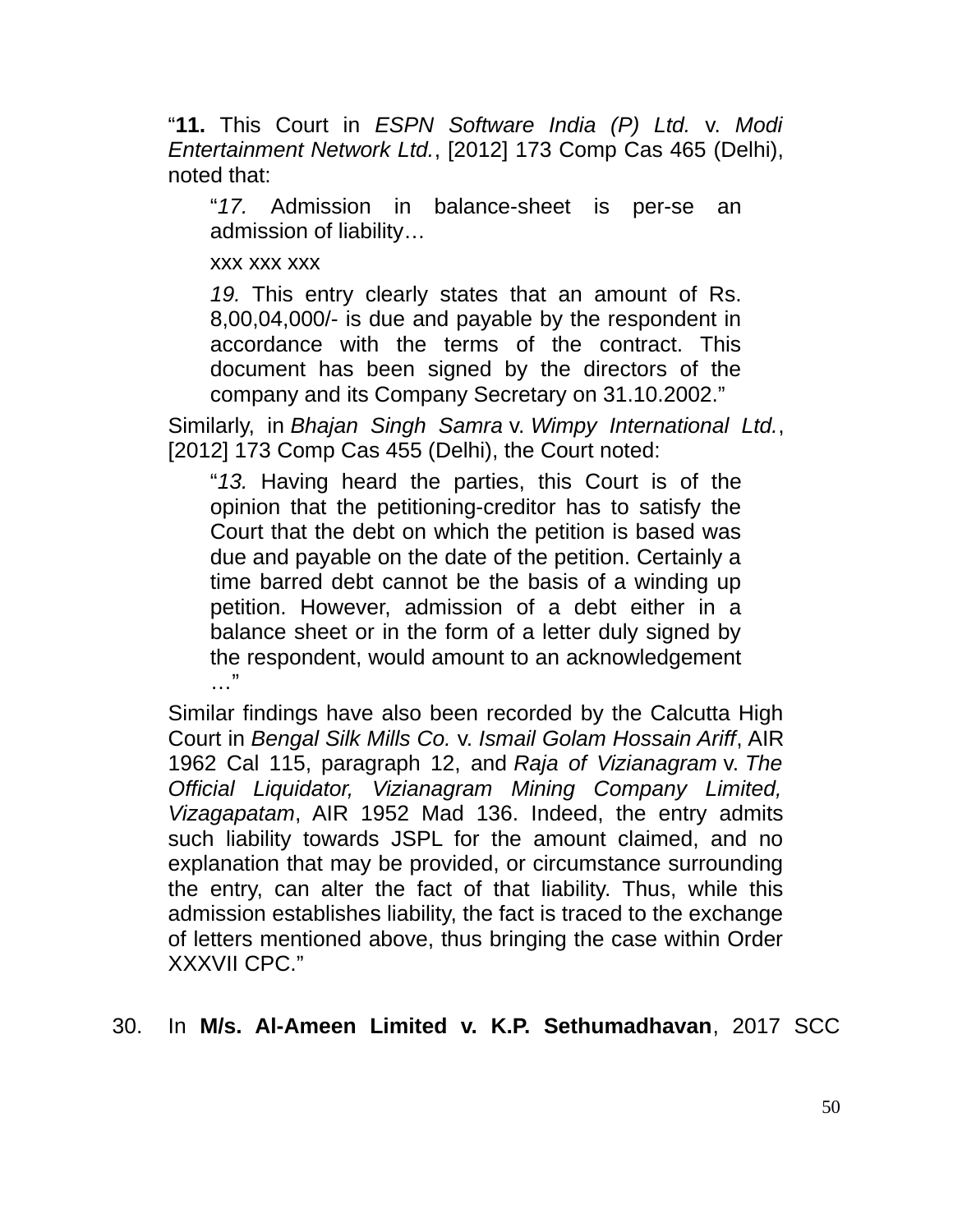"**11.** This Court in *ESPN Software India (P) Ltd.* v. *Modi Entertainment Network Ltd.*, [2012] 173 Comp Cas 465 (Delhi), noted that:

> "*17.* Admission in balance-sheet is per-se an admission of liability…
>
> xxx xxx xxx
>
> *19.* This entry clearly states that an amount of Rs. 8,00,04,000/- is due and payable by the respondent in accordance with the terms of the contract. This document has been signed by the directors of the company and its Company Secretary on 31.10.2002."

Similarly, in *Bhajan Singh Samra* v. *Wimpy International Ltd.*, [2012] 173 Comp Cas 455 (Delhi), the Court noted:

> "*13.* Having heard the parties, this Court is of the opinion that the petitioning-creditor has to satisfy the Court that the debt on which the petition is based was due and payable on the date of the petition. Certainly a time barred debt cannot be the basis of a winding up petition. However, admission of a debt either in a balance sheet or in the form of a letter duly signed by the respondent, would amount to an acknowledgement …"

Similar findings have also been recorded by the Calcutta High Court in *Bengal Silk Mills Co.* v. *Ismail Golam Hossain Ariff*, AIR 1962 Cal 115, paragraph 12, and *Raja of Vizianagram* v. *The Official Liquidator, Vizianagram Mining Company Limited, Vizagapatam*, AIR 1952 Mad 136. Indeed, the entry admits such liability towards JSPL for the amount claimed, and no explanation that may be provided, or circumstance surrounding the entry, can alter the fact of that liability. Thus, while this admission establishes liability, the fact is traced to the exchange of letters mentioned above, thus bringing the case within Order XXXVII CPC."

30. In **M/s. Al-Ameen Limited v. K.P. Sethumadhavan**, 2017 SCC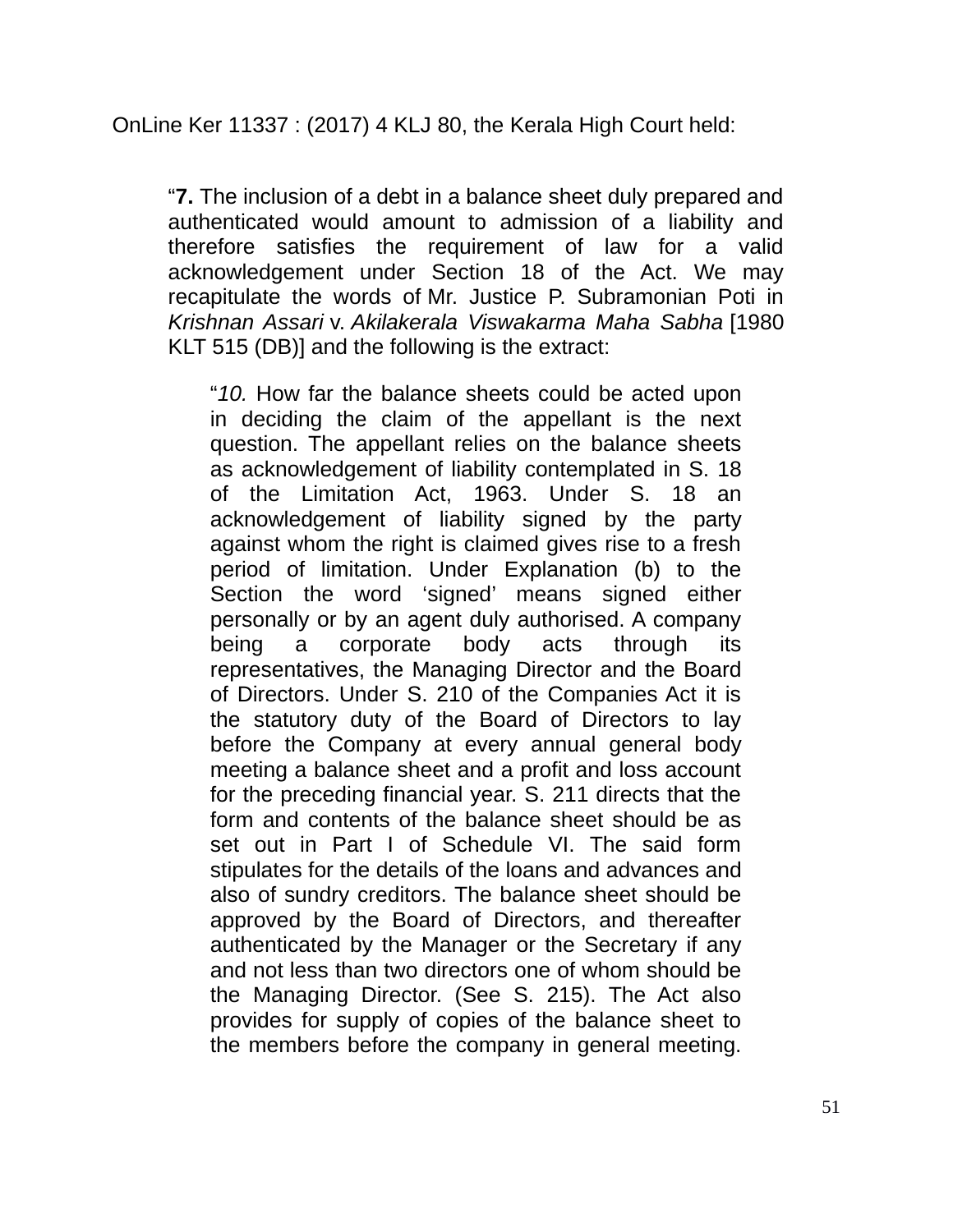OnLine Ker 11337 : (2017) 4 KLJ 80, the Kerala High Court held:

> "**7.** The inclusion of a debt in a balance sheet duly prepared and authenticated would amount to admission of a liability and therefore satisfies the requirement of law for a valid acknowledgement under Section 18 of the Act. We may recapitulate the words of Mr. Justice P. Subramonian Poti in *Krishnan Assari* v. *Akilakerala Viswakarma Maha Sabha* [1980 KLT 515 (DB)] and the following is the extract:
>
> > "*10.* How far the balance sheets could be acted upon in deciding the claim of the appellant is the next question. The appellant relies on the balance sheets as acknowledgement of liability contemplated in S. 18 of the Limitation Act, 1963. Under S. 18 an acknowledgement of liability signed by the party against whom the right is claimed gives rise to a fresh period of limitation. Under Explanation (b) to the Section the word 'signed' means signed either personally or by an agent duly authorised. A company being a corporate body acts through its representatives, the Managing Director and the Board of Directors. Under S. 210 of the Companies Act it is the statutory duty of the Board of Directors to lay before the Company at every annual general body meeting a balance sheet and a profit and loss account for the preceding financial year. S. 211 directs that the form and contents of the balance sheet should be as set out in Part I of Schedule VI. The said form stipulates for the details of the loans and advances and also of sundry creditors. The balance sheet should be approved by the Board of Directors, and thereafter authenticated by the Manager or the Secretary if any and not less than two directors one of whom should be the Managing Director. (See S. 215). The Act also provides for supply of copies of the balance sheet to the members before the company in general meeting.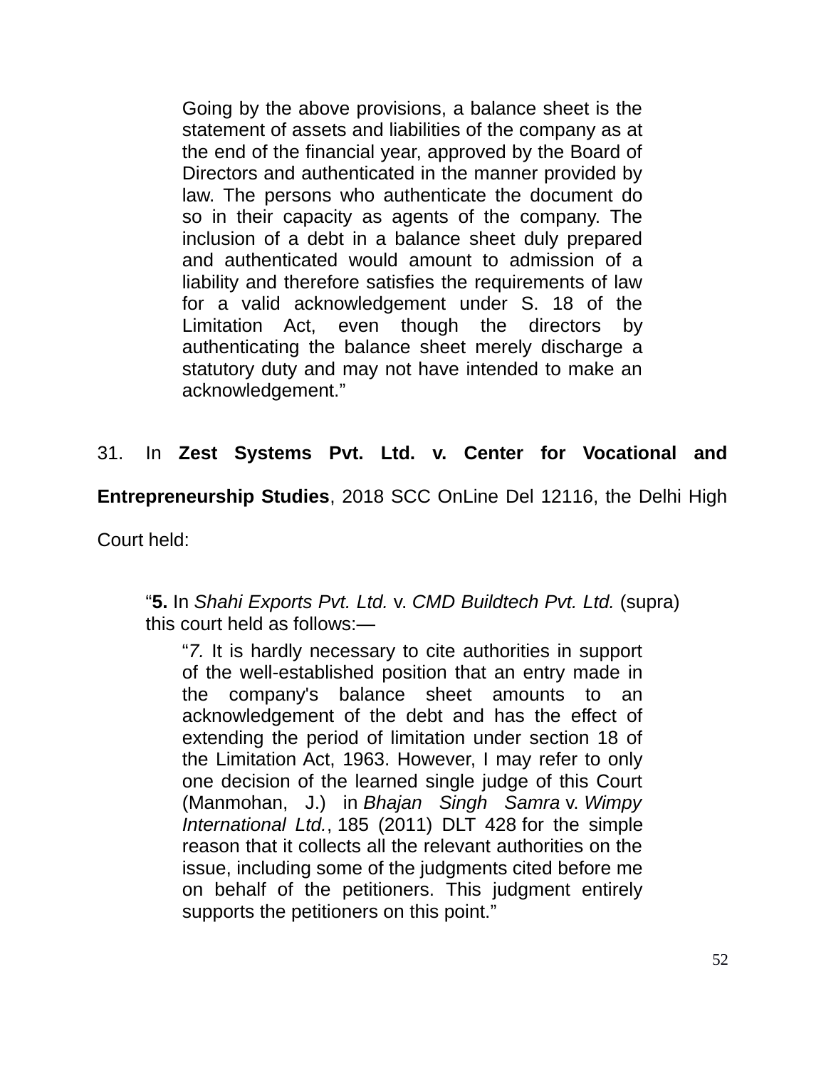> Going by the above provisions, a balance sheet is the statement of assets and liabilities of the company as at the end of the financial year, approved by the Board of Directors and authenticated in the manner provided by law. The persons who authenticate the document do so in their capacity as agents of the company. The inclusion of a debt in a balance sheet duly prepared and authenticated would amount to admission of a liability and therefore satisfies the requirements of law for a valid acknowledgement under S. 18 of the Limitation Act, even though the directors by authenticating the balance sheet merely discharge a statutory duty and may not have intended to make an acknowledgement."

31. In **Zest Systems Pvt. Ltd. v. Center for Vocational and Entrepreneurship Studies**, 2018 SCC OnLine Del 12116, the Delhi High Court held:

> "**5.** In *Shahi Exports Pvt. Ltd.* v. *CMD Buildtech Pvt. Ltd.* (supra) this court held as follows:—
>
> > "*7.* It is hardly necessary to cite authorities in support of the well-established position that an entry made in the company's balance sheet amounts to an acknowledgement of the debt and has the effect of extending the period of limitation under section 18 of the Limitation Act, 1963. However, I may refer to only one decision of the learned single judge of this Court (Manmohan, J.) in *Bhajan Singh Samra* v. *Wimpy International Ltd.*, 185 (2011) DLT 428 for the simple reason that it collects all the relevant authorities on the issue, including some of the judgments cited before me on behalf of the petitioners. This judgment entirely supports the petitioners on this point."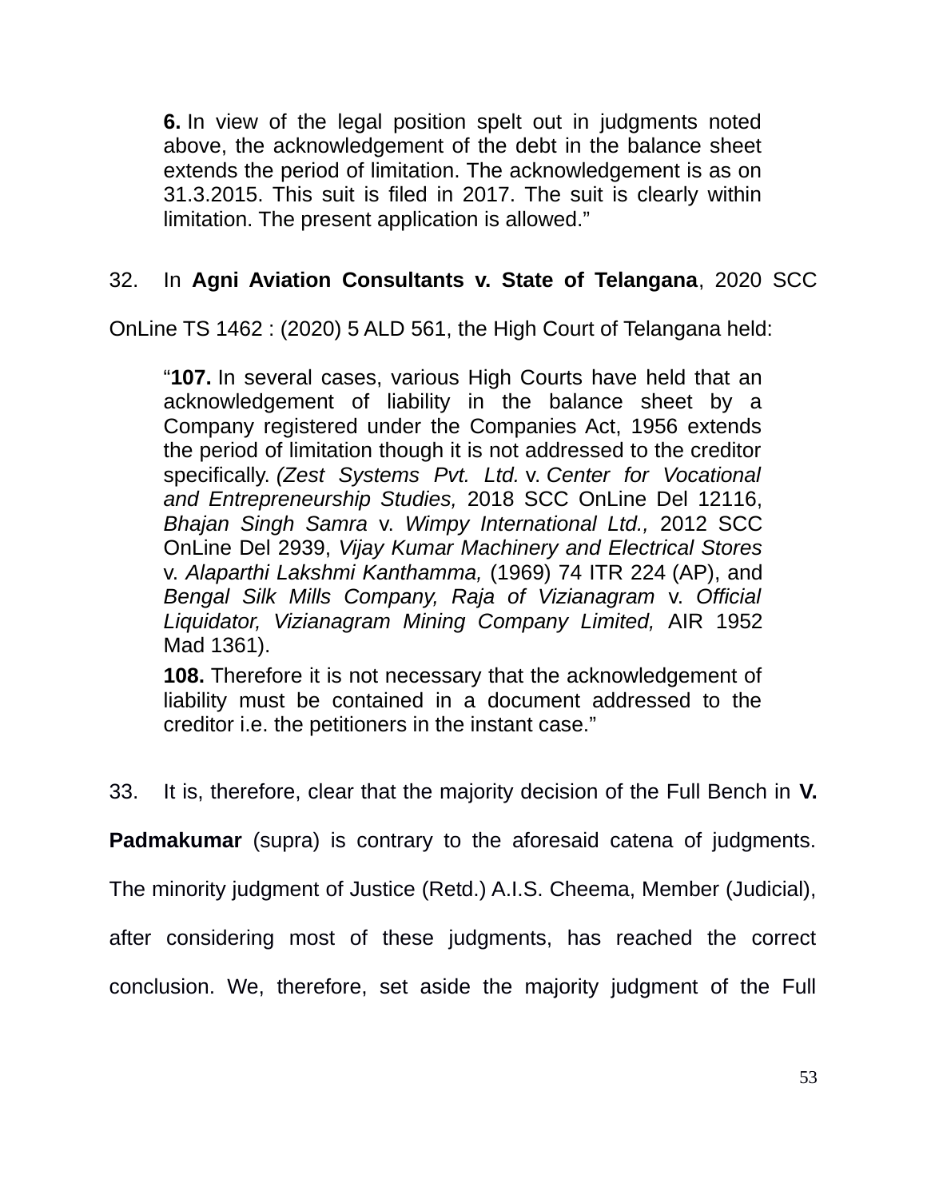> **6.** In view of the legal position spelt out in judgments noted above, the acknowledgement of the debt in the balance sheet extends the period of limitation. The acknowledgement is as on 31.3.2015. This suit is filed in 2017. The suit is clearly within limitation. The present application is allowed."

32. In **Agni Aviation Consultants v. State of Telangana**, 2020 SCC OnLine TS 1462 : (2020) 5 ALD 561, the High Court of Telangana held:

> "**107.** In several cases, various High Courts have held that an acknowledgement of liability in the balance sheet by a Company registered under the Companies Act, 1956 extends the period of limitation though it is not addressed to the creditor specifically. *(Zest Systems Pvt. Ltd.* v. *Center for Vocational and Entrepreneurship Studies,* 2018 SCC OnLine Del 12116, *Bhajan Singh Samra* v. *Wimpy International Ltd.,* 2012 SCC OnLine Del 2939, *Vijay Kumar Machinery and Electrical Stores* v. *Alaparthi Lakshmi Kanthamma,* (1969) 74 ITR 224 (AP), and *Bengal Silk Mills Company, Raja of Vizianagram* v. *Official Liquidator, Vizianagram Mining Company Limited,* AIR 1952 Mad 1361).
>
> **108.** Therefore it is not necessary that the acknowledgement of liability must be contained in a document addressed to the creditor i.e. the petitioners in the instant case."

33. It is, therefore, clear that the majority decision of the Full Bench in **V. Padmakumar** (supra) is contrary to the aforesaid catena of judgments. The minority judgment of Justice (Retd.) A.I.S. Cheema, Member (Judicial), after considering most of these judgments, has reached the correct conclusion. We, therefore, set aside the majority judgment of the Full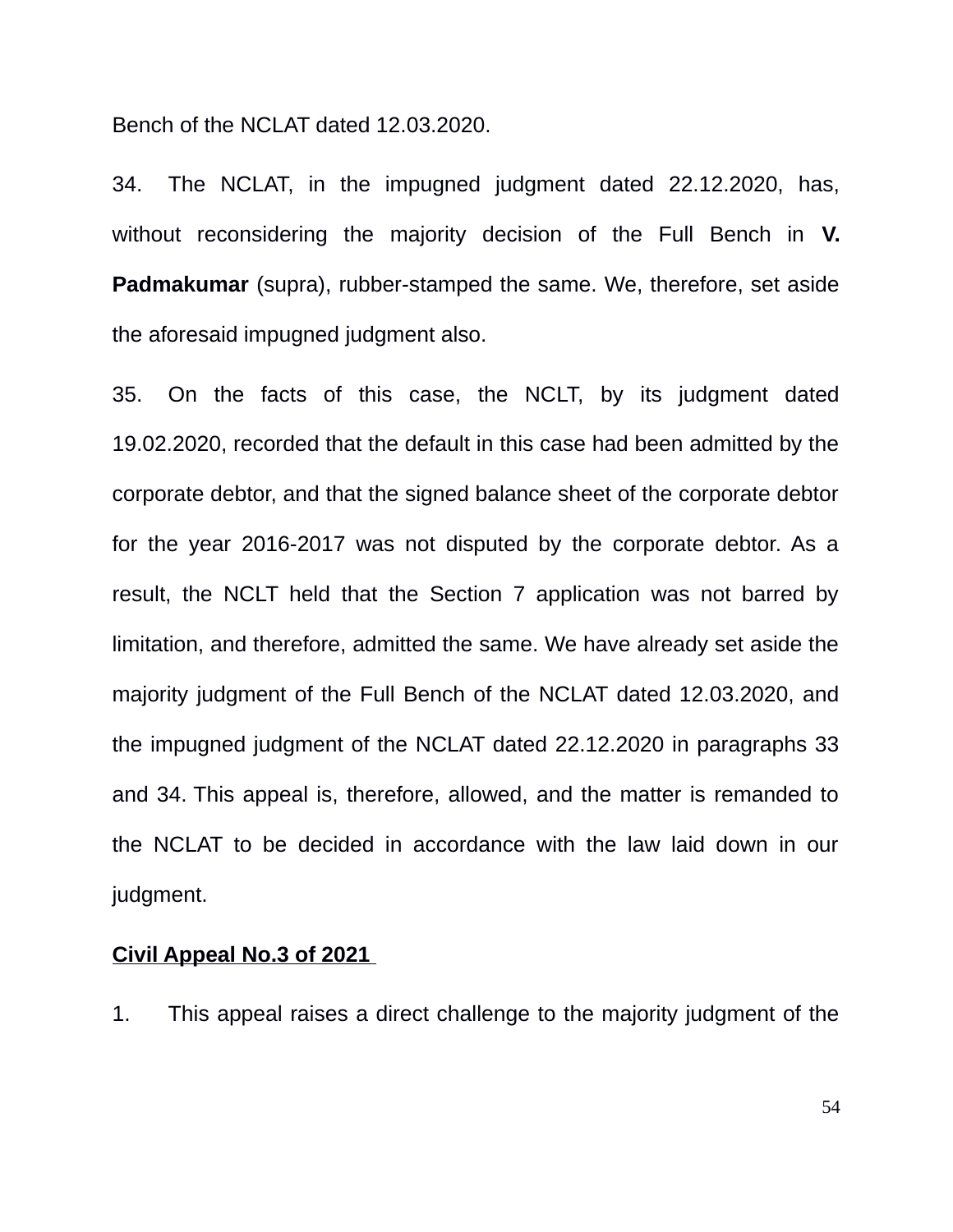Bench of the NCLAT dated 12.03.2020.

34. The NCLAT, in the impugned judgment dated 22.12.2020, has, without reconsidering the majority decision of the Full Bench in **V. Padmakumar** (supra), rubber-stamped the same. We, therefore, set aside the aforesaid impugned judgment also.

35. On the facts of this case, the NCLT, by its judgment dated 19.02.2020, recorded that the default in this case had been admitted by the corporate debtor, and that the signed balance sheet of the corporate debtor for the year 2016-2017 was not disputed by the corporate debtor. As a result, the NCLT held that the Section 7 application was not barred by limitation, and therefore, admitted the same. We have already set aside the majority judgment of the Full Bench of the NCLAT dated 12.03.2020, and the impugned judgment of the NCLAT dated 22.12.2020 in paragraphs 33 and 34. This appeal is, therefore, allowed, and the matter is remanded to the NCLAT to be decided in accordance with the law laid down in our judgment.

**<u>Civil Appeal No.3 of 2021</u>**

1. This appeal raises a direct challenge to the majority judgment of the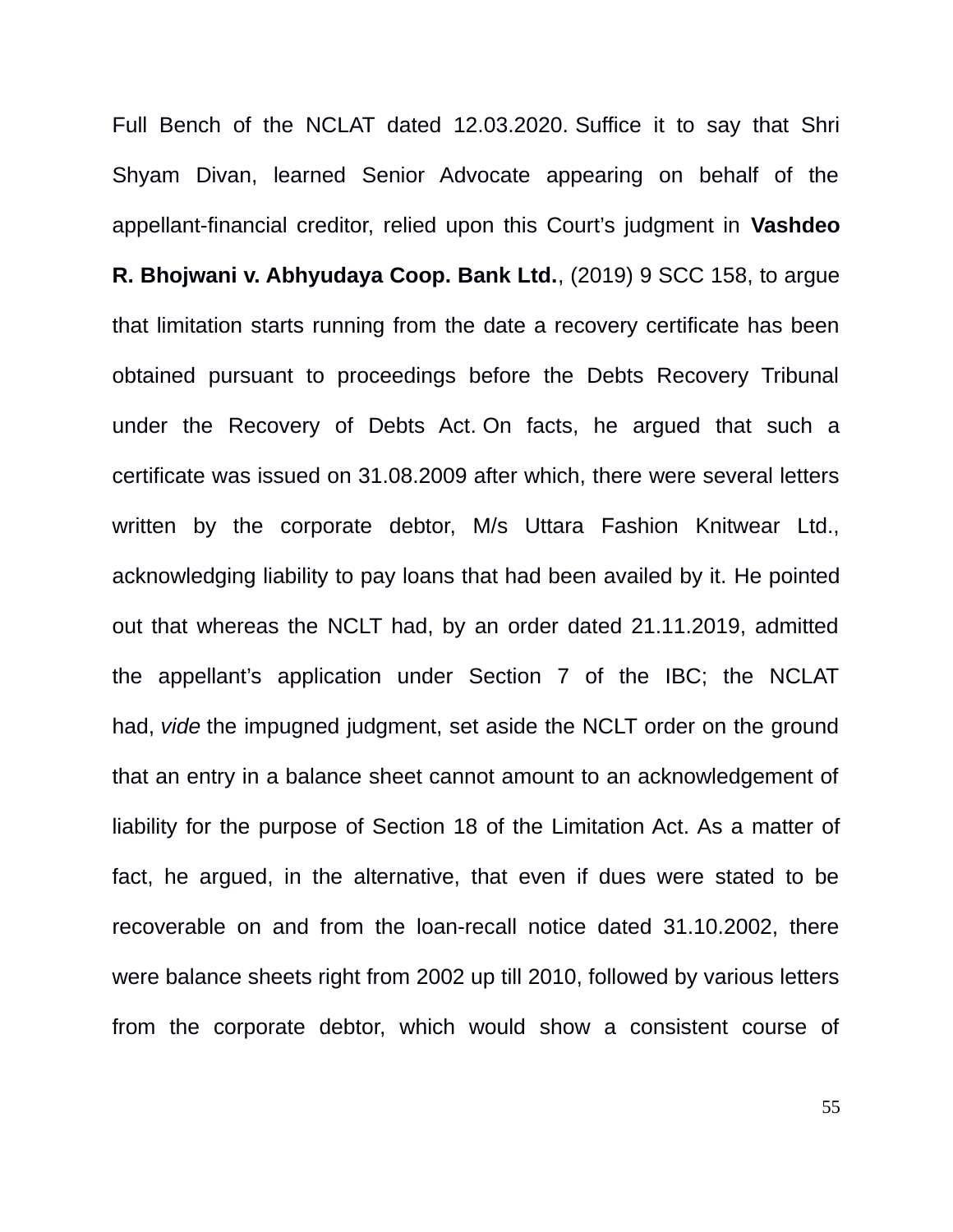Full Bench of the NCLAT dated 12.03.2020. Suffice it to say that Shri Shyam Divan, learned Senior Advocate appearing on behalf of the appellant-financial creditor, relied upon this Court's judgment in **Vashdeo R. Bhojwani v. Abhyudaya Coop. Bank Ltd.**, (2019) 9 SCC 158, to argue that limitation starts running from the date a recovery certificate has been obtained pursuant to proceedings before the Debts Recovery Tribunal under the Recovery of Debts Act. On facts, he argued that such a certificate was issued on 31.08.2009 after which, there were several letters written by the corporate debtor, M/s Uttara Fashion Knitwear Ltd., acknowledging liability to pay loans that had been availed by it. He pointed out that whereas the NCLT had, by an order dated 21.11.2019, admitted the appellant's application under Section 7 of the IBC; the NCLAT had, *vide* the impugned judgment, set aside the NCLT order on the ground that an entry in a balance sheet cannot amount to an acknowledgement of liability for the purpose of Section 18 of the Limitation Act. As a matter of fact, he argued, in the alternative, that even if dues were stated to be recoverable on and from the loan-recall notice dated 31.10.2002, there were balance sheets right from 2002 up till 2010, followed by various letters from the corporate debtor, which would show a consistent course of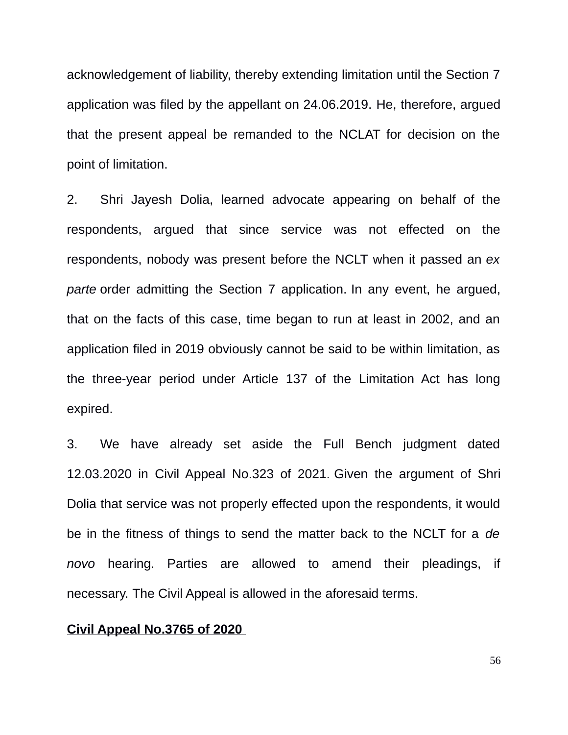acknowledgement of liability, thereby extending limitation until the Section 7 application was filed by the appellant on 24.06.2019. He, therefore, argued that the present appeal be remanded to the NCLAT for decision on the point of limitation.

2. Shri Jayesh Dolia, learned advocate appearing on behalf of the respondents, argued that since service was not effected on the respondents, nobody was present before the NCLT when it passed an *ex parte* order admitting the Section 7 application. In any event, he argued, that on the facts of this case, time began to run at least in 2002, and an application filed in 2019 obviously cannot be said to be within limitation, as the three-year period under Article 137 of the Limitation Act has long expired.

3. We have already set aside the Full Bench judgment dated 12.03.2020 in Civil Appeal No.323 of 2021. Given the argument of Shri Dolia that service was not properly effected upon the respondents, it would be in the fitness of things to send the matter back to the NCLT for a *de novo* hearing. Parties are allowed to amend their pleadings, if necessary. The Civil Appeal is allowed in the aforesaid terms.

**Civil Appeal No.3765 of 2020**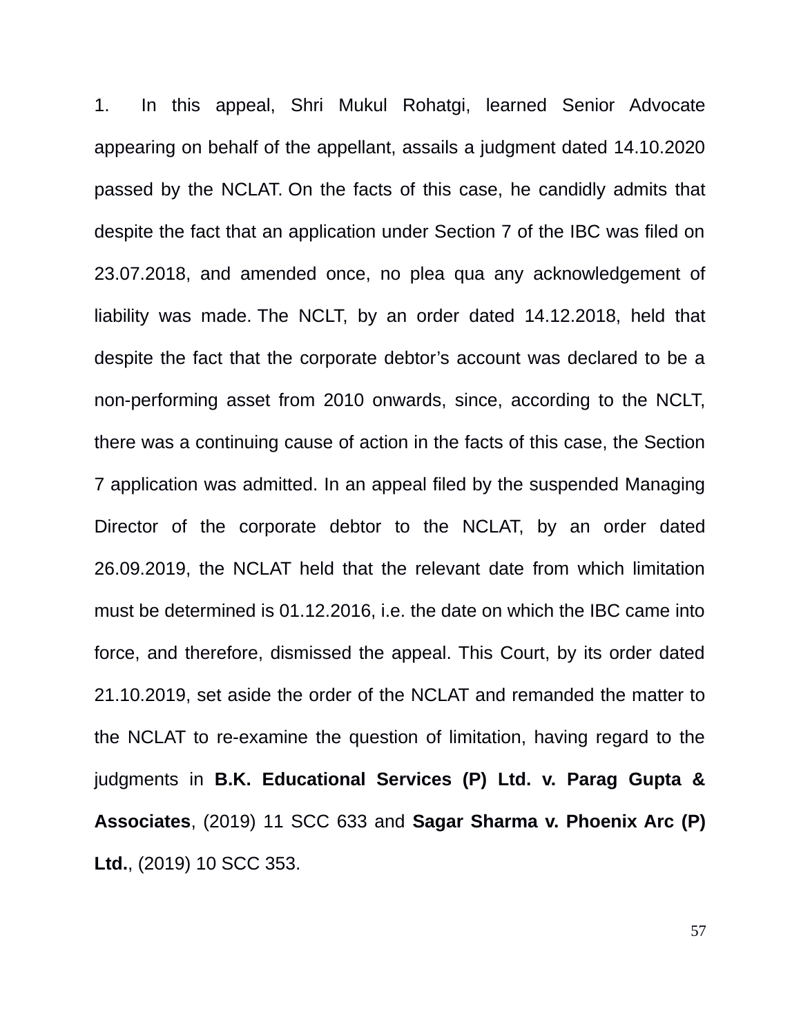1. In this appeal, Shri Mukul Rohatgi, learned Senior Advocate appearing on behalf of the appellant, assails a judgment dated 14.10.2020 passed by the NCLAT. On the facts of this case, he candidly admits that despite the fact that an application under Section 7 of the IBC was filed on 23.07.2018, and amended once, no plea qua any acknowledgement of liability was made. The NCLT, by an order dated 14.12.2018, held that despite the fact that the corporate debtor's account was declared to be a non-performing asset from 2010 onwards, since, according to the NCLT, there was a continuing cause of action in the facts of this case, the Section 7 application was admitted. In an appeal filed by the suspended Managing Director of the corporate debtor to the NCLAT, by an order dated 26.09.2019, the NCLAT held that the relevant date from which limitation must be determined is 01.12.2016, i.e. the date on which the IBC came into force, and therefore, dismissed the appeal. This Court, by its order dated 21.10.2019, set aside the order of the NCLAT and remanded the matter to the NCLAT to re-examine the question of limitation, having regard to the judgments in **B.K. Educational Services (P) Ltd. v. Parag Gupta & Associates**, (2019) 11 SCC 633 and **Sagar Sharma v. Phoenix Arc (P) Ltd.**, (2019) 10 SCC 353.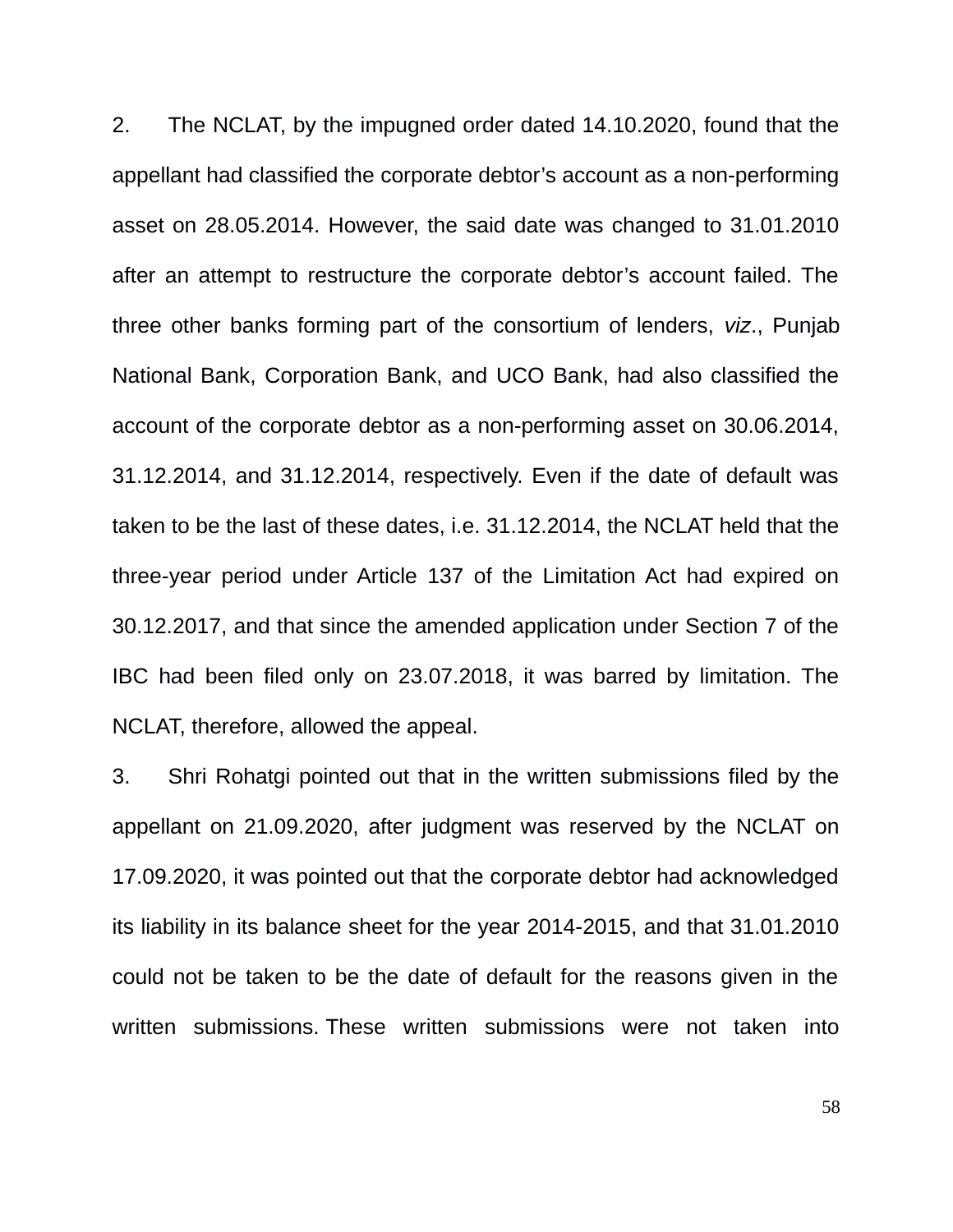2. The NCLAT, by the impugned order dated 14.10.2020, found that the appellant had classified the corporate debtor's account as a non-performing asset on 28.05.2014. However, the said date was changed to 31.01.2010 after an attempt to restructure the corporate debtor's account failed. The three other banks forming part of the consortium of lenders, *viz*., Punjab National Bank, Corporation Bank, and UCO Bank, had also classified the account of the corporate debtor as a non-performing asset on 30.06.2014, 31.12.2014, and 31.12.2014, respectively. Even if the date of default was taken to be the last of these dates, i.e. 31.12.2014, the NCLAT held that the three-year period under Article 137 of the Limitation Act had expired on 30.12.2017, and that since the amended application under Section 7 of the IBC had been filed only on 23.07.2018, it was barred by limitation. The NCLAT, therefore, allowed the appeal.

3. Shri Rohatgi pointed out that in the written submissions filed by the appellant on 21.09.2020, after judgment was reserved by the NCLAT on 17.09.2020, it was pointed out that the corporate debtor had acknowledged its liability in its balance sheet for the year 2014-2015, and that 31.01.2010 could not be taken to be the date of default for the reasons given in the written submissions. These written submissions were not taken into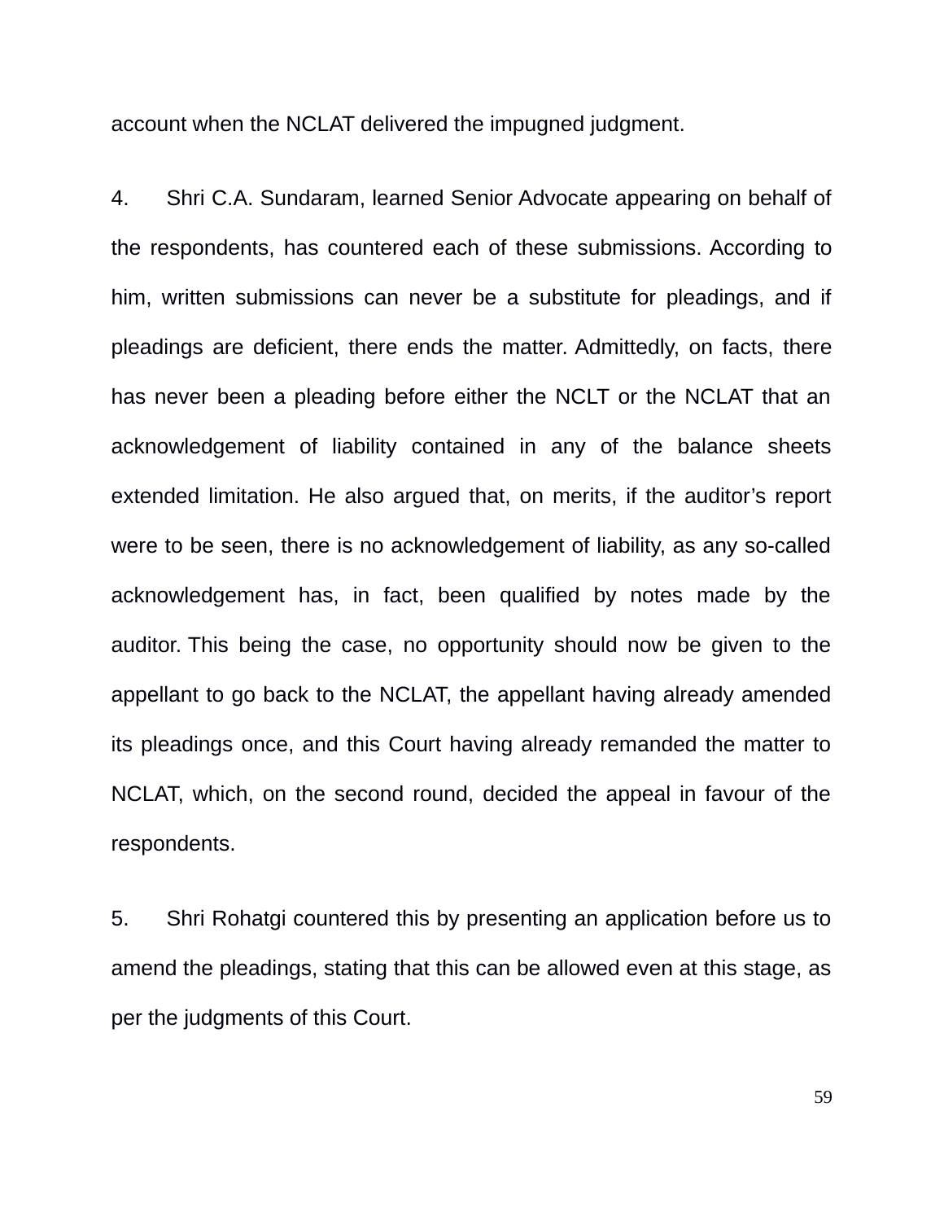account when the NCLAT delivered the impugned judgment.

4. Shri C.A. Sundaram, learned Senior Advocate appearing on behalf of the respondents, has countered each of these submissions. According to him, written submissions can never be a substitute for pleadings, and if pleadings are deficient, there ends the matter. Admittedly, on facts, there has never been a pleading before either the NCLT or the NCLAT that an acknowledgement of liability contained in any of the balance sheets extended limitation. He also argued that, on merits, if the auditor's report were to be seen, there is no acknowledgement of liability, as any so-called acknowledgement has, in fact, been qualified by notes made by the auditor. This being the case, no opportunity should now be given to the appellant to go back to the NCLAT, the appellant having already amended its pleadings once, and this Court having already remanded the matter to NCLAT, which, on the second round, decided the appeal in favour of the respondents.

5. Shri Rohatgi countered this by presenting an application before us to amend the pleadings, stating that this can be allowed even at this stage, as per the judgments of this Court.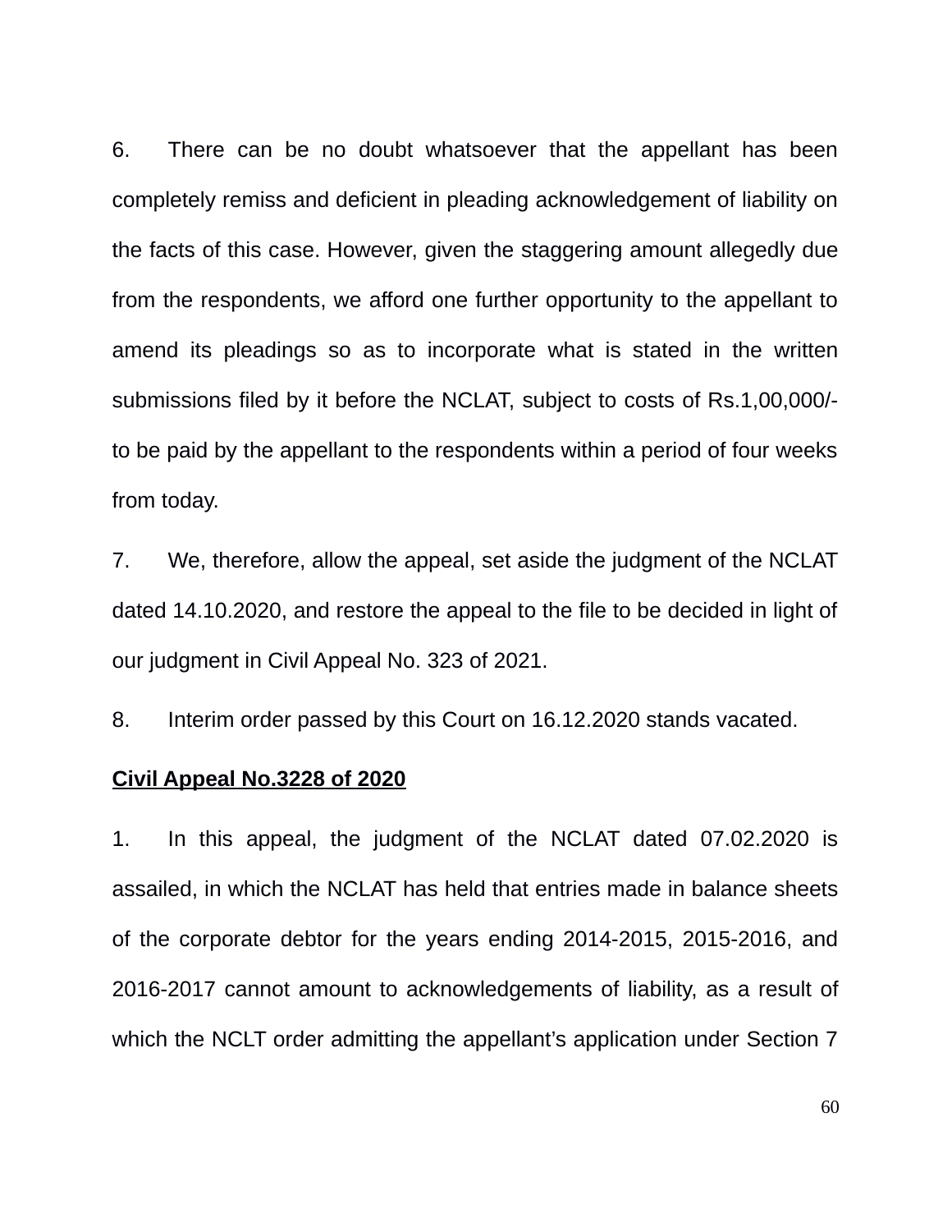6. There can be no doubt whatsoever that the appellant has been completely remiss and deficient in pleading acknowledgement of liability on the facts of this case. However, given the staggering amount allegedly due from the respondents, we afford one further opportunity to the appellant to amend its pleadings so as to incorporate what is stated in the written submissions filed by it before the NCLAT, subject to costs of Rs.1,00,000/- to be paid by the appellant to the respondents within a period of four weeks from today.

7. We, therefore, allow the appeal, set aside the judgment of the NCLAT dated 14.10.2020, and restore the appeal to the file to be decided in light of our judgment in Civil Appeal No. 323 of 2021.

8. Interim order passed by this Court on 16.12.2020 stands vacated.

**Civil Appeal No.3228 of 2020**

1. In this appeal, the judgment of the NCLAT dated 07.02.2020 is assailed, in which the NCLAT has held that entries made in balance sheets of the corporate debtor for the years ending 2014-2015, 2015-2016, and 2016-2017 cannot amount to acknowledgements of liability, as a result of which the NCLT order admitting the appellant's application under Section 7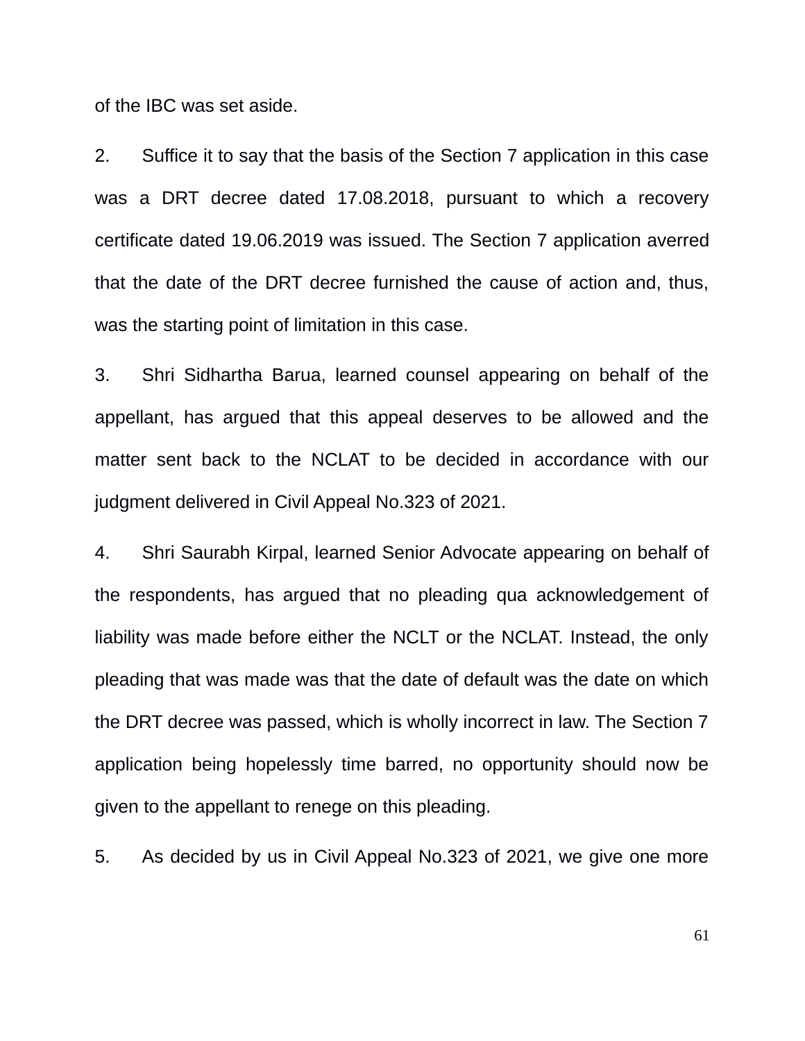of the IBC was set aside.

2. Suffice it to say that the basis of the Section 7 application in this case was a DRT decree dated 17.08.2018, pursuant to which a recovery certificate dated 19.06.2019 was issued. The Section 7 application averred that the date of the DRT decree furnished the cause of action and, thus, was the starting point of limitation in this case.

3. Shri Sidhartha Barua, learned counsel appearing on behalf of the appellant, has argued that this appeal deserves to be allowed and the matter sent back to the NCLAT to be decided in accordance with our judgment delivered in Civil Appeal No.323 of 2021.

4. Shri Saurabh Kirpal, learned Senior Advocate appearing on behalf of the respondents, has argued that no pleading qua acknowledgement of liability was made before either the NCLT or the NCLAT. Instead, the only pleading that was made was that the date of default was the date on which the DRT decree was passed, which is wholly incorrect in law. The Section 7 application being hopelessly time barred, no opportunity should now be given to the appellant to renege on this pleading.

5. As decided by us in Civil Appeal No.323 of 2021, we give one more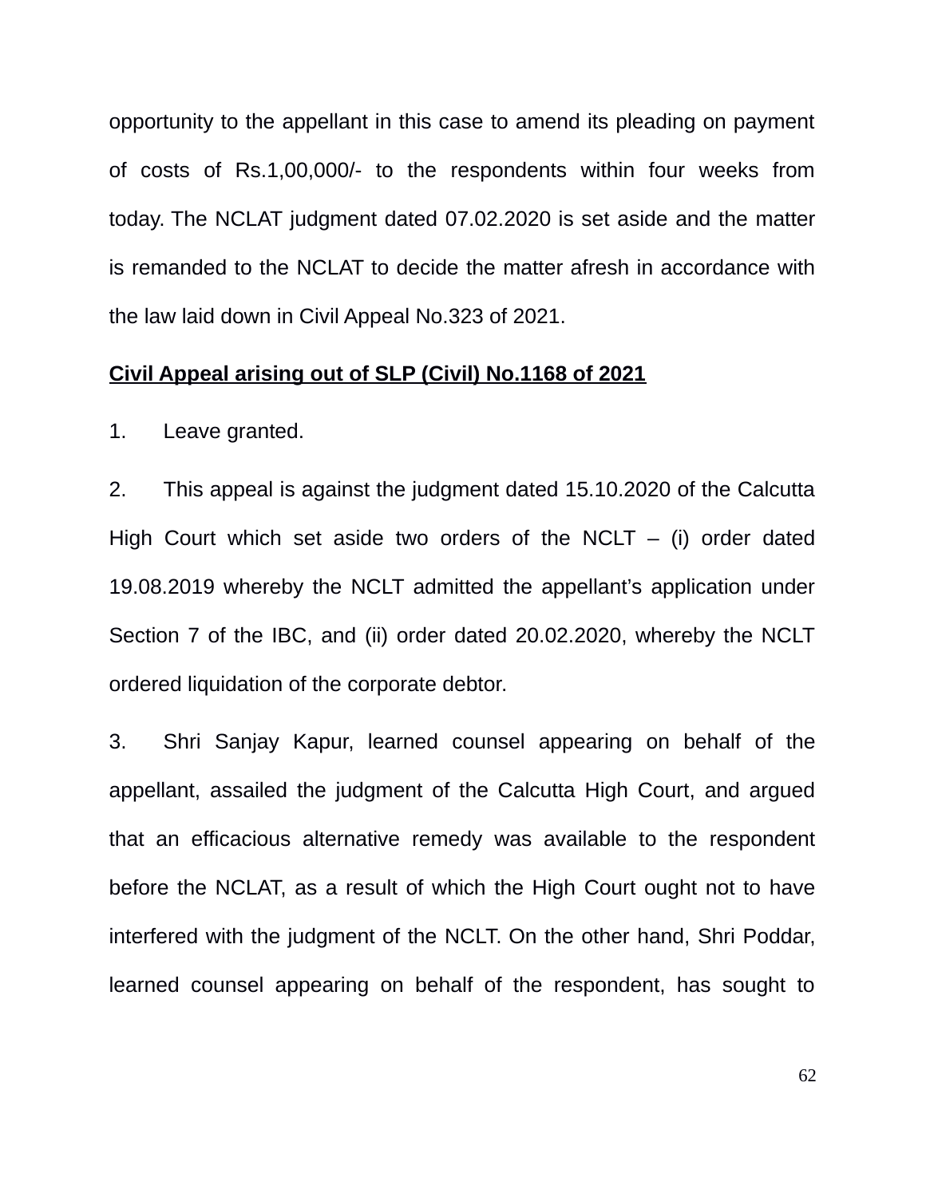opportunity to the appellant in this case to amend its pleading on payment of costs of Rs.1,00,000/- to the respondents within four weeks from today. The NCLAT judgment dated 07.02.2020 is set aside and the matter is remanded to the NCLAT to decide the matter afresh in accordance with the law laid down in Civil Appeal No.323 of 2021.

**Civil Appeal arising out of SLP (Civil) No.1168 of 2021**

1. Leave granted.

2. This appeal is against the judgment dated 15.10.2020 of the Calcutta High Court which set aside two orders of the NCLT – (i) order dated 19.08.2019 whereby the NCLT admitted the appellant's application under Section 7 of the IBC, and (ii) order dated 20.02.2020, whereby the NCLT ordered liquidation of the corporate debtor.

3. Shri Sanjay Kapur, learned counsel appearing on behalf of the appellant, assailed the judgment of the Calcutta High Court, and argued that an efficacious alternative remedy was available to the respondent before the NCLAT, as a result of which the High Court ought not to have interfered with the judgment of the NCLT. On the other hand, Shri Poddar, learned counsel appearing on behalf of the respondent, has sought to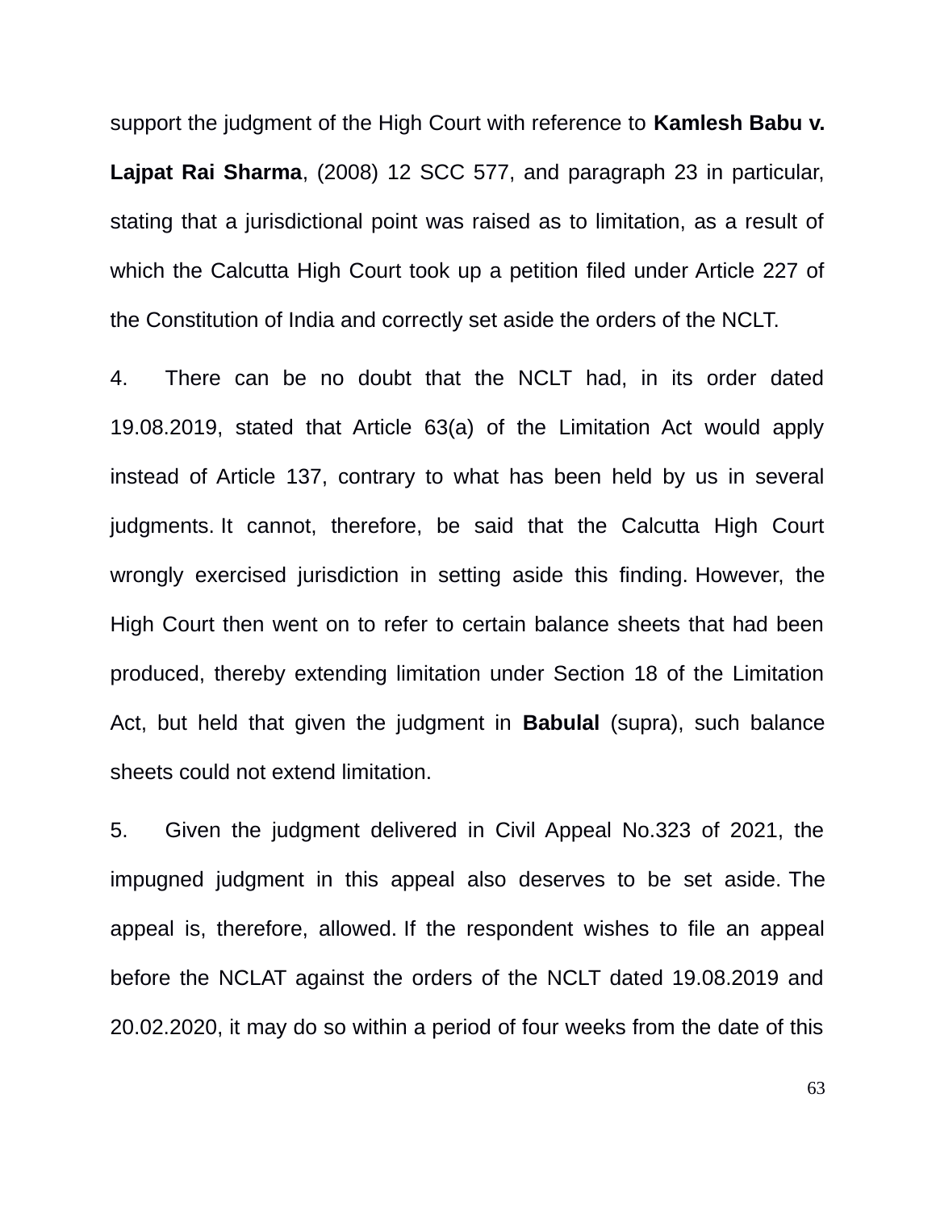support the judgment of the High Court with reference to **Kamlesh Babu v. Lajpat Rai Sharma**, (2008) 12 SCC 577, and paragraph 23 in particular, stating that a jurisdictional point was raised as to limitation, as a result of which the Calcutta High Court took up a petition filed under Article 227 of the Constitution of India and correctly set aside the orders of the NCLT.

4. There can be no doubt that the NCLT had, in its order dated 19.08.2019, stated that Article 63(a) of the Limitation Act would apply instead of Article 137, contrary to what has been held by us in several judgments. It cannot, therefore, be said that the Calcutta High Court wrongly exercised jurisdiction in setting aside this finding. However, the High Court then went on to refer to certain balance sheets that had been produced, thereby extending limitation under Section 18 of the Limitation Act, but held that given the judgment in **Babulal** (supra), such balance sheets could not extend limitation.

5. Given the judgment delivered in Civil Appeal No.323 of 2021, the impugned judgment in this appeal also deserves to be set aside. The appeal is, therefore, allowed. If the respondent wishes to file an appeal before the NCLAT against the orders of the NCLT dated 19.08.2019 and 20.02.2020, it may do so within a period of four weeks from the date of this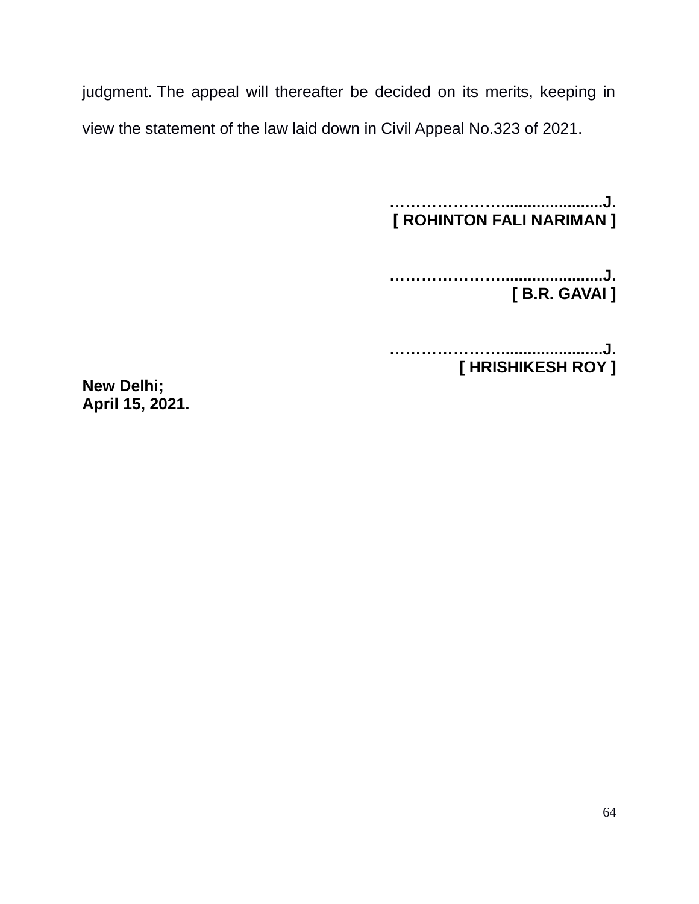judgment. The appeal will thereafter be decided on its merits, keeping in view the statement of the law laid down in Civil Appeal No.323 of 2021.

**……………………......................J.**
**[ ROHINTON FALI NARIMAN ]**

**……………………......................J.**
**[ B.R. GAVAI ]**

**……………………......................J.**
**[ HRISHIKESH ROY ]**

**New Delhi;**
**April 15, 2021.**